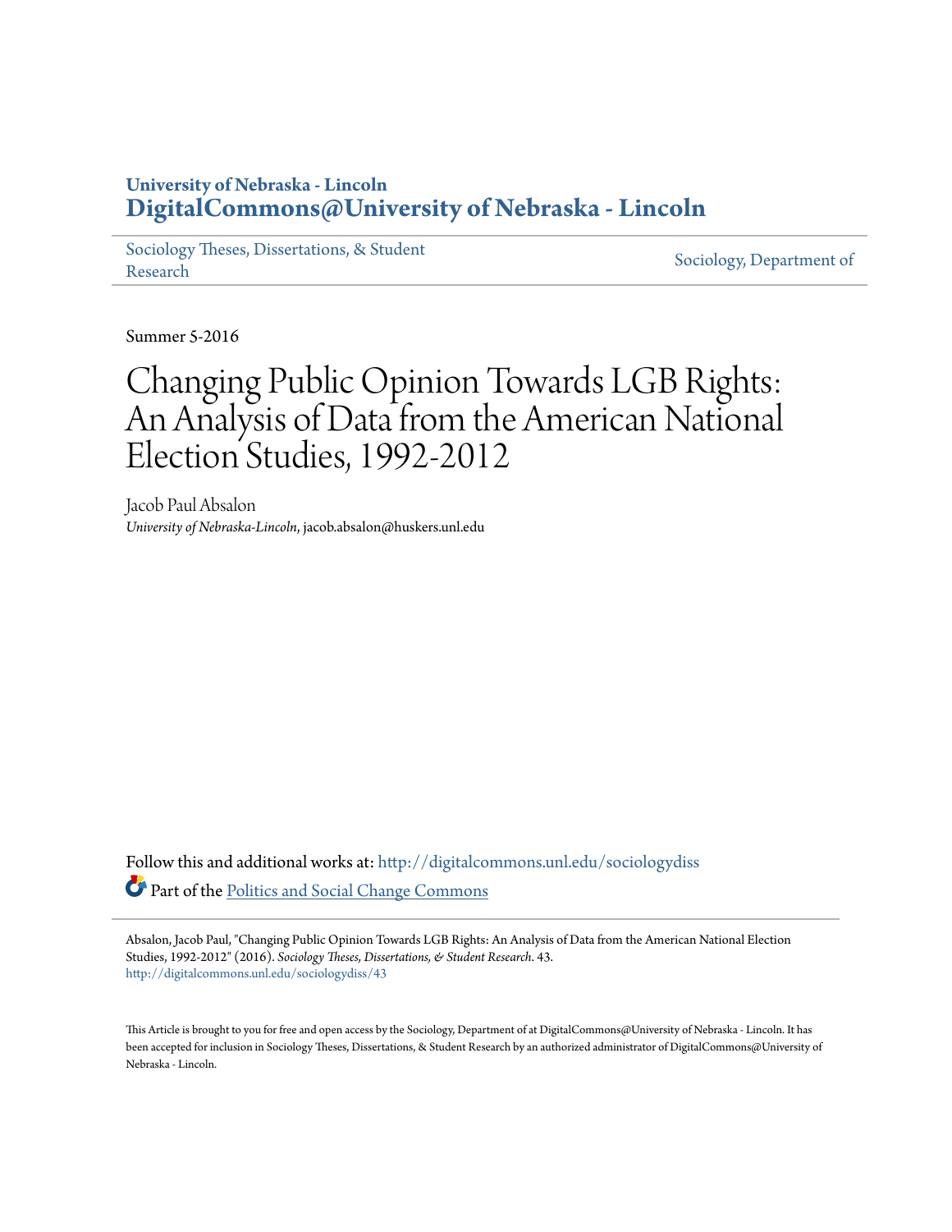**University of Nebraska - Lincoln**
**DigitalCommons@University of Nebraska - Lincoln**

Sociology Theses, Dissertations, & Student Research | Sociology, Department of

Summer 5-2016

# Changing Public Opinion Towards LGB Rights: An Analysis of Data from the American National Election Studies, 1992-2012

Jacob Paul Absalon
*University of Nebraska-Lincoln*, jacob.absalon@huskers.unl.edu

Follow this and additional works at: http://digitalcommons.unl.edu/sociologydiss

Part of the Politics and Social Change Commons

Absalon, Jacob Paul, "Changing Public Opinion Towards LGB Rights: An Analysis of Data from the American National Election Studies, 1992-2012" (2016). *Sociology Theses, Dissertations, & Student Research*. 43.
http://digitalcommons.unl.edu/sociologydiss/43

This Article is brought to you for free and open access by the Sociology, Department of at DigitalCommons@University of Nebraska - Lincoln. It has been accepted for inclusion in Sociology Theses, Dissertations, & Student Research by an authorized administrator of DigitalCommons@University of Nebraska - Lincoln.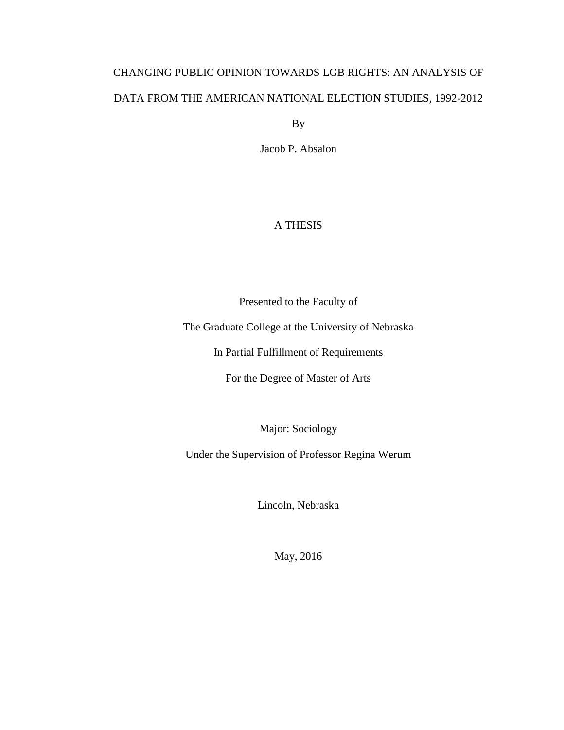# CHANGING PUBLIC OPINION TOWARDS LGB RIGHTS: AN ANALYSIS OF DATA FROM THE AMERICAN NATIONAL ELECTION STUDIES, 1992-2012

By

Jacob P. Absalon

A THESIS

Presented to the Faculty of

The Graduate College at the University of Nebraska

In Partial Fulfillment of Requirements

For the Degree of Master of Arts

Major: Sociology

Under the Supervision of Professor Regina Werum

Lincoln, Nebraska

May, 2016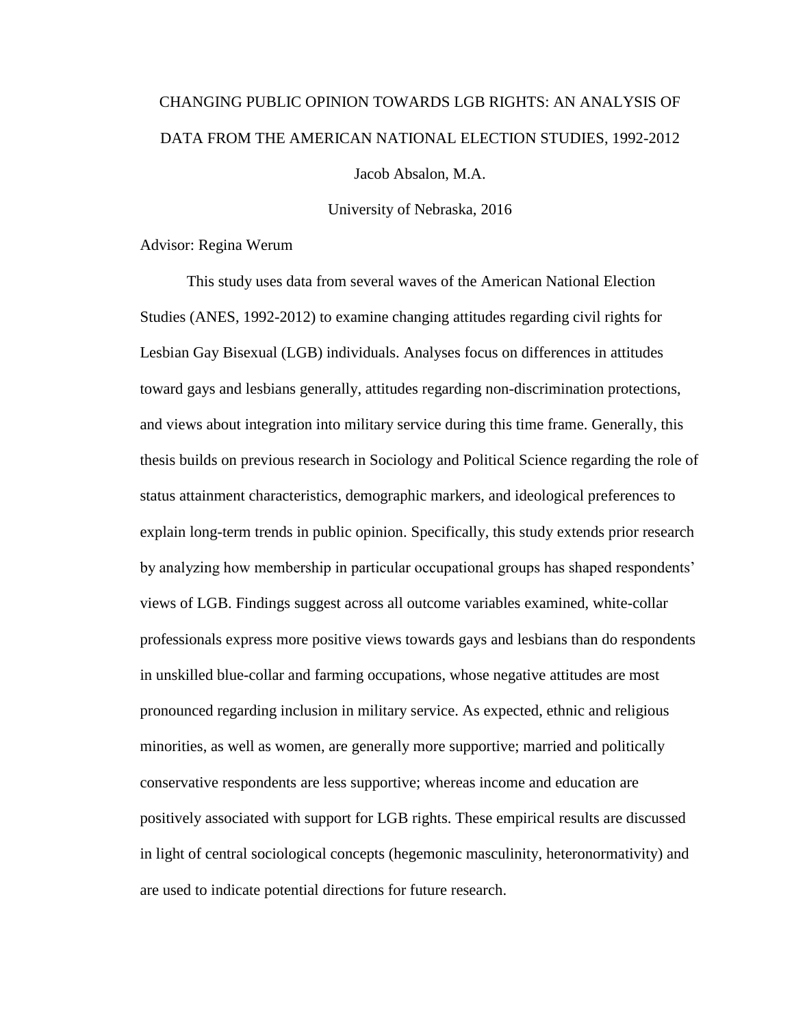CHANGING PUBLIC OPINION TOWARDS LGB RIGHTS: AN ANALYSIS OF DATA FROM THE AMERICAN NATIONAL ELECTION STUDIES, 1992-2012

Jacob Absalon, M.A.

University of Nebraska, 2016

Advisor: Regina Werum

This study uses data from several waves of the American National Election Studies (ANES, 1992-2012) to examine changing attitudes regarding civil rights for Lesbian Gay Bisexual (LGB) individuals. Analyses focus on differences in attitudes toward gays and lesbians generally, attitudes regarding non-discrimination protections, and views about integration into military service during this time frame. Generally, this thesis builds on previous research in Sociology and Political Science regarding the role of status attainment characteristics, demographic markers, and ideological preferences to explain long-term trends in public opinion. Specifically, this study extends prior research by analyzing how membership in particular occupational groups has shaped respondents' views of LGB. Findings suggest across all outcome variables examined, white-collar professionals express more positive views towards gays and lesbians than do respondents in unskilled blue-collar and farming occupations, whose negative attitudes are most pronounced regarding inclusion in military service. As expected, ethnic and religious minorities, as well as women, are generally more supportive; married and politically conservative respondents are less supportive; whereas income and education are positively associated with support for LGB rights. These empirical results are discussed in light of central sociological concepts (hegemonic masculinity, heteronormativity) and are used to indicate potential directions for future research.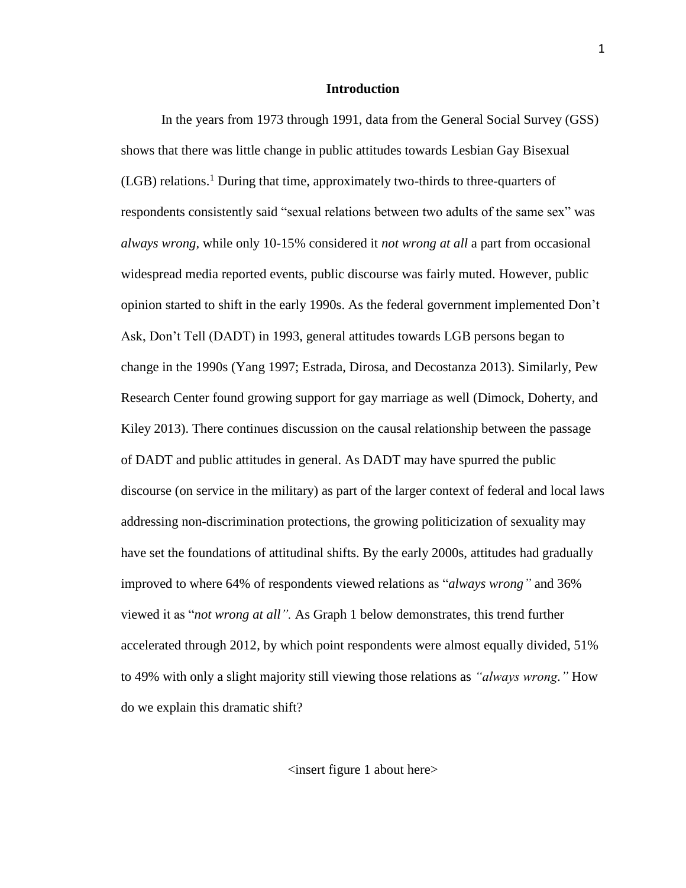## Introduction

In the years from 1973 through 1991, data from the General Social Survey (GSS) shows that there was little change in public attitudes towards Lesbian Gay Bisexual (LGB) relations.[1] During that time, approximately two-thirds to three-quarters of respondents consistently said "sexual relations between two adults of the same sex" was *always wrong,* while only 10-15% considered it *not wrong at all* a part from occasional widespread media reported events, public discourse was fairly muted. However, public opinion started to shift in the early 1990s. As the federal government implemented Don't Ask, Don't Tell (DADT) in 1993, general attitudes towards LGB persons began to change in the 1990s (Yang 1997; Estrada, Dirosa, and Decostanza 2013). Similarly, Pew Research Center found growing support for gay marriage as well (Dimock, Doherty, and Kiley 2013). There continues discussion on the causal relationship between the passage of DADT and public attitudes in general. As DADT may have spurred the public discourse (on service in the military) as part of the larger context of federal and local laws addressing non-discrimination protections, the growing politicization of sexuality may have set the foundations of attitudinal shifts. By the early 2000s, attitudes had gradually improved to where 64% of respondents viewed relations as "*always wrong"* and 36% viewed it as "*not wrong at all".* As Graph 1 below demonstrates, this trend further accelerated through 2012, by which point respondents were almost equally divided, 51% to 49% with only a slight majority still viewing those relations as *"always wrong."* How do we explain this dramatic shift?

<insert figure 1 about here>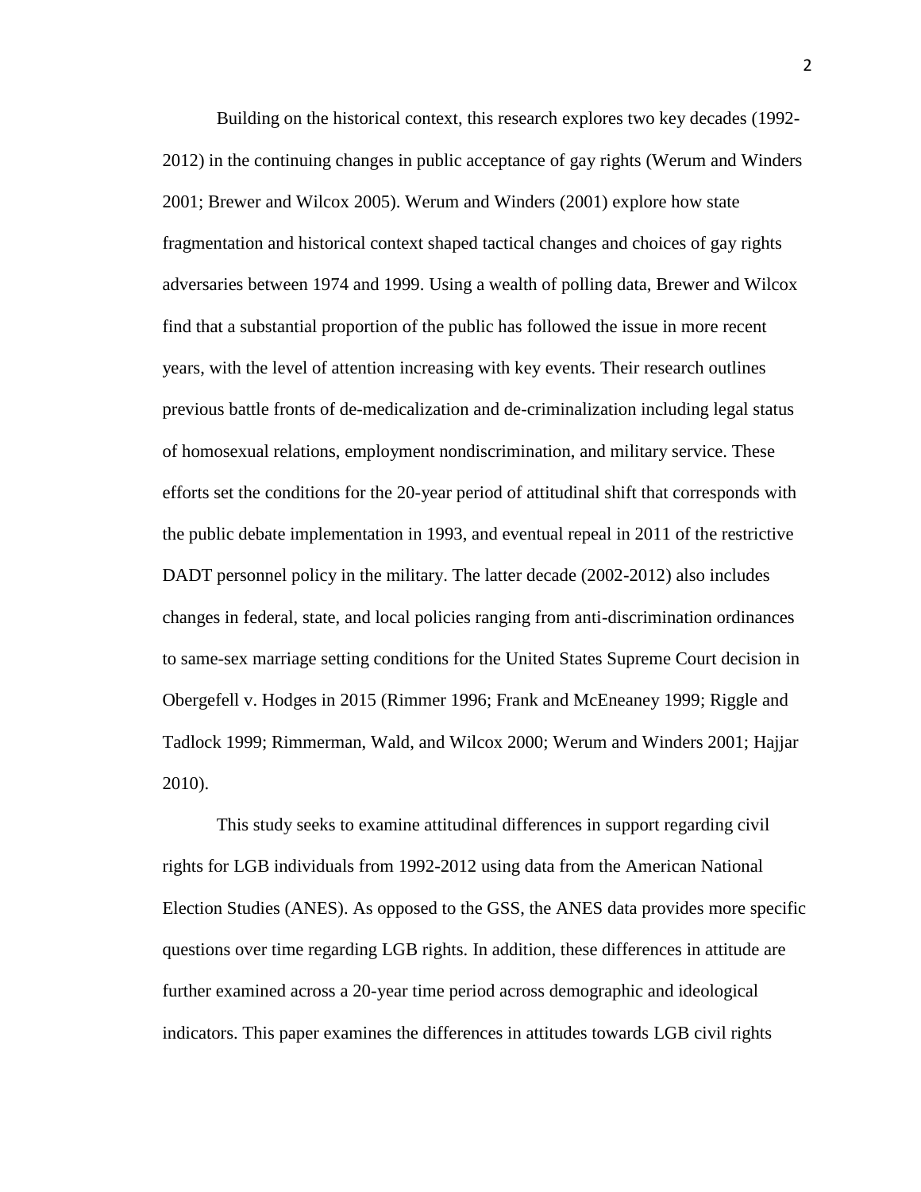Building on the historical context, this research explores two key decades (1992-2012) in the continuing changes in public acceptance of gay rights (Werum and Winders 2001; Brewer and Wilcox 2005). Werum and Winders (2001) explore how state fragmentation and historical context shaped tactical changes and choices of gay rights adversaries between 1974 and 1999. Using a wealth of polling data, Brewer and Wilcox find that a substantial proportion of the public has followed the issue in more recent years, with the level of attention increasing with key events. Their research outlines previous battle fronts of de-medicalization and de-criminalization including legal status of homosexual relations, employment nondiscrimination, and military service. These efforts set the conditions for the 20-year period of attitudinal shift that corresponds with the public debate implementation in 1993, and eventual repeal in 2011 of the restrictive DADT personnel policy in the military. The latter decade (2002-2012) also includes changes in federal, state, and local policies ranging from anti-discrimination ordinances to same-sex marriage setting conditions for the United States Supreme Court decision in Obergefell v. Hodges in 2015 (Rimmer 1996; Frank and McEneaney 1999; Riggle and Tadlock 1999; Rimmerman, Wald, and Wilcox 2000; Werum and Winders 2001; Hajjar 2010).

This study seeks to examine attitudinal differences in support regarding civil rights for LGB individuals from 1992-2012 using data from the American National Election Studies (ANES). As opposed to the GSS, the ANES data provides more specific questions over time regarding LGB rights. In addition, these differences in attitude are further examined across a 20-year time period across demographic and ideological indicators. This paper examines the differences in attitudes towards LGB civil rights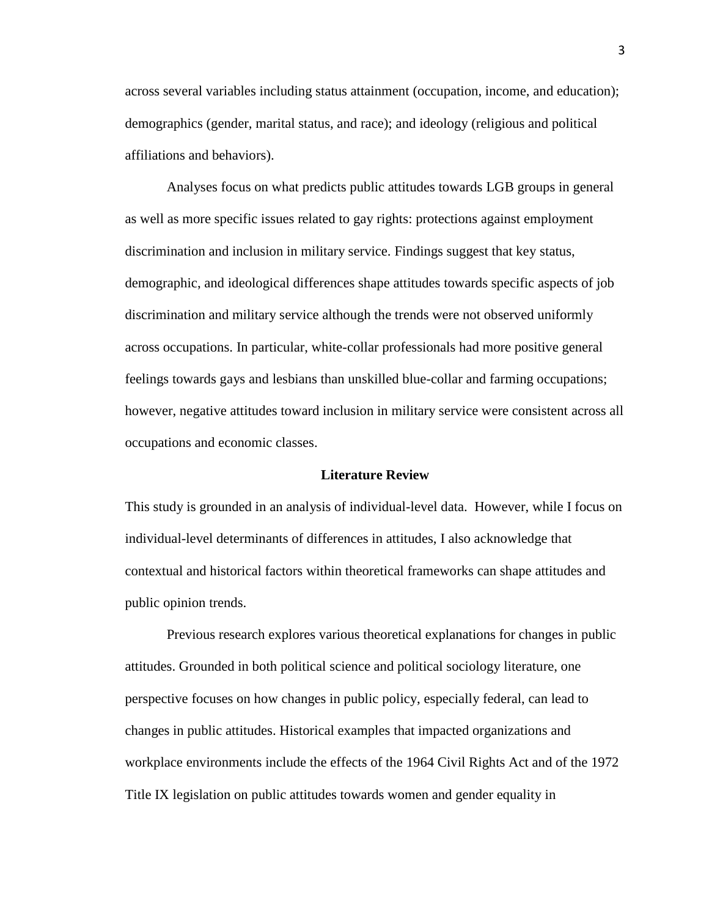across several variables including status attainment (occupation, income, and education); demographics (gender, marital status, and race); and ideology (religious and political affiliations and behaviors).

Analyses focus on what predicts public attitudes towards LGB groups in general as well as more specific issues related to gay rights: protections against employment discrimination and inclusion in military service. Findings suggest that key status, demographic, and ideological differences shape attitudes towards specific aspects of job discrimination and military service although the trends were not observed uniformly across occupations. In particular, white-collar professionals had more positive general feelings towards gays and lesbians than unskilled blue-collar and farming occupations; however, negative attitudes toward inclusion in military service were consistent across all occupations and economic classes.

## Literature Review

This study is grounded in an analysis of individual-level data. However, while I focus on individual-level determinants of differences in attitudes, I also acknowledge that contextual and historical factors within theoretical frameworks can shape attitudes and public opinion trends.

Previous research explores various theoretical explanations for changes in public attitudes. Grounded in both political science and political sociology literature, one perspective focuses on how changes in public policy, especially federal, can lead to changes in public attitudes. Historical examples that impacted organizations and workplace environments include the effects of the 1964 Civil Rights Act and of the 1972 Title IX legislation on public attitudes towards women and gender equality in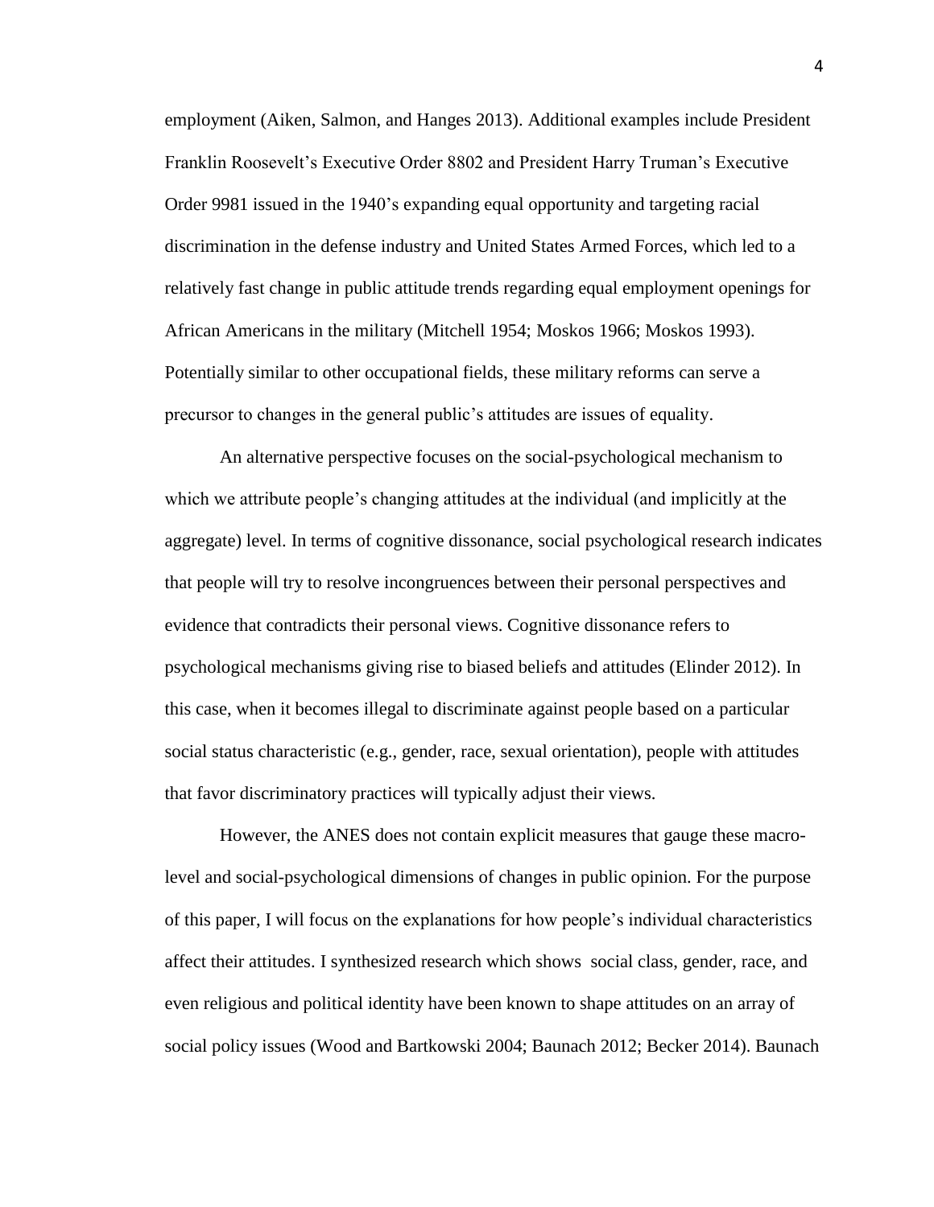employment (Aiken, Salmon, and Hanges 2013). Additional examples include President Franklin Roosevelt's Executive Order 8802 and President Harry Truman's Executive Order 9981 issued in the 1940's expanding equal opportunity and targeting racial discrimination in the defense industry and United States Armed Forces, which led to a relatively fast change in public attitude trends regarding equal employment openings for African Americans in the military (Mitchell 1954; Moskos 1966; Moskos 1993). Potentially similar to other occupational fields, these military reforms can serve a precursor to changes in the general public's attitudes are issues of equality.

An alternative perspective focuses on the social-psychological mechanism to which we attribute people's changing attitudes at the individual (and implicitly at the aggregate) level. In terms of cognitive dissonance, social psychological research indicates that people will try to resolve incongruences between their personal perspectives and evidence that contradicts their personal views. Cognitive dissonance refers to psychological mechanisms giving rise to biased beliefs and attitudes (Elinder 2012). In this case, when it becomes illegal to discriminate against people based on a particular social status characteristic (e.g., gender, race, sexual orientation), people with attitudes that favor discriminatory practices will typically adjust their views.

However, the ANES does not contain explicit measures that gauge these macro-level and social-psychological dimensions of changes in public opinion. For the purpose of this paper, I will focus on the explanations for how people's individual characteristics affect their attitudes. I synthesized research which shows social class, gender, race, and even religious and political identity have been known to shape attitudes on an array of social policy issues (Wood and Bartkowski 2004; Baunach 2012; Becker 2014). Baunach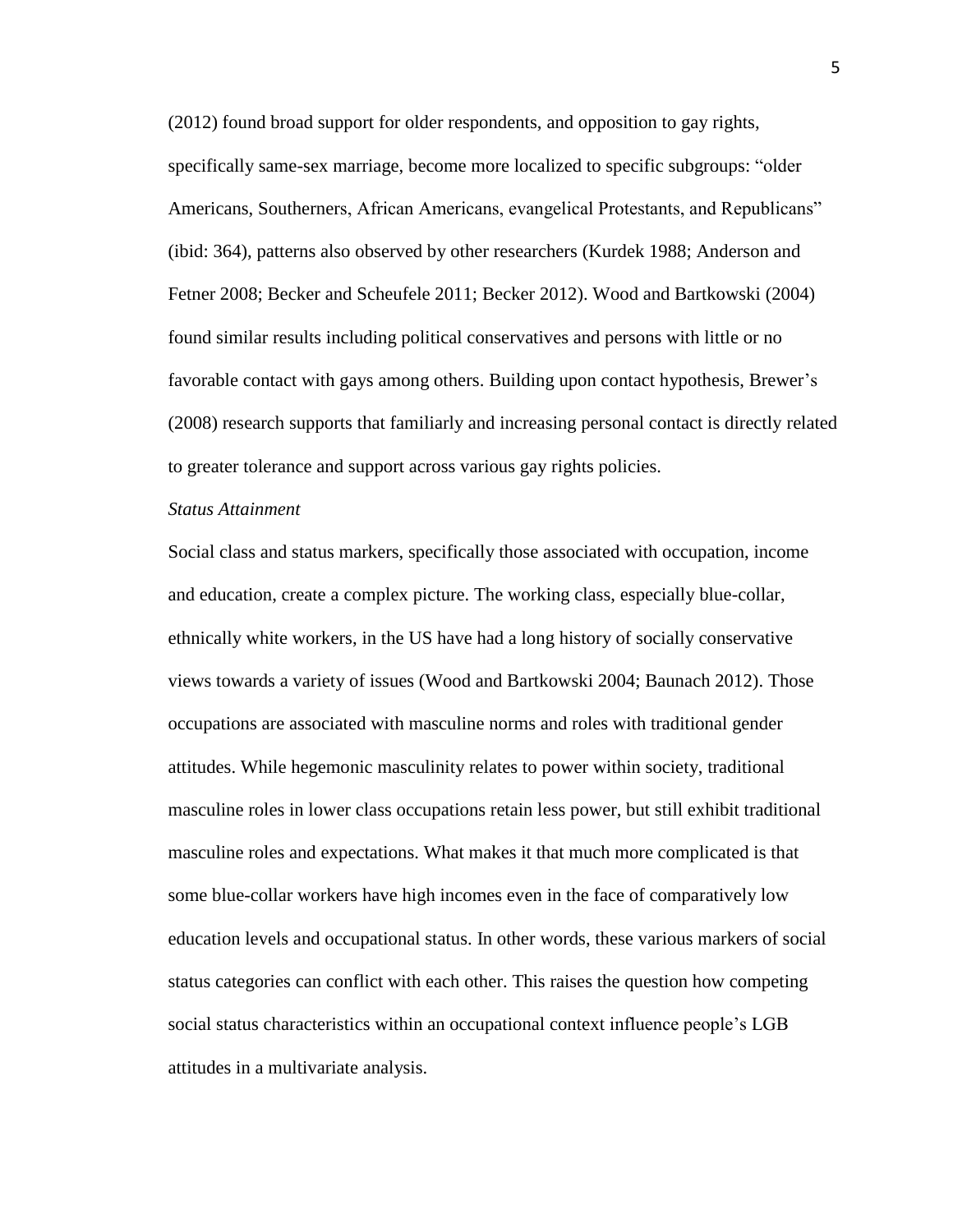(2012) found broad support for older respondents, and opposition to gay rights, specifically same-sex marriage, become more localized to specific subgroups: "older Americans, Southerners, African Americans, evangelical Protestants, and Republicans" (ibid: 364), patterns also observed by other researchers (Kurdek 1988; Anderson and Fetner 2008; Becker and Scheufele 2011; Becker 2012). Wood and Bartkowski (2004) found similar results including political conservatives and persons with little or no favorable contact with gays among others. Building upon contact hypothesis, Brewer's (2008) research supports that familiarly and increasing personal contact is directly related to greater tolerance and support across various gay rights policies.

*Status Attainment*

Social class and status markers, specifically those associated with occupation, income and education, create a complex picture. The working class, especially blue-collar, ethnically white workers, in the US have had a long history of socially conservative views towards a variety of issues (Wood and Bartkowski 2004; Baunach 2012). Those occupations are associated with masculine norms and roles with traditional gender attitudes. While hegemonic masculinity relates to power within society, traditional masculine roles in lower class occupations retain less power, but still exhibit traditional masculine roles and expectations. What makes it that much more complicated is that some blue-collar workers have high incomes even in the face of comparatively low education levels and occupational status. In other words, these various markers of social status categories can conflict with each other. This raises the question how competing social status characteristics within an occupational context influence people's LGB attitudes in a multivariate analysis.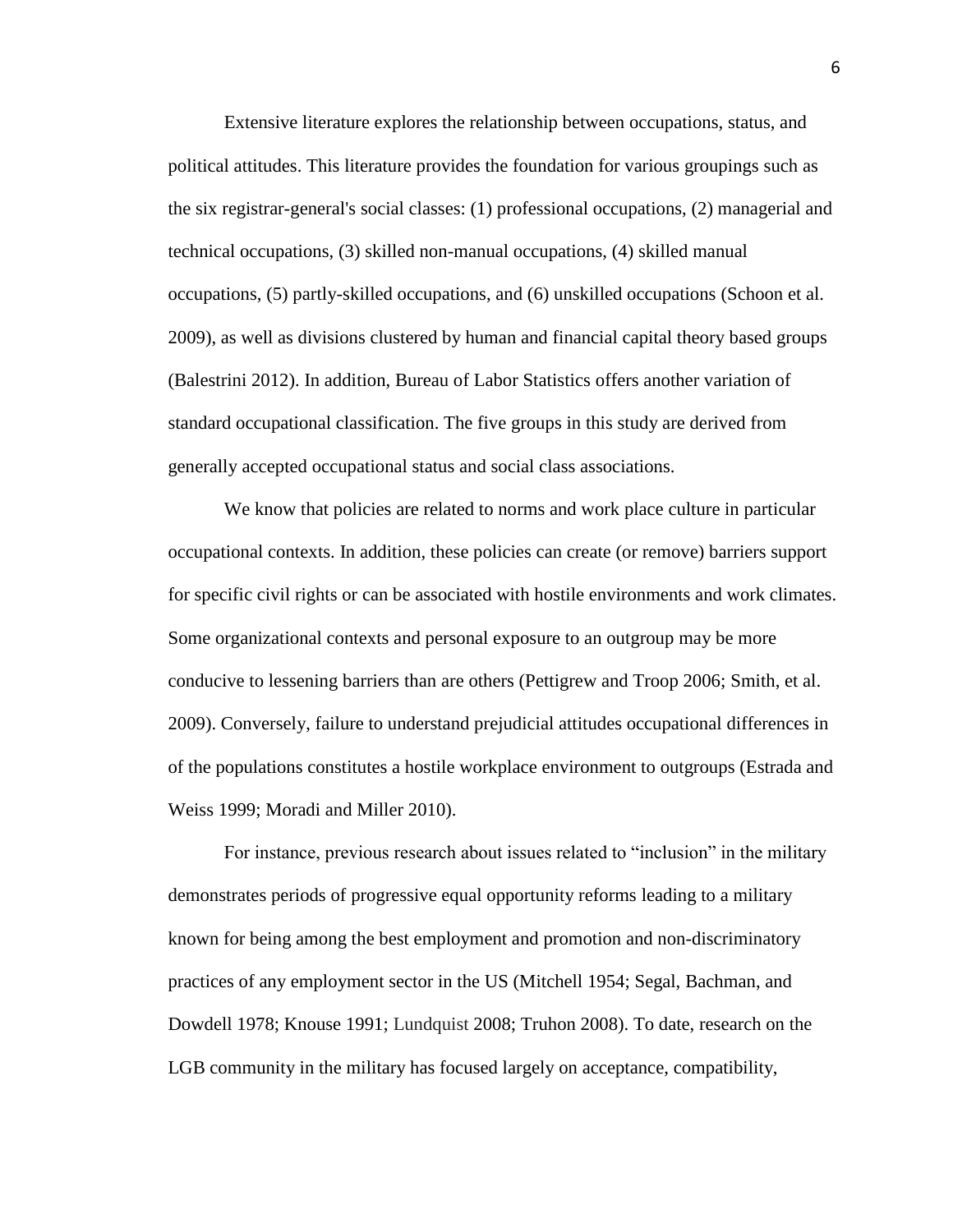Extensive literature explores the relationship between occupations, status, and political attitudes. This literature provides the foundation for various groupings such as the six registrar-general's social classes: (1) professional occupations, (2) managerial and technical occupations, (3) skilled non-manual occupations, (4) skilled manual occupations, (5) partly-skilled occupations, and (6) unskilled occupations (Schoon et al. 2009), as well as divisions clustered by human and financial capital theory based groups (Balestrini 2012). In addition, Bureau of Labor Statistics offers another variation of standard occupational classification. The five groups in this study are derived from generally accepted occupational status and social class associations.

We know that policies are related to norms and work place culture in particular occupational contexts. In addition, these policies can create (or remove) barriers support for specific civil rights or can be associated with hostile environments and work climates. Some organizational contexts and personal exposure to an outgroup may be more conducive to lessening barriers than are others (Pettigrew and Troop 2006; Smith, et al. 2009). Conversely, failure to understand prejudicial attitudes occupational differences in of the populations constitutes a hostile workplace environment to outgroups (Estrada and Weiss 1999; Moradi and Miller 2010).

For instance, previous research about issues related to "inclusion" in the military demonstrates periods of progressive equal opportunity reforms leading to a military known for being among the best employment and promotion and non-discriminatory practices of any employment sector in the US (Mitchell 1954; Segal, Bachman, and Dowdell 1978; Knouse 1991; Lundquist 2008; Truhon 2008). To date, research on the LGB community in the military has focused largely on acceptance, compatibility,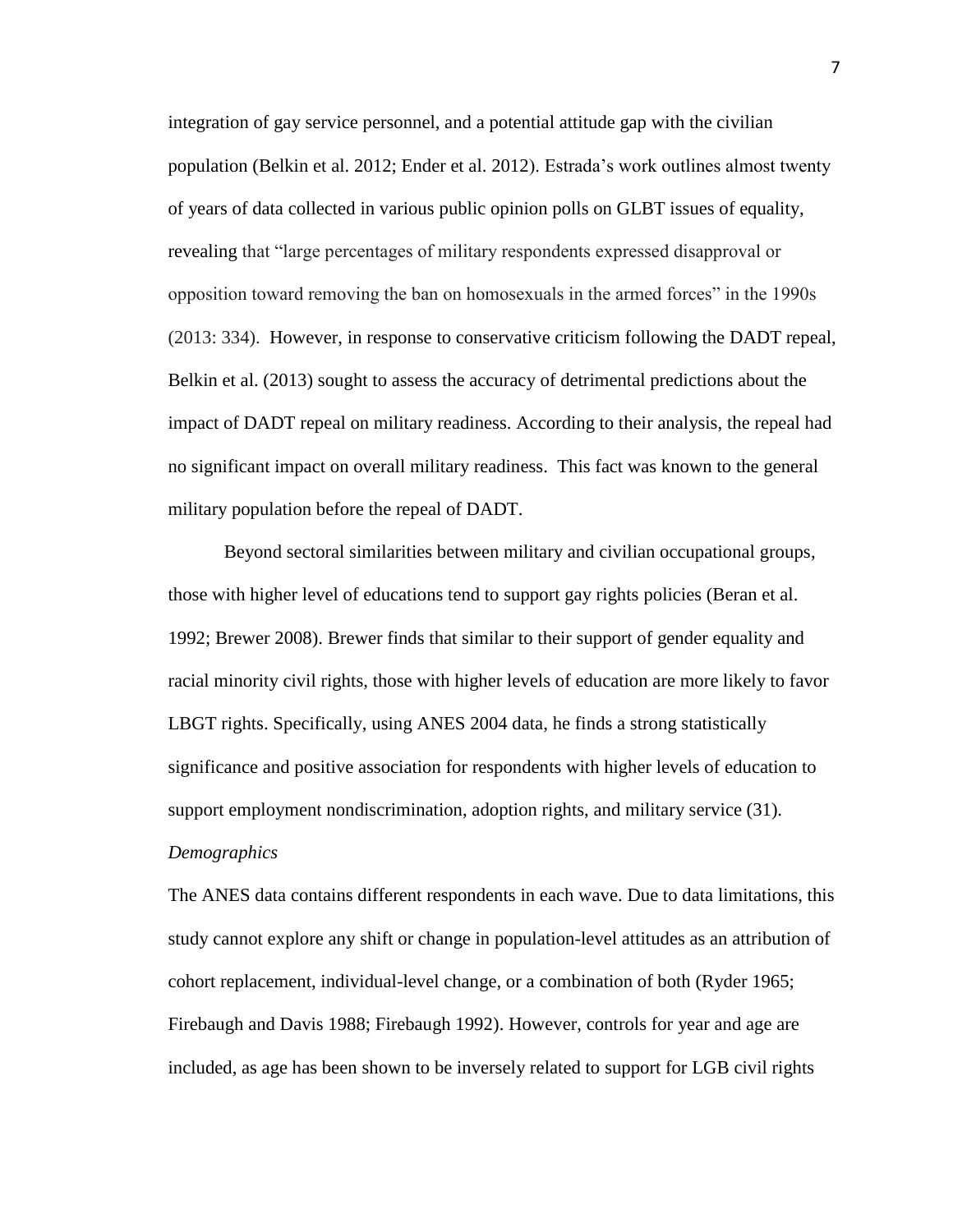integration of gay service personnel, and a potential attitude gap with the civilian population (Belkin et al. 2012; Ender et al. 2012). Estrada's work outlines almost twenty of years of data collected in various public opinion polls on GLBT issues of equality, revealing that "large percentages of military respondents expressed disapproval or opposition toward removing the ban on homosexuals in the armed forces" in the 1990s (2013: 334). However, in response to conservative criticism following the DADT repeal, Belkin et al. (2013) sought to assess the accuracy of detrimental predictions about the impact of DADT repeal on military readiness. According to their analysis, the repeal had no significant impact on overall military readiness. This fact was known to the general military population before the repeal of DADT.

Beyond sectoral similarities between military and civilian occupational groups, those with higher level of educations tend to support gay rights policies (Beran et al. 1992; Brewer 2008). Brewer finds that similar to their support of gender equality and racial minority civil rights, those with higher levels of education are more likely to favor LBGT rights. Specifically, using ANES 2004 data, he finds a strong statistically significance and positive association for respondents with higher levels of education to support employment nondiscrimination, adoption rights, and military service (31).

*Demographics*

The ANES data contains different respondents in each wave. Due to data limitations, this study cannot explore any shift or change in population-level attitudes as an attribution of cohort replacement, individual-level change, or a combination of both (Ryder 1965; Firebaugh and Davis 1988; Firebaugh 1992). However, controls for year and age are included, as age has been shown to be inversely related to support for LGB civil rights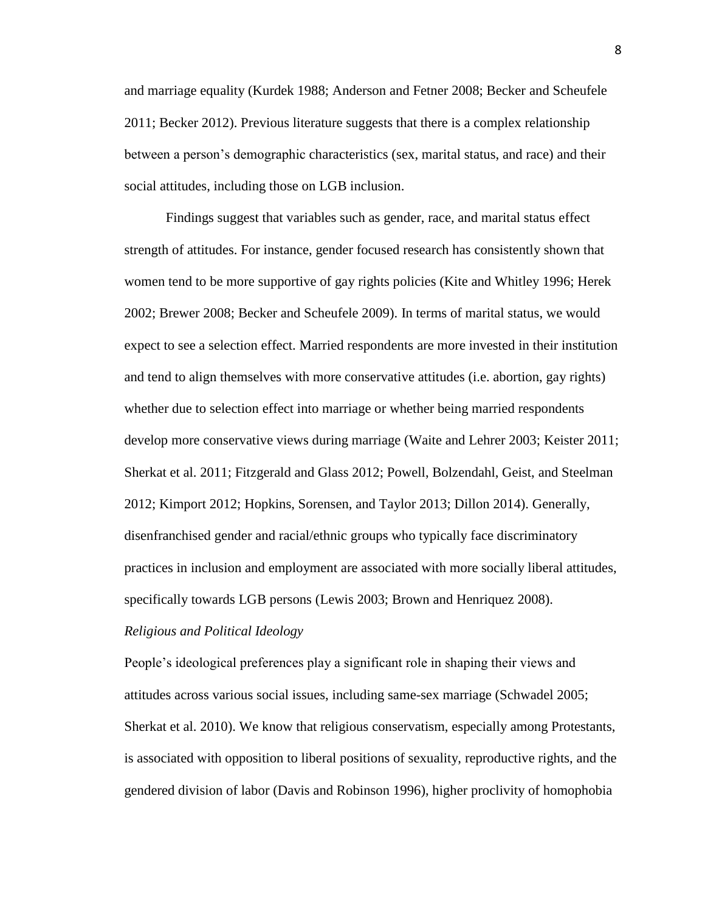and marriage equality (Kurdek 1988; Anderson and Fetner 2008; Becker and Scheufele 2011; Becker 2012). Previous literature suggests that there is a complex relationship between a person's demographic characteristics (sex, marital status, and race) and their social attitudes, including those on LGB inclusion.

Findings suggest that variables such as gender, race, and marital status effect strength of attitudes. For instance, gender focused research has consistently shown that women tend to be more supportive of gay rights policies (Kite and Whitley 1996; Herek 2002; Brewer 2008; Becker and Scheufele 2009). In terms of marital status, we would expect to see a selection effect. Married respondents are more invested in their institution and tend to align themselves with more conservative attitudes (i.e. abortion, gay rights) whether due to selection effect into marriage or whether being married respondents develop more conservative views during marriage (Waite and Lehrer 2003; Keister 2011; Sherkat et al. 2011; Fitzgerald and Glass 2012; Powell, Bolzendahl, Geist, and Steelman 2012; Kimport 2012; Hopkins, Sorensen, and Taylor 2013; Dillon 2014). Generally, disenfranchised gender and racial/ethnic groups who typically face discriminatory practices in inclusion and employment are associated with more socially liberal attitudes, specifically towards LGB persons (Lewis 2003; Brown and Henriquez 2008).

*Religious and Political Ideology*

People's ideological preferences play a significant role in shaping their views and attitudes across various social issues, including same-sex marriage (Schwadel 2005; Sherkat et al. 2010). We know that religious conservatism, especially among Protestants, is associated with opposition to liberal positions of sexuality, reproductive rights, and the gendered division of labor (Davis and Robinson 1996), higher proclivity of homophobia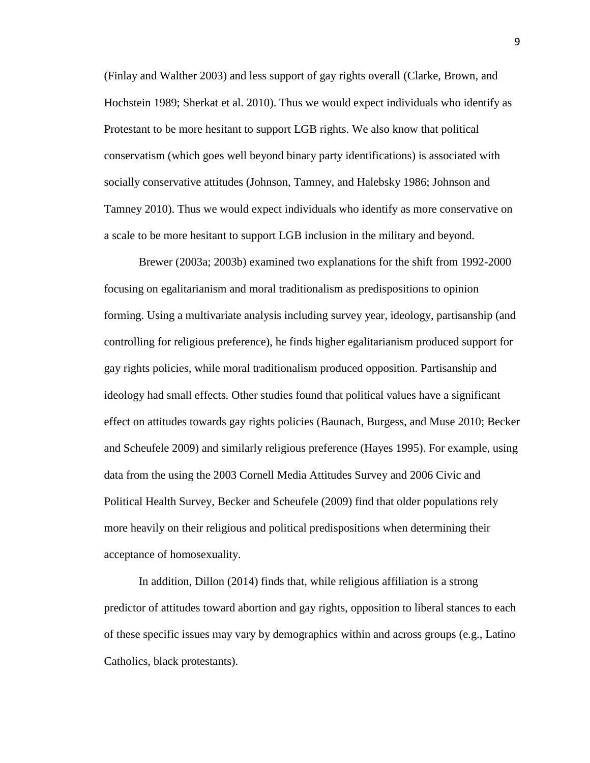(Finlay and Walther 2003) and less support of gay rights overall (Clarke, Brown, and Hochstein 1989; Sherkat et al. 2010). Thus we would expect individuals who identify as Protestant to be more hesitant to support LGB rights. We also know that political conservatism (which goes well beyond binary party identifications) is associated with socially conservative attitudes (Johnson, Tamney, and Halebsky 1986; Johnson and Tamney 2010). Thus we would expect individuals who identify as more conservative on a scale to be more hesitant to support LGB inclusion in the military and beyond.

Brewer (2003a; 2003b) examined two explanations for the shift from 1992-2000 focusing on egalitarianism and moral traditionalism as predispositions to opinion forming. Using a multivariate analysis including survey year, ideology, partisanship (and controlling for religious preference), he finds higher egalitarianism produced support for gay rights policies, while moral traditionalism produced opposition. Partisanship and ideology had small effects. Other studies found that political values have a significant effect on attitudes towards gay rights policies (Baunach, Burgess, and Muse 2010; Becker and Scheufele 2009) and similarly religious preference (Hayes 1995). For example, using data from the using the 2003 Cornell Media Attitudes Survey and 2006 Civic and Political Health Survey, Becker and Scheufele (2009) find that older populations rely more heavily on their religious and political predispositions when determining their acceptance of homosexuality.

In addition, Dillon (2014) finds that, while religious affiliation is a strong predictor of attitudes toward abortion and gay rights, opposition to liberal stances to each of these specific issues may vary by demographics within and across groups (e.g., Latino Catholics, black protestants).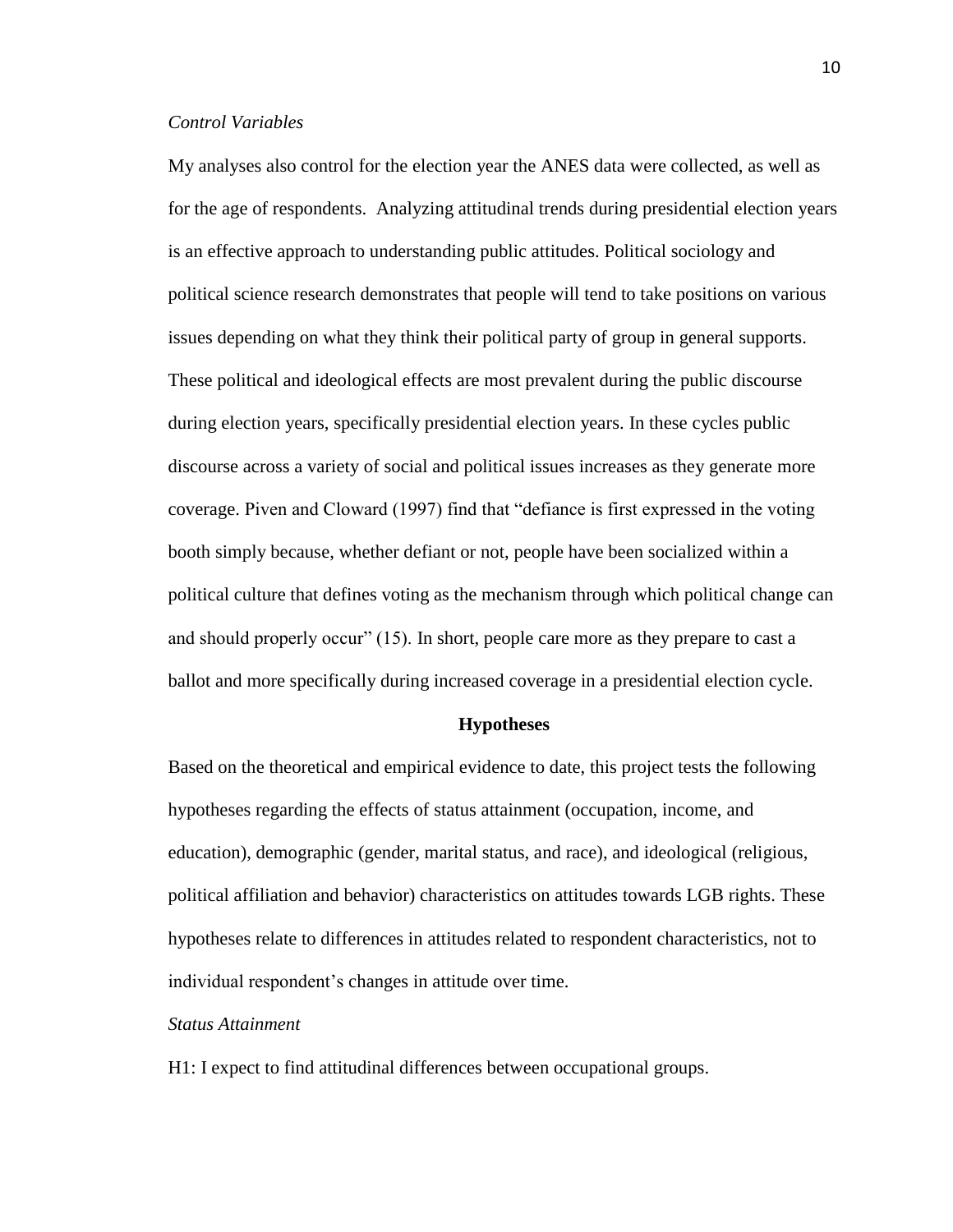*Control Variables*

My analyses also control for the election year the ANES data were collected, as well as for the age of respondents. Analyzing attitudinal trends during presidential election years is an effective approach to understanding public attitudes. Political sociology and political science research demonstrates that people will tend to take positions on various issues depending on what they think their political party of group in general supports. These political and ideological effects are most prevalent during the public discourse during election years, specifically presidential election years. In these cycles public discourse across a variety of social and political issues increases as they generate more coverage. Piven and Cloward (1997) find that "defiance is first expressed in the voting booth simply because, whether defiant or not, people have been socialized within a political culture that defines voting as the mechanism through which political change can and should properly occur" (15). In short, people care more as they prepare to cast a ballot and more specifically during increased coverage in a presidential election cycle.

## Hypotheses

Based on the theoretical and empirical evidence to date, this project tests the following hypotheses regarding the effects of status attainment (occupation, income, and education), demographic (gender, marital status, and race), and ideological (religious, political affiliation and behavior) characteristics on attitudes towards LGB rights. These hypotheses relate to differences in attitudes related to respondent characteristics, not to individual respondent's changes in attitude over time.

*Status Attainment*

H1: I expect to find attitudinal differences between occupational groups.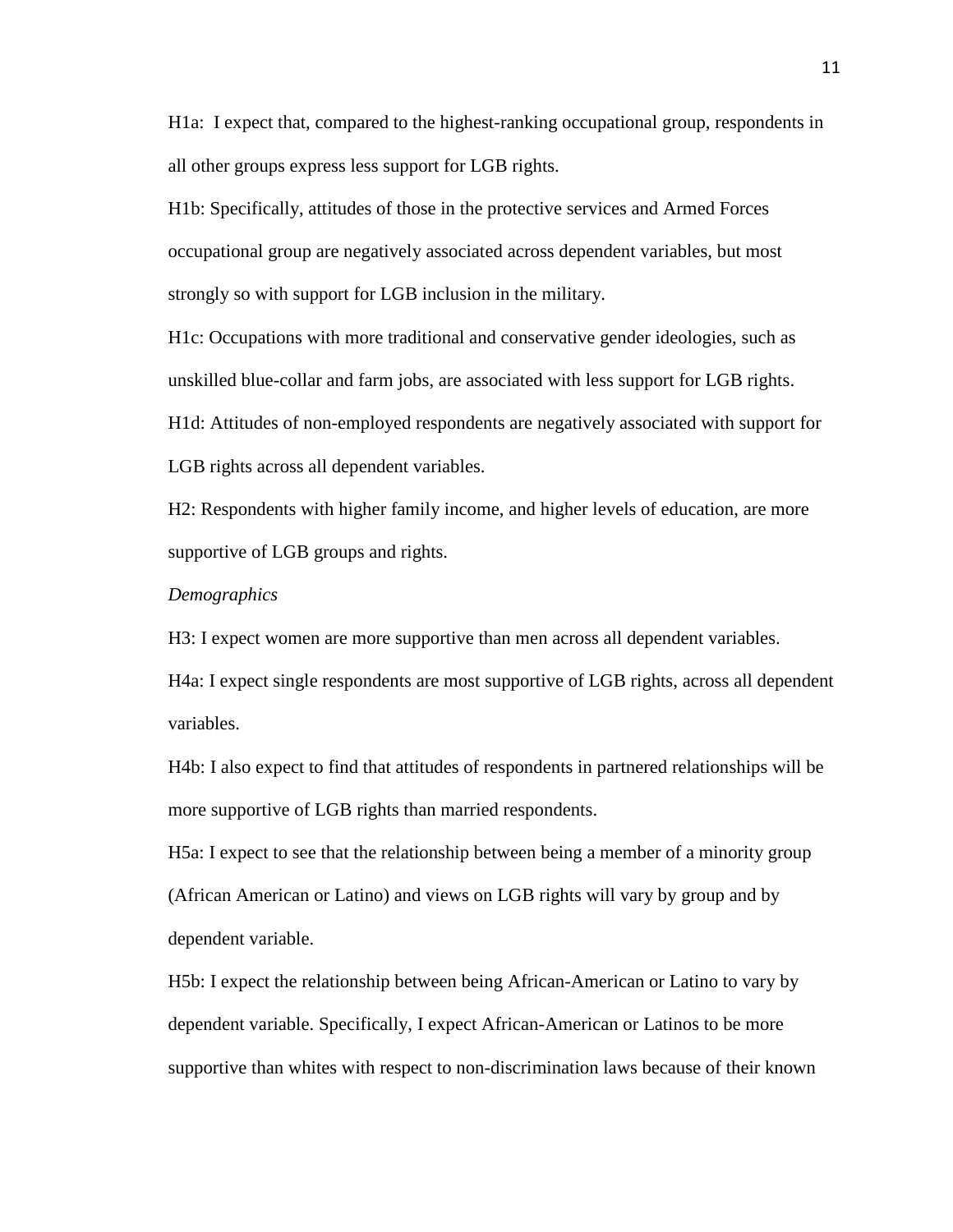H1a: I expect that, compared to the highest-ranking occupational group, respondents in all other groups express less support for LGB rights.

H1b: Specifically, attitudes of those in the protective services and Armed Forces occupational group are negatively associated across dependent variables, but most strongly so with support for LGB inclusion in the military.

H1c: Occupations with more traditional and conservative gender ideologies, such as unskilled blue-collar and farm jobs, are associated with less support for LGB rights.

H1d: Attitudes of non-employed respondents are negatively associated with support for LGB rights across all dependent variables.

H2: Respondents with higher family income, and higher levels of education, are more supportive of LGB groups and rights.

*Demographics*

H3: I expect women are more supportive than men across all dependent variables.

H4a: I expect single respondents are most supportive of LGB rights, across all dependent variables.

H4b: I also expect to find that attitudes of respondents in partnered relationships will be more supportive of LGB rights than married respondents.

H5a: I expect to see that the relationship between being a member of a minority group (African American or Latino) and views on LGB rights will vary by group and by dependent variable.

H5b: I expect the relationship between being African-American or Latino to vary by dependent variable. Specifically, I expect African-American or Latinos to be more supportive than whites with respect to non-discrimination laws because of their known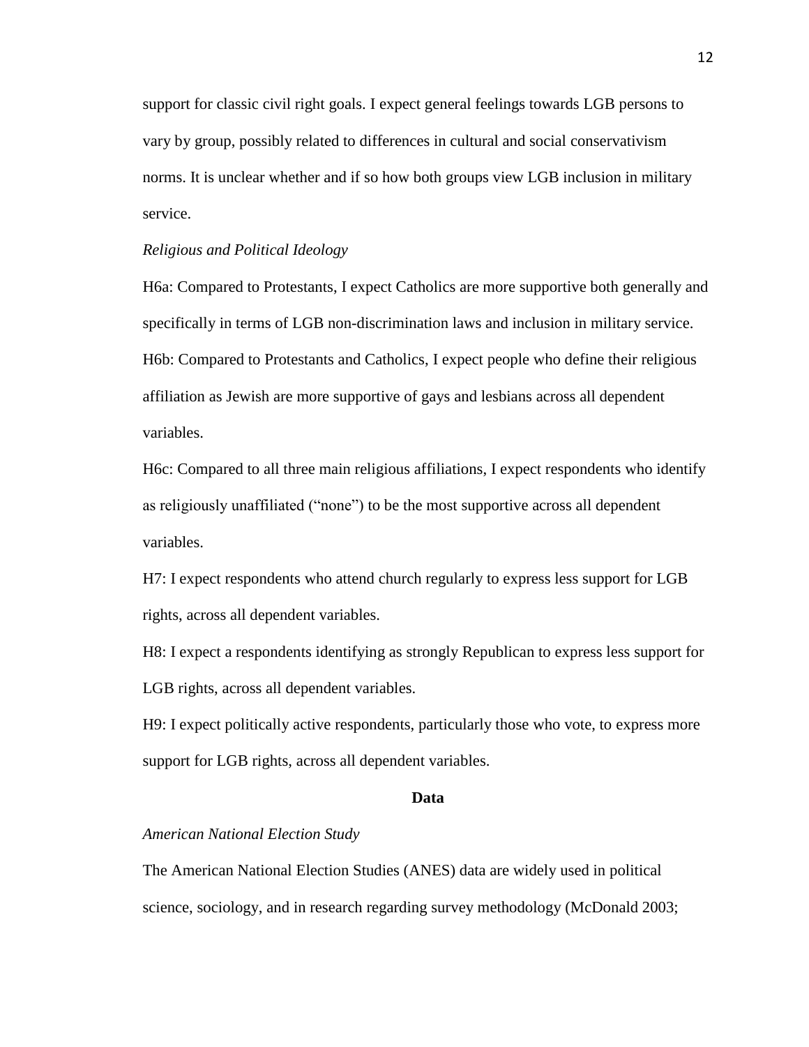support for classic civil right goals. I expect general feelings towards LGB persons to vary by group, possibly related to differences in cultural and social conservativism norms. It is unclear whether and if so how both groups view LGB inclusion in military service.

*Religious and Political Ideology*

H6a: Compared to Protestants, I expect Catholics are more supportive both generally and specifically in terms of LGB non-discrimination laws and inclusion in military service.

H6b: Compared to Protestants and Catholics, I expect people who define their religious affiliation as Jewish are more supportive of gays and lesbians across all dependent variables.

H6c: Compared to all three main religious affiliations, I expect respondents who identify as religiously unaffiliated ("none") to be the most supportive across all dependent variables.

H7: I expect respondents who attend church regularly to express less support for LGB rights, across all dependent variables.

H8: I expect a respondents identifying as strongly Republican to express less support for LGB rights, across all dependent variables.

H9: I expect politically active respondents, particularly those who vote, to express more support for LGB rights, across all dependent variables.

## Data

*American National Election Study*

The American National Election Studies (ANES) data are widely used in political science, sociology, and in research regarding survey methodology (McDonald 2003;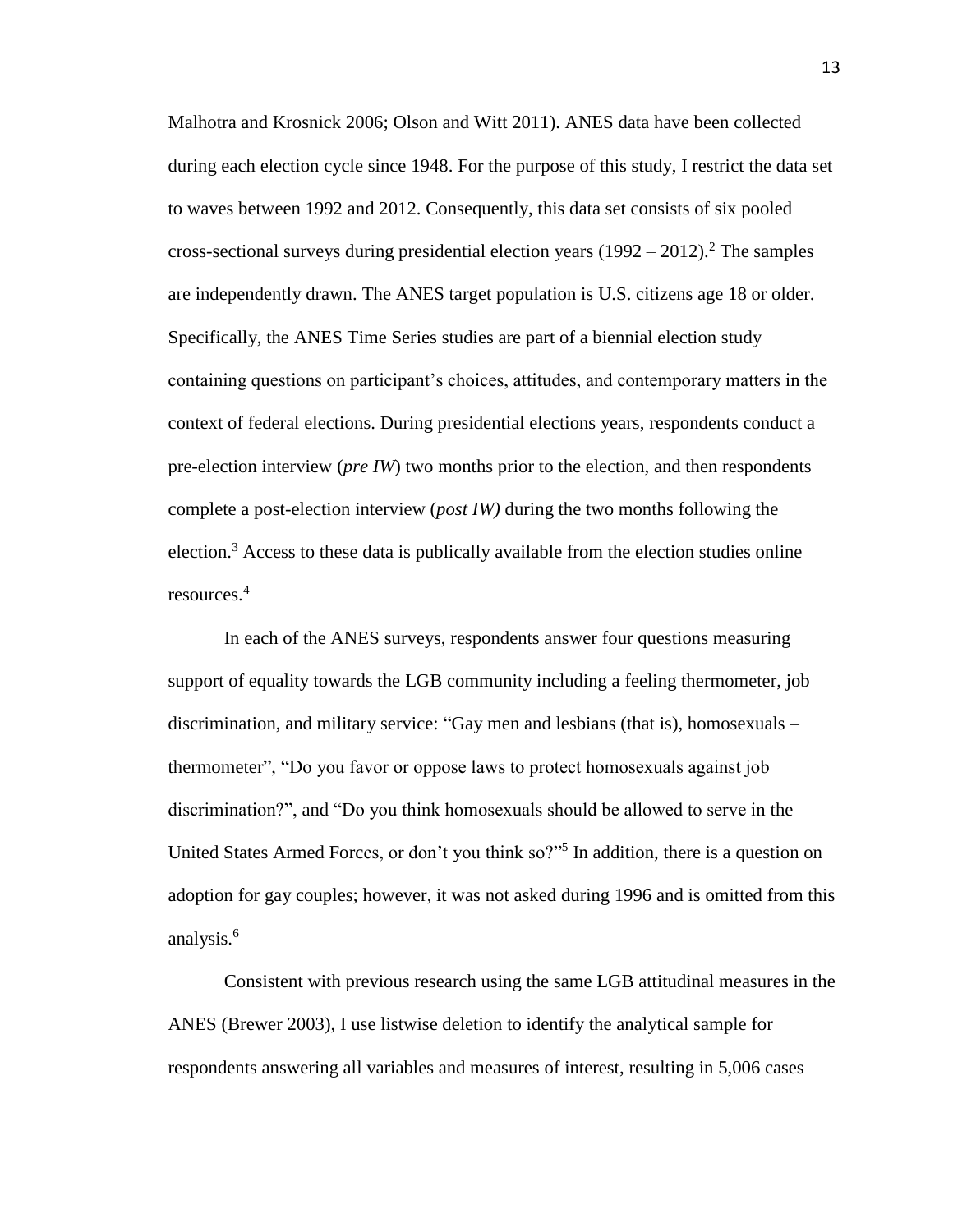Malhotra and Krosnick 2006; Olson and Witt 2011). ANES data have been collected during each election cycle since 1948. For the purpose of this study, I restrict the data set to waves between 1992 and 2012. Consequently, this data set consists of six pooled cross-sectional surveys during presidential election years (1992 – 2012).[2] The samples are independently drawn. The ANES target population is U.S. citizens age 18 or older. Specifically, the ANES Time Series studies are part of a biennial election study containing questions on participant's choices, attitudes, and contemporary matters in the context of federal elections. During presidential elections years, respondents conduct a pre-election interview (*pre IW*) two months prior to the election, and then respondents complete a post-election interview (*post IW)* during the two months following the election.[3] Access to these data is publically available from the election studies online resources.[4]

In each of the ANES surveys, respondents answer four questions measuring support of equality towards the LGB community including a feeling thermometer, job discrimination, and military service: "Gay men and lesbians (that is), homosexuals – thermometer", "Do you favor or oppose laws to protect homosexuals against job discrimination?", and "Do you think homosexuals should be allowed to serve in the United States Armed Forces, or don't you think so?"[5] In addition, there is a question on adoption for gay couples; however, it was not asked during 1996 and is omitted from this analysis.[6]

Consistent with previous research using the same LGB attitudinal measures in the ANES (Brewer 2003), I use listwise deletion to identify the analytical sample for respondents answering all variables and measures of interest, resulting in 5,006 cases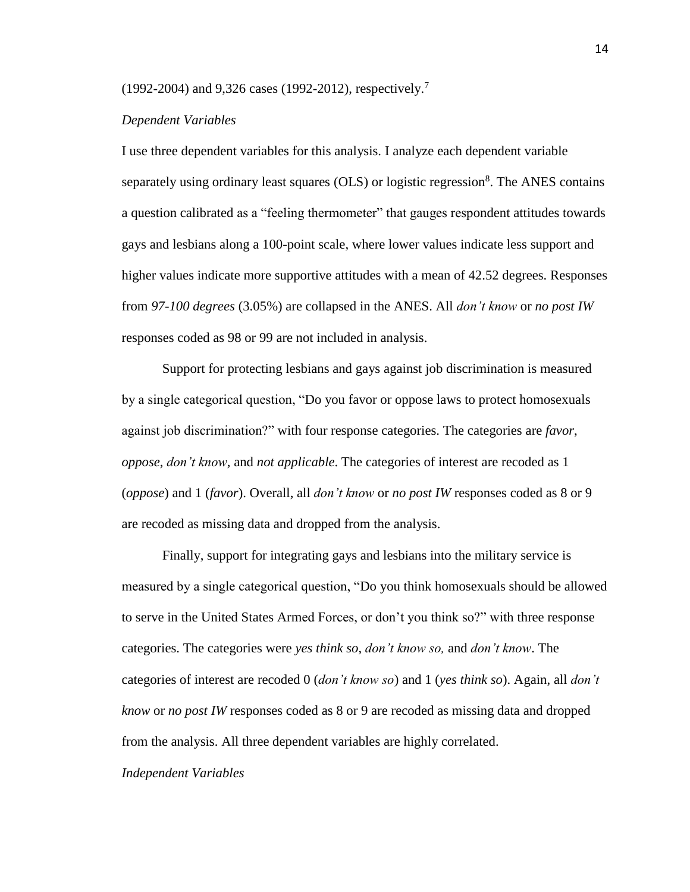(1992-2004) and 9,326 cases (1992-2012), respectively.[7]

*Dependent Variables*

I use three dependent variables for this analysis. I analyze each dependent variable separately using ordinary least squares (OLS) or logistic regression[8]. The ANES contains a question calibrated as a "feeling thermometer" that gauges respondent attitudes towards gays and lesbians along a 100-point scale, where lower values indicate less support and higher values indicate more supportive attitudes with a mean of 42.52 degrees. Responses from *97-100 degrees* (3.05%) are collapsed in the ANES. All *don't know* or *no post IW* responses coded as 98 or 99 are not included in analysis.

Support for protecting lesbians and gays against job discrimination is measured by a single categorical question, "Do you favor or oppose laws to protect homosexuals against job discrimination?" with four response categories. The categories are *favor*, *oppose*, *don't know*, and *not applicable*. The categories of interest are recoded as 1 (*oppose*) and 1 (*favor*). Overall, all *don't know* or *no post IW* responses coded as 8 or 9 are recoded as missing data and dropped from the analysis.

Finally, support for integrating gays and lesbians into the military service is measured by a single categorical question, "Do you think homosexuals should be allowed to serve in the United States Armed Forces, or don't you think so?" with three response categories. The categories were *yes think so*, *don't know so,* and *don't know*. The categories of interest are recoded 0 (*don't know so*) and 1 (*yes think so*). Again, all *don't know* or *no post IW* responses coded as 8 or 9 are recoded as missing data and dropped from the analysis. All three dependent variables are highly correlated.

*Independent Variables*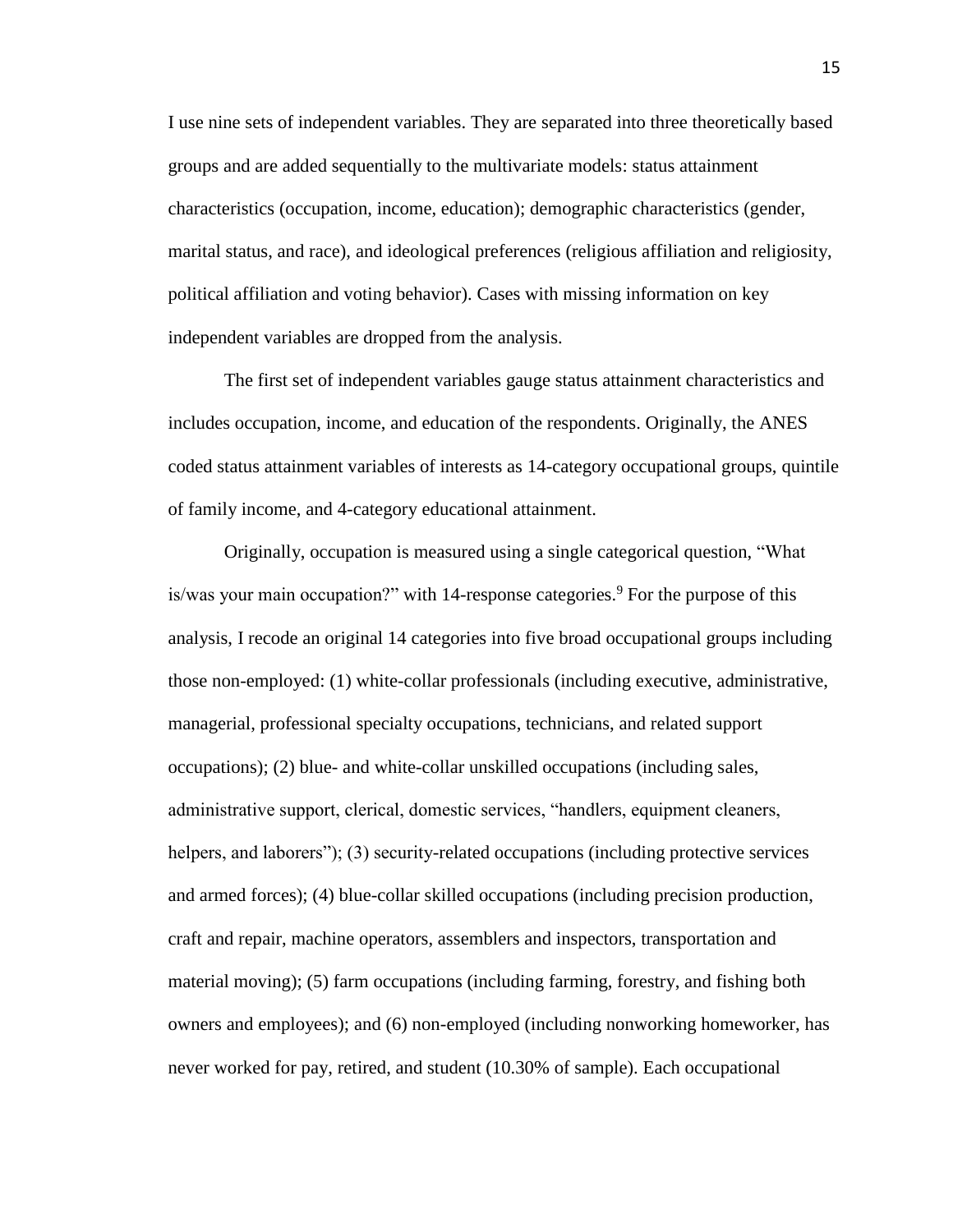I use nine sets of independent variables. They are separated into three theoretically based groups and are added sequentially to the multivariate models: status attainment characteristics (occupation, income, education); demographic characteristics (gender, marital status, and race), and ideological preferences (religious affiliation and religiosity, political affiliation and voting behavior). Cases with missing information on key independent variables are dropped from the analysis.

The first set of independent variables gauge status attainment characteristics and includes occupation, income, and education of the respondents. Originally, the ANES coded status attainment variables of interests as 14-category occupational groups, quintile of family income, and 4-category educational attainment.

Originally, occupation is measured using a single categorical question, "What is/was your main occupation?" with 14-response categories.[9] For the purpose of this analysis, I recode an original 14 categories into five broad occupational groups including those non-employed: (1) white-collar professionals (including executive, administrative, managerial, professional specialty occupations, technicians, and related support occupations); (2) blue- and white-collar unskilled occupations (including sales, administrative support, clerical, domestic services, "handlers, equipment cleaners, helpers, and laborers"); (3) security-related occupations (including protective services and armed forces); (4) blue-collar skilled occupations (including precision production, craft and repair, machine operators, assemblers and inspectors, transportation and material moving); (5) farm occupations (including farming, forestry, and fishing both owners and employees); and (6) non-employed (including nonworking homeworker, has never worked for pay, retired, and student (10.30% of sample). Each occupational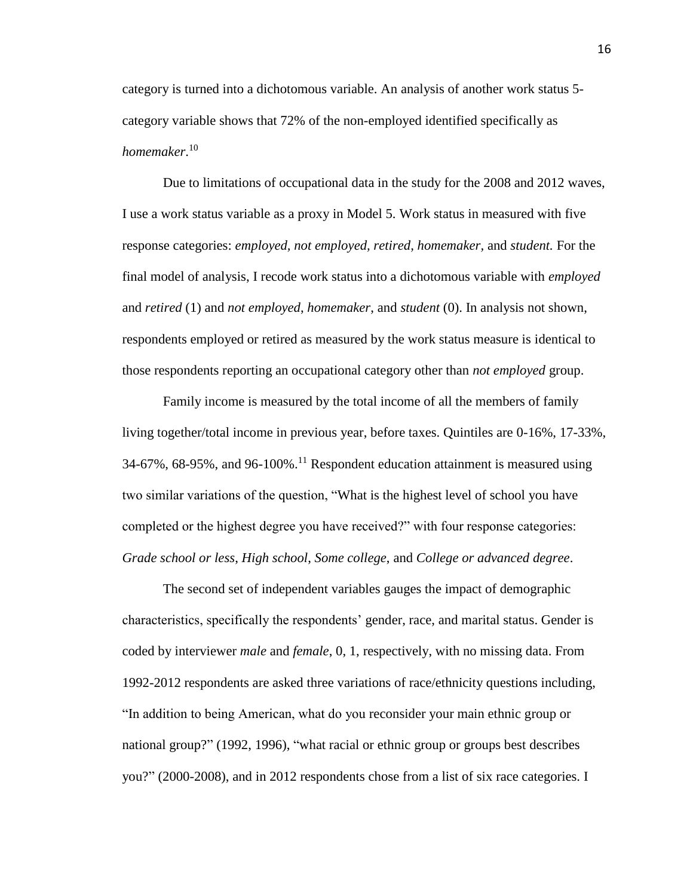category is turned into a dichotomous variable. An analysis of another work status 5-category variable shows that 72% of the non-employed identified specifically as *homemaker*.[10]

Due to limitations of occupational data in the study for the 2008 and 2012 waves, I use a work status variable as a proxy in Model 5. Work status in measured with five response categories: *employed, not employed, retired, homemaker,* and *student.* For the final model of analysis, I recode work status into a dichotomous variable with *employed* and *retired* (1) and *not employed, homemaker,* and *student* (0). In analysis not shown, respondents employed or retired as measured by the work status measure is identical to those respondents reporting an occupational category other than *not employed* group.

Family income is measured by the total income of all the members of family living together/total income in previous year, before taxes. Quintiles are 0-16%, 17-33%, 34-67%, 68-95%, and 96-100%.[11] Respondent education attainment is measured using two similar variations of the question, "What is the highest level of school you have completed or the highest degree you have received?" with four response categories: *Grade school or less*, *High school*, *Some college*, and *College or advanced degree*.

The second set of independent variables gauges the impact of demographic characteristics, specifically the respondents' gender, race, and marital status. Gender is coded by interviewer *male* and *female*, 0, 1, respectively, with no missing data. From 1992-2012 respondents are asked three variations of race/ethnicity questions including, "In addition to being American, what do you reconsider your main ethnic group or national group?" (1992, 1996), "what racial or ethnic group or groups best describes you?" (2000-2008), and in 2012 respondents chose from a list of six race categories. I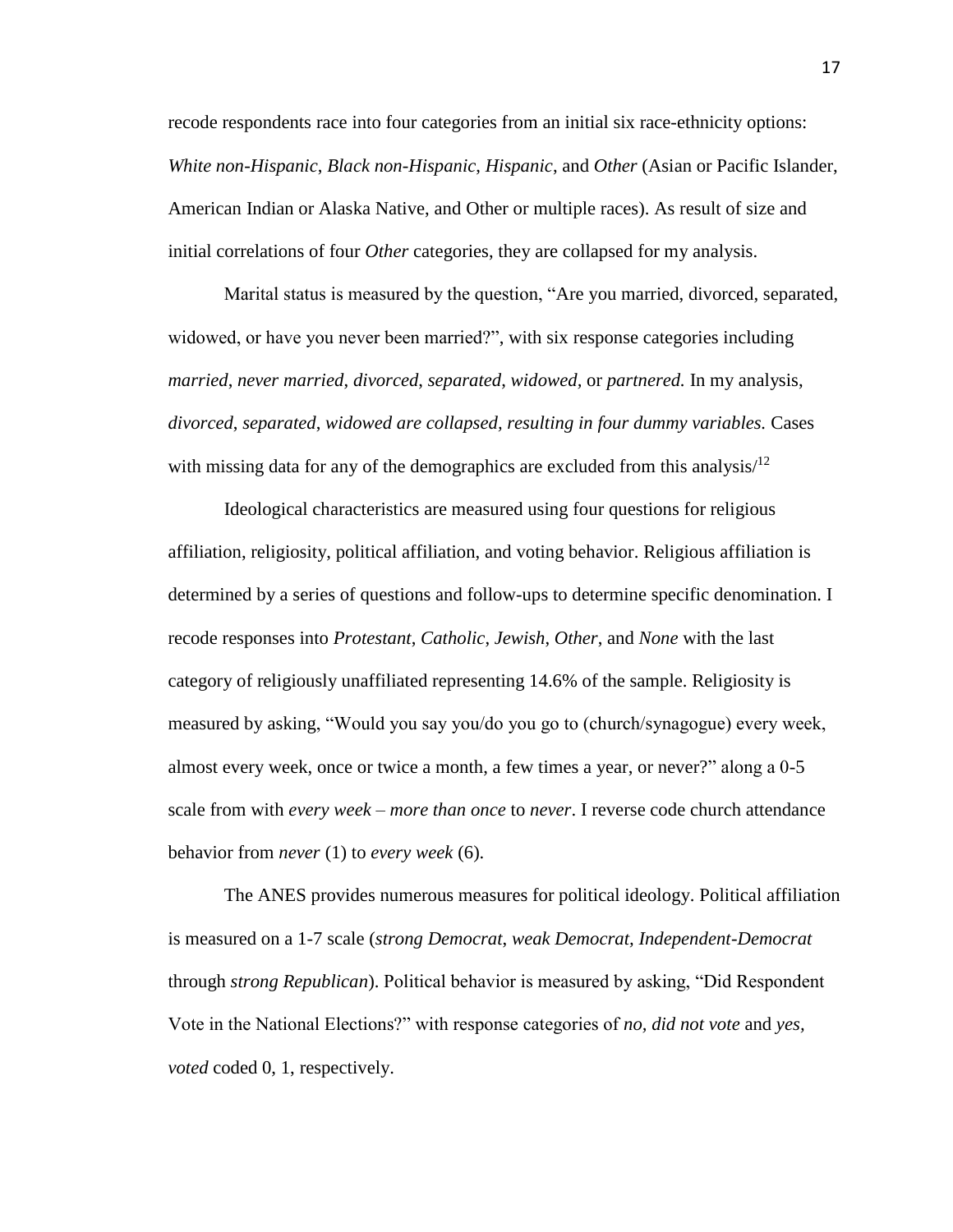recode respondents race into four categories from an initial six race-ethnicity options: *White non-Hispanic*, *Black non-Hispanic*, *Hispanic*, and *Other* (Asian or Pacific Islander, American Indian or Alaska Native, and Other or multiple races). As result of size and initial correlations of four *Other* categories, they are collapsed for my analysis.

Marital status is measured by the question, "Are you married, divorced, separated, widowed, or have you never been married?", with six response categories including *married*, *never married*, *divorced*, *separated*, *widowed*, or *partnered.* In my analysis, *divorced*, *separated*, *widowed are collapsed, resulting in four dummy variables.* Cases with missing data for any of the demographics are excluded from this analysis/[12]

Ideological characteristics are measured using four questions for religious affiliation, religiosity, political affiliation, and voting behavior. Religious affiliation is determined by a series of questions and follow-ups to determine specific denomination. I recode responses into *Protestant*, *Catholic*, *Jewish*, *Other*, and *None* with the last category of religiously unaffiliated representing 14.6% of the sample. Religiosity is measured by asking, "Would you say you/do you go to (church/synagogue) every week, almost every week, once or twice a month, a few times a year, or never?" along a 0-5 scale from with *every week – more than once* to *never*. I reverse code church attendance behavior from *never* (1) to *every week* (6).

The ANES provides numerous measures for political ideology. Political affiliation is measured on a 1-7 scale (*strong Democrat*, *weak Democrat*, *Independent-Democrat* through *strong Republican*). Political behavior is measured by asking, "Did Respondent Vote in the National Elections?" with response categories of *no, did not vote* and *yes, voted* coded 0, 1, respectively.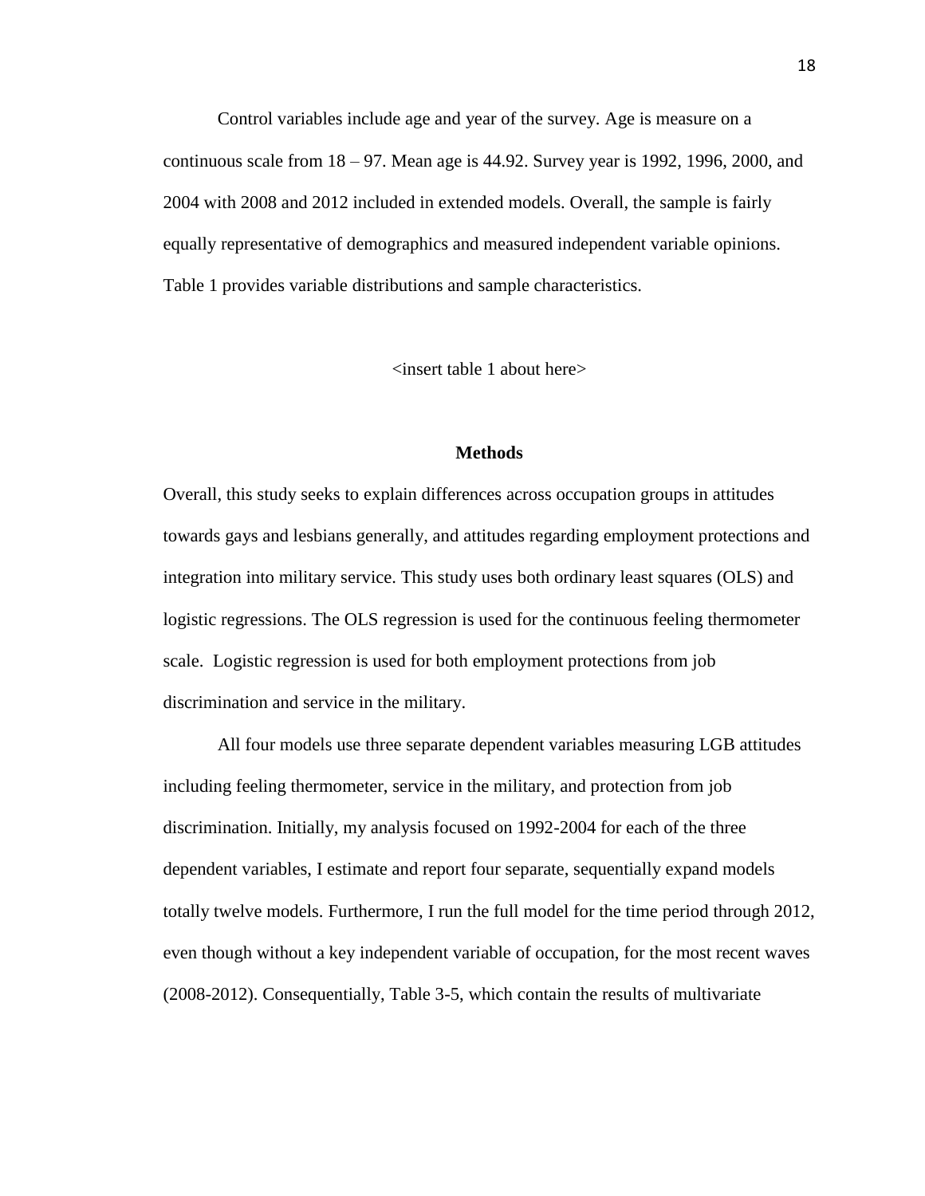Control variables include age and year of the survey. Age is measure on a continuous scale from 18 – 97. Mean age is 44.92. Survey year is 1992, 1996, 2000, and 2004 with 2008 and 2012 included in extended models. Overall, the sample is fairly equally representative of demographics and measured independent variable opinions. Table 1 provides variable distributions and sample characteristics.

<insert table 1 about here>

## Methods

Overall, this study seeks to explain differences across occupation groups in attitudes towards gays and lesbians generally, and attitudes regarding employment protections and integration into military service. This study uses both ordinary least squares (OLS) and logistic regressions. The OLS regression is used for the continuous feeling thermometer scale. Logistic regression is used for both employment protections from job discrimination and service in the military.

All four models use three separate dependent variables measuring LGB attitudes including feeling thermometer, service in the military, and protection from job discrimination. Initially, my analysis focused on 1992-2004 for each of the three dependent variables, I estimate and report four separate, sequentially expand models totally twelve models. Furthermore, I run the full model for the time period through 2012, even though without a key independent variable of occupation, for the most recent waves (2008-2012). Consequentially, Table 3-5, which contain the results of multivariate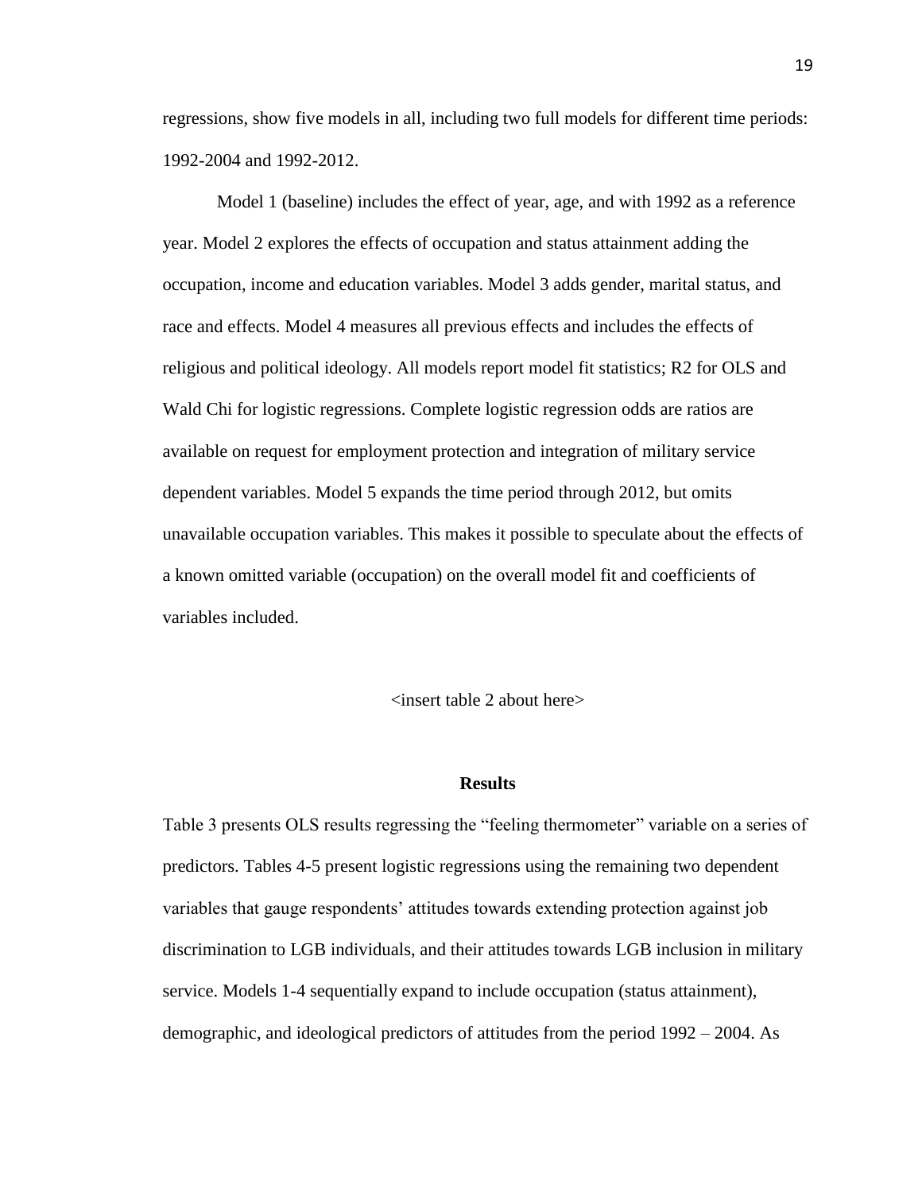regressions, show five models in all, including two full models for different time periods: 1992-2004 and 1992-2012.

Model 1 (baseline) includes the effect of year, age, and with 1992 as a reference year. Model 2 explores the effects of occupation and status attainment adding the occupation, income and education variables. Model 3 adds gender, marital status, and race and effects. Model 4 measures all previous effects and includes the effects of religious and political ideology. All models report model fit statistics; R2 for OLS and Wald Chi for logistic regressions. Complete logistic regression odds are ratios are available on request for employment protection and integration of military service dependent variables. Model 5 expands the time period through 2012, but omits unavailable occupation variables. This makes it possible to speculate about the effects of a known omitted variable (occupation) on the overall model fit and coefficients of variables included.

<insert table 2 about here>

## Results

Table 3 presents OLS results regressing the "feeling thermometer" variable on a series of predictors. Tables 4-5 present logistic regressions using the remaining two dependent variables that gauge respondents' attitudes towards extending protection against job discrimination to LGB individuals, and their attitudes towards LGB inclusion in military service. Models 1-4 sequentially expand to include occupation (status attainment), demographic, and ideological predictors of attitudes from the period 1992 – 2004. As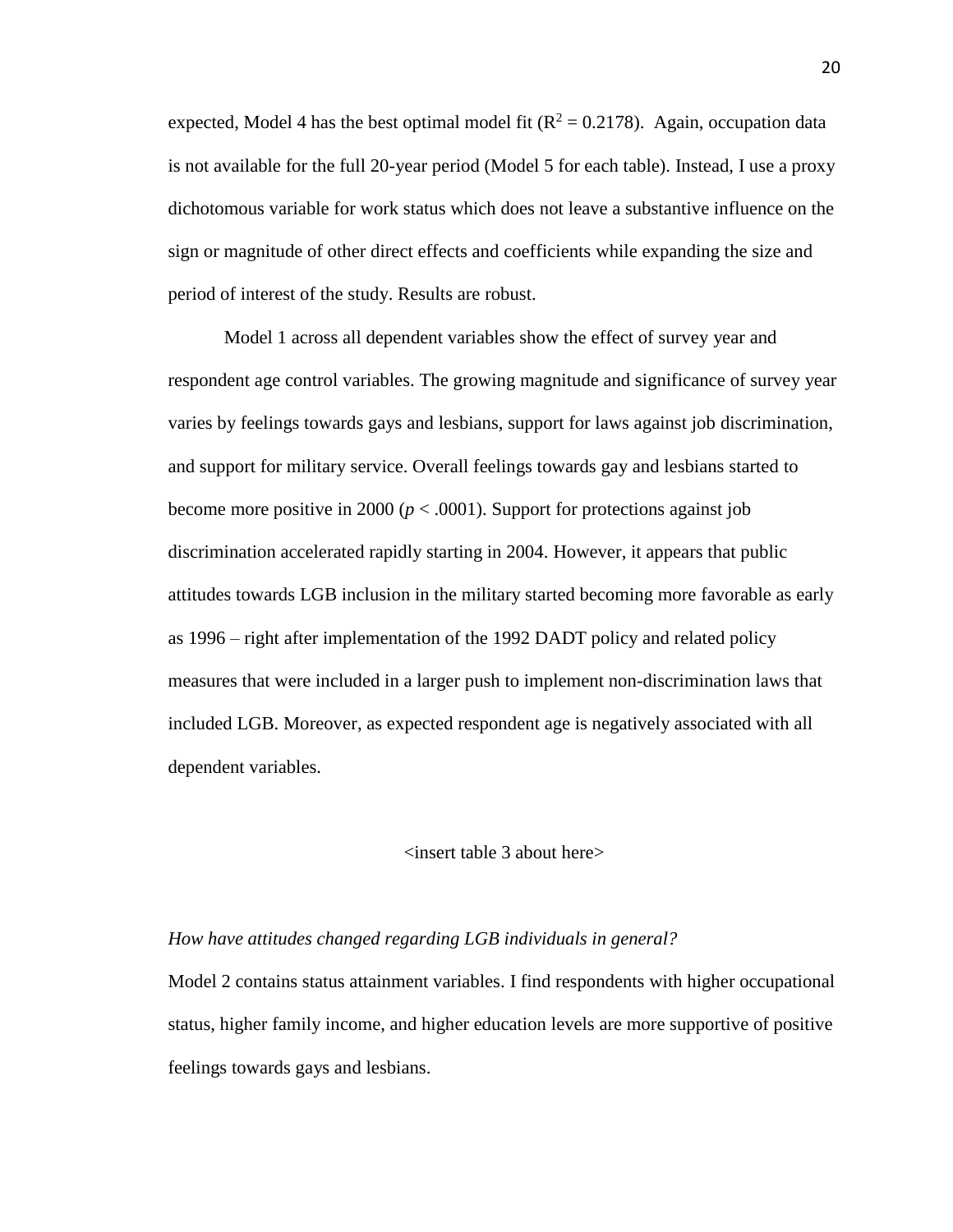expected, Model 4 has the best optimal model fit ($R^2 = 0.2178$). Again, occupation data is not available for the full 20-year period (Model 5 for each table). Instead, I use a proxy dichotomous variable for work status which does not leave a substantive influence on the sign or magnitude of other direct effects and coefficients while expanding the size and period of interest of the study. Results are robust.

Model 1 across all dependent variables show the effect of survey year and respondent age control variables. The growing magnitude and significance of survey year varies by feelings towards gays and lesbians, support for laws against job discrimination, and support for military service. Overall feelings towards gay and lesbians started to become more positive in 2000 ($p < .0001$). Support for protections against job discrimination accelerated rapidly starting in 2004. However, it appears that public attitudes towards LGB inclusion in the military started becoming more favorable as early as 1996 – right after implementation of the 1992 DADT policy and related policy measures that were included in a larger push to implement non-discrimination laws that included LGB. Moreover, as expected respondent age is negatively associated with all dependent variables.

<insert table 3 about here>

*How have attitudes changed regarding LGB individuals in general?*

Model 2 contains status attainment variables. I find respondents with higher occupational status, higher family income, and higher education levels are more supportive of positive feelings towards gays and lesbians.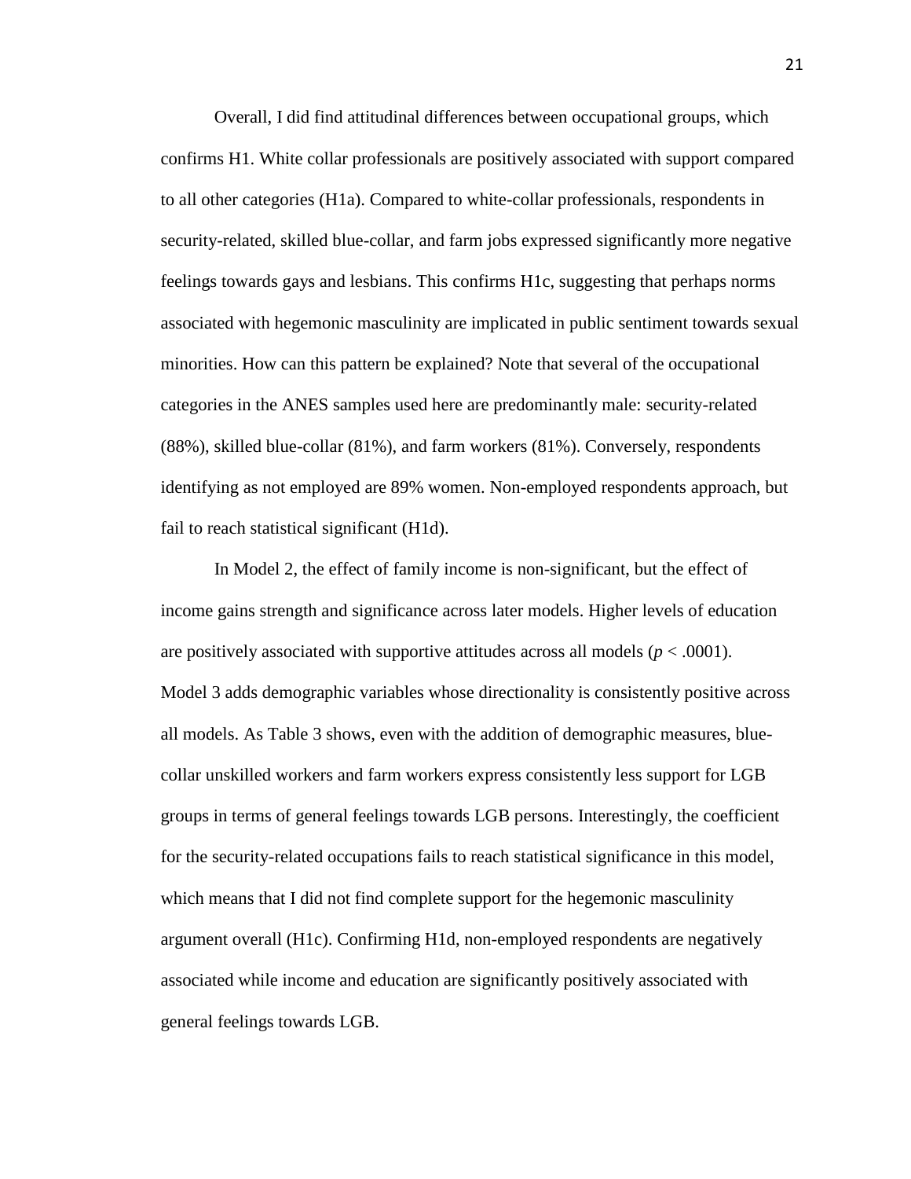Overall, I did find attitudinal differences between occupational groups, which confirms H1. White collar professionals are positively associated with support compared to all other categories (H1a). Compared to white-collar professionals, respondents in security-related, skilled blue-collar, and farm jobs expressed significantly more negative feelings towards gays and lesbians. This confirms H1c, suggesting that perhaps norms associated with hegemonic masculinity are implicated in public sentiment towards sexual minorities. How can this pattern be explained? Note that several of the occupational categories in the ANES samples used here are predominantly male: security-related (88%), skilled blue-collar (81%), and farm workers (81%). Conversely, respondents identifying as not employed are 89% women. Non-employed respondents approach, but fail to reach statistical significant (H1d).

In Model 2, the effect of family income is non-significant, but the effect of income gains strength and significance across later models. Higher levels of education are positively associated with supportive attitudes across all models ($p < .0001$). Model 3 adds demographic variables whose directionality is consistently positive across all models. As Table 3 shows, even with the addition of demographic measures, blue-collar unskilled workers and farm workers express consistently less support for LGB groups in terms of general feelings towards LGB persons. Interestingly, the coefficient for the security-related occupations fails to reach statistical significance in this model, which means that I did not find complete support for the hegemonic masculinity argument overall (H1c). Confirming H1d, non-employed respondents are negatively associated while income and education are significantly positively associated with general feelings towards LGB.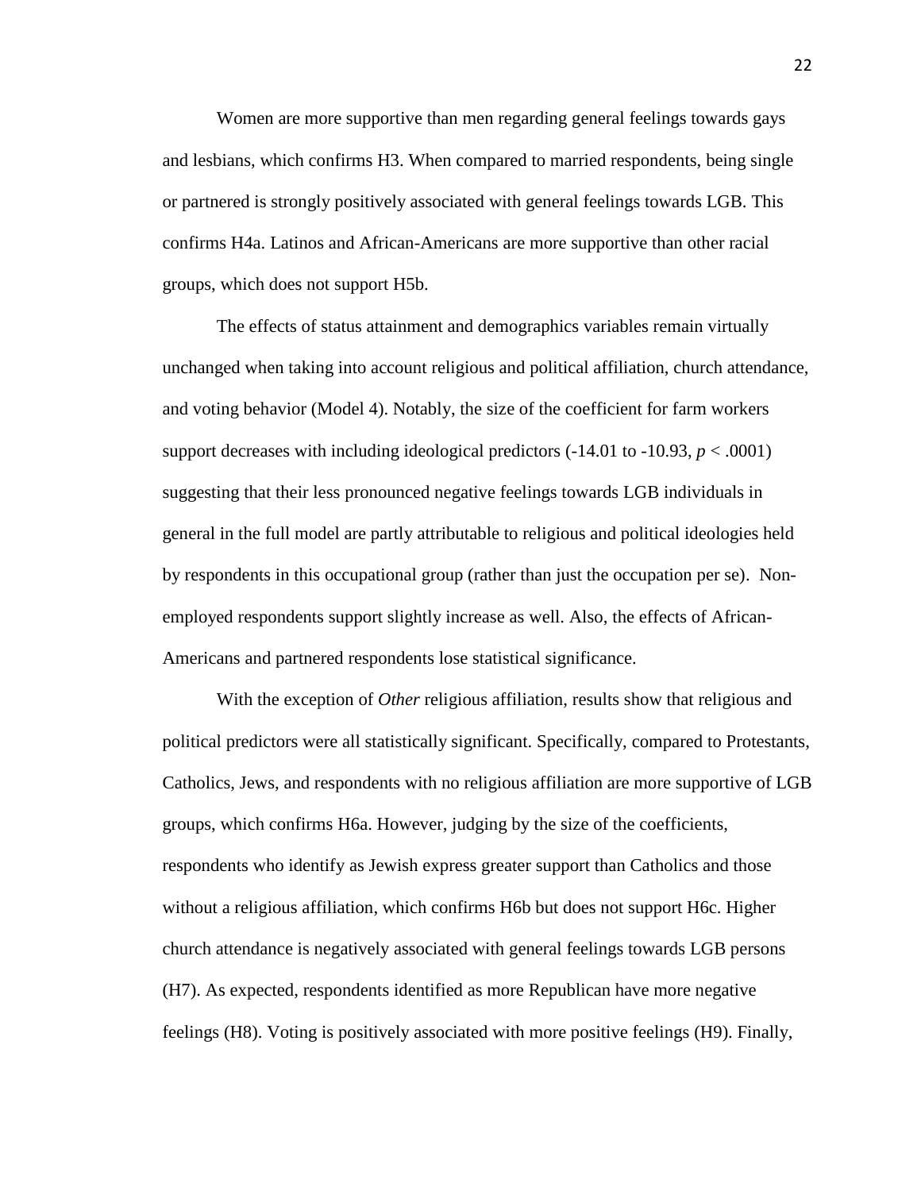Women are more supportive than men regarding general feelings towards gays and lesbians, which confirms H3. When compared to married respondents, being single or partnered is strongly positively associated with general feelings towards LGB. This confirms H4a. Latinos and African-Americans are more supportive than other racial groups, which does not support H5b.

The effects of status attainment and demographics variables remain virtually unchanged when taking into account religious and political affiliation, church attendance, and voting behavior (Model 4). Notably, the size of the coefficient for farm workers support decreases with including ideological predictors (-14.01 to -10.93, $p < .0001$) suggesting that their less pronounced negative feelings towards LGB individuals in general in the full model are partly attributable to religious and political ideologies held by respondents in this occupational group (rather than just the occupation per se). Non-employed respondents support slightly increase as well. Also, the effects of African-Americans and partnered respondents lose statistical significance.

With the exception of *Other* religious affiliation, results show that religious and political predictors were all statistically significant. Specifically, compared to Protestants, Catholics, Jews, and respondents with no religious affiliation are more supportive of LGB groups, which confirms H6a. However, judging by the size of the coefficients, respondents who identify as Jewish express greater support than Catholics and those without a religious affiliation, which confirms H6b but does not support H6c. Higher church attendance is negatively associated with general feelings towards LGB persons (H7). As expected, respondents identified as more Republican have more negative feelings (H8). Voting is positively associated with more positive feelings (H9). Finally,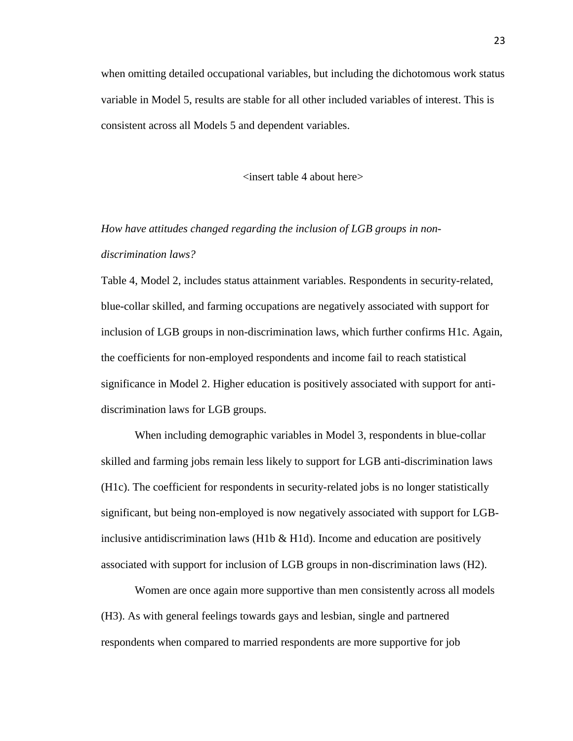when omitting detailed occupational variables, but including the dichotomous work status variable in Model 5, results are stable for all other included variables of interest. This is consistent across all Models 5 and dependent variables.

<insert table 4 about here>

*How have attitudes changed regarding the inclusion of LGB groups in non-discrimination laws?*

Table 4, Model 2, includes status attainment variables. Respondents in security-related, blue-collar skilled, and farming occupations are negatively associated with support for inclusion of LGB groups in non-discrimination laws, which further confirms H1c. Again, the coefficients for non-employed respondents and income fail to reach statistical significance in Model 2. Higher education is positively associated with support for anti-discrimination laws for LGB groups.

When including demographic variables in Model 3, respondents in blue-collar skilled and farming jobs remain less likely to support for LGB anti-discrimination laws (H1c). The coefficient for respondents in security-related jobs is no longer statistically significant, but being non-employed is now negatively associated with support for LGB-inclusive antidiscrimination laws (H1b & H1d). Income and education are positively associated with support for inclusion of LGB groups in non-discrimination laws (H2).

Women are once again more supportive than men consistently across all models (H3). As with general feelings towards gays and lesbian, single and partnered respondents when compared to married respondents are more supportive for job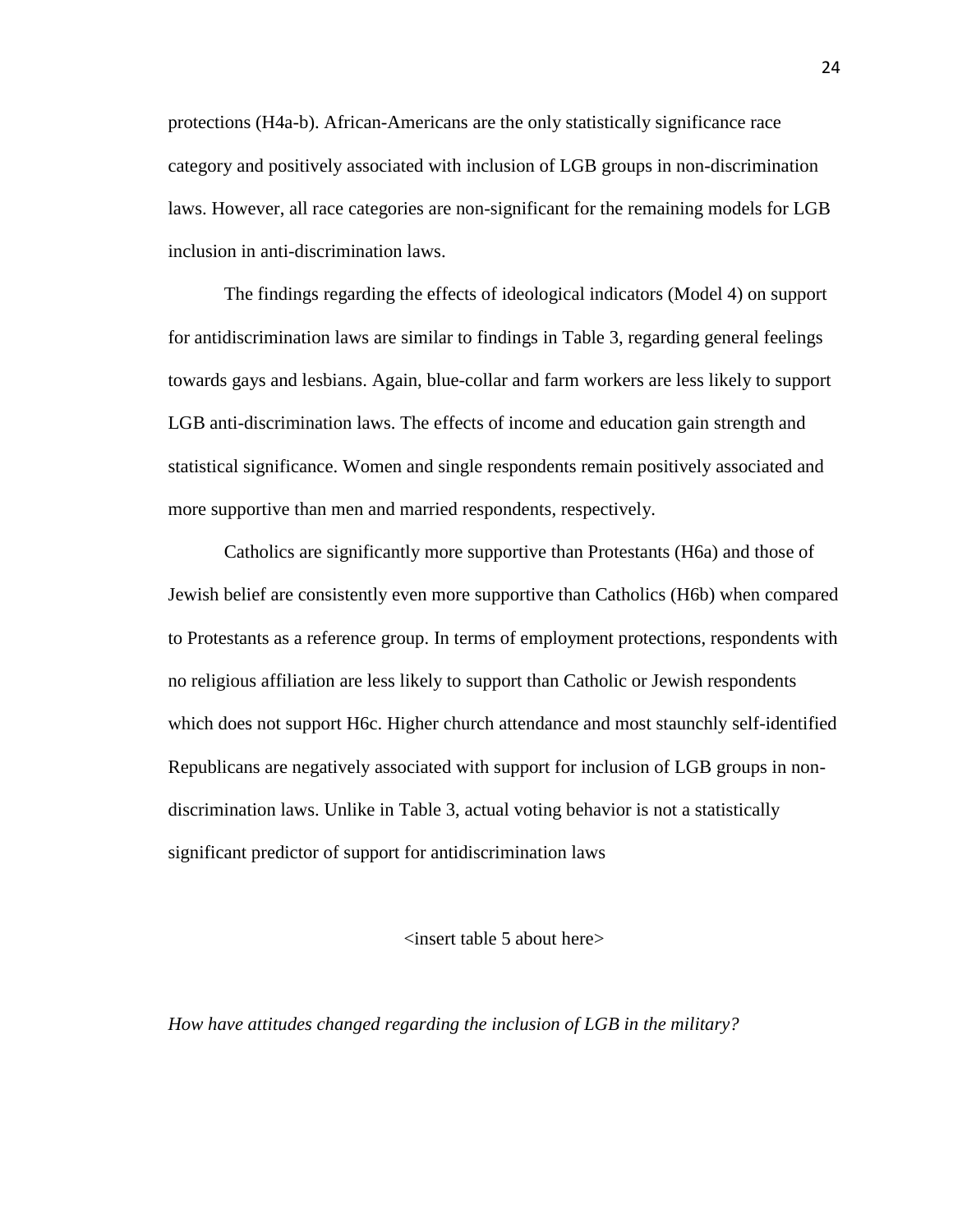protections (H4a-b). African-Americans are the only statistically significance race category and positively associated with inclusion of LGB groups in non-discrimination laws. However, all race categories are non-significant for the remaining models for LGB inclusion in anti-discrimination laws.

The findings regarding the effects of ideological indicators (Model 4) on support for antidiscrimination laws are similar to findings in Table 3, regarding general feelings towards gays and lesbians. Again, blue-collar and farm workers are less likely to support LGB anti-discrimination laws. The effects of income and education gain strength and statistical significance. Women and single respondents remain positively associated and more supportive than men and married respondents, respectively.

Catholics are significantly more supportive than Protestants (H6a) and those of Jewish belief are consistently even more supportive than Catholics (H6b) when compared to Protestants as a reference group. In terms of employment protections, respondents with no religious affiliation are less likely to support than Catholic or Jewish respondents which does not support H6c. Higher church attendance and most staunchly self-identified Republicans are negatively associated with support for inclusion of LGB groups in non-discrimination laws. Unlike in Table 3, actual voting behavior is not a statistically significant predictor of support for antidiscrimination laws

<insert table 5 about here>

*How have attitudes changed regarding the inclusion of LGB in the military?*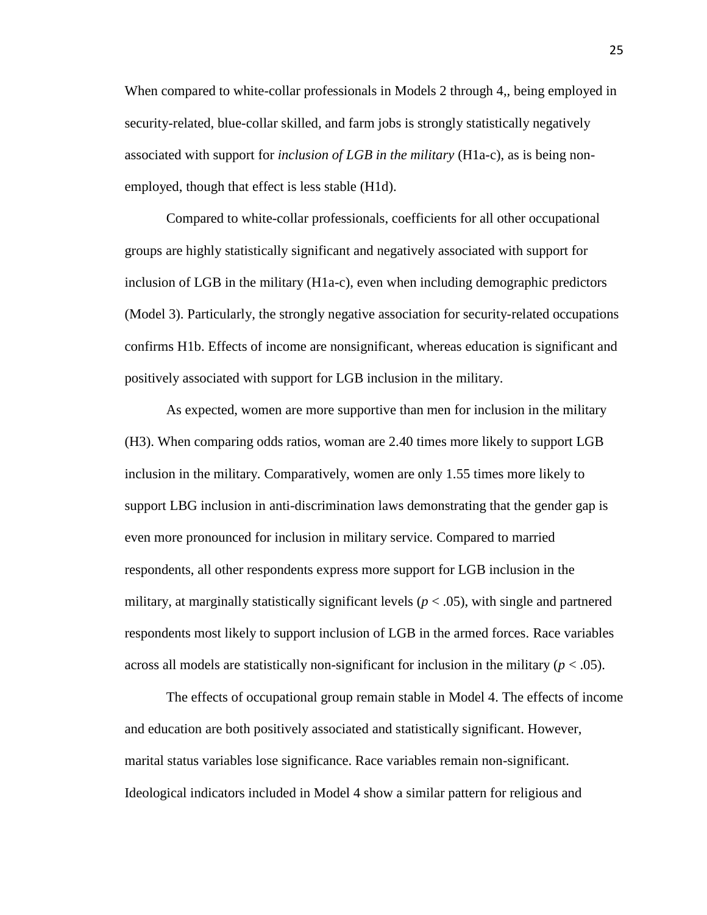When compared to white-collar professionals in Models 2 through 4,, being employed in security-related, blue-collar skilled, and farm jobs is strongly statistically negatively associated with support for *inclusion of LGB in the military* (H1a-c), as is being non-employed, though that effect is less stable (H1d).

Compared to white-collar professionals, coefficients for all other occupational groups are highly statistically significant and negatively associated with support for inclusion of LGB in the military (H1a-c), even when including demographic predictors (Model 3). Particularly, the strongly negative association for security-related occupations confirms H1b. Effects of income are nonsignificant, whereas education is significant and positively associated with support for LGB inclusion in the military.

As expected, women are more supportive than men for inclusion in the military (H3). When comparing odds ratios, woman are 2.40 times more likely to support LGB inclusion in the military. Comparatively, women are only 1.55 times more likely to support LBG inclusion in anti-discrimination laws demonstrating that the gender gap is even more pronounced for inclusion in military service. Compared to married respondents, all other respondents express more support for LGB inclusion in the military, at marginally statistically significant levels ($p < .05$), with single and partnered respondents most likely to support inclusion of LGB in the armed forces. Race variables across all models are statistically non-significant for inclusion in the military ($p < .05$).

The effects of occupational group remain stable in Model 4. The effects of income and education are both positively associated and statistically significant. However, marital status variables lose significance. Race variables remain non-significant. Ideological indicators included in Model 4 show a similar pattern for religious and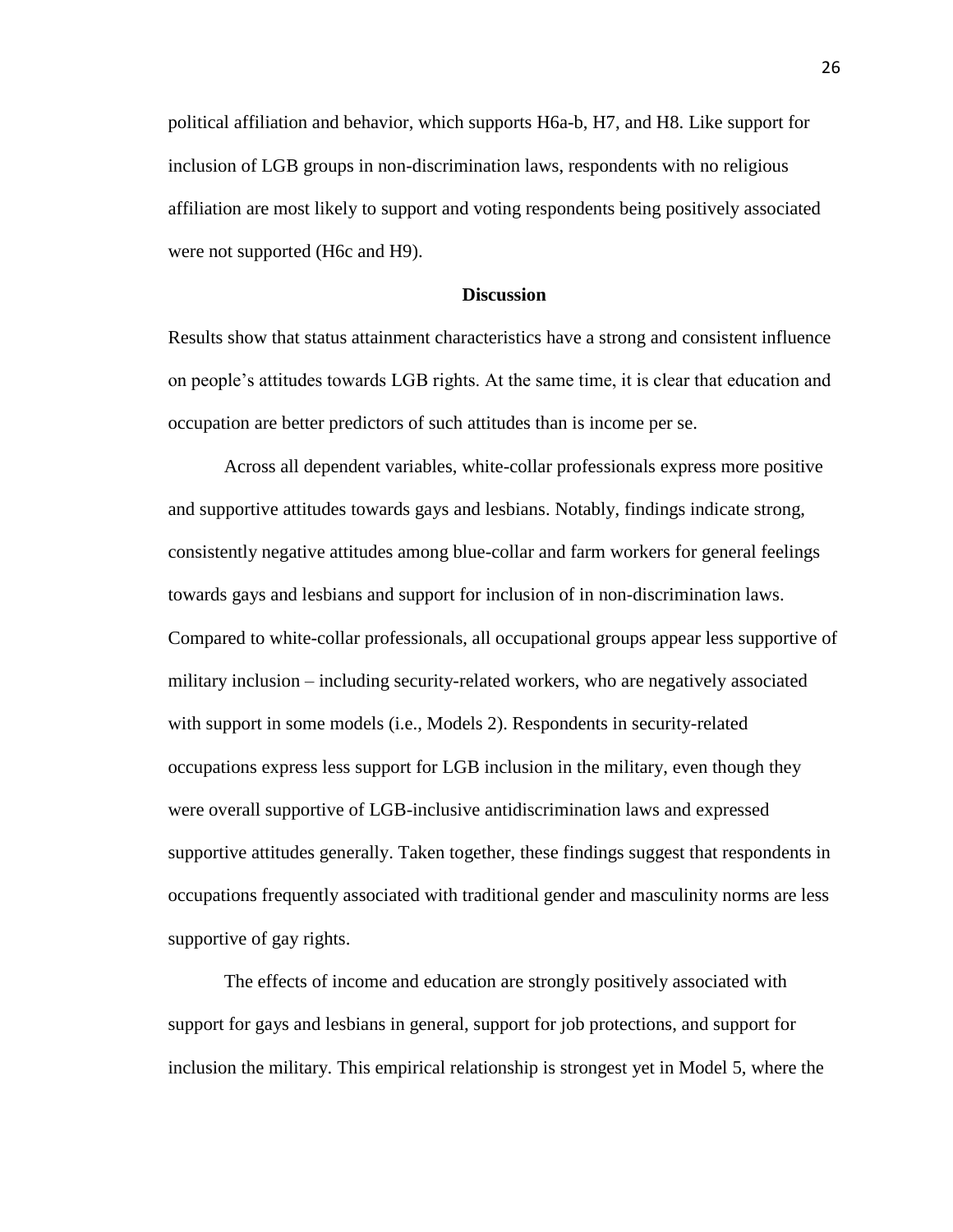political affiliation and behavior, which supports H6a-b, H7, and H8. Like support for inclusion of LGB groups in non-discrimination laws, respondents with no religious affiliation are most likely to support and voting respondents being positively associated were not supported (H6c and H9).

## Discussion

Results show that status attainment characteristics have a strong and consistent influence on people's attitudes towards LGB rights. At the same time, it is clear that education and occupation are better predictors of such attitudes than is income per se.

Across all dependent variables, white-collar professionals express more positive and supportive attitudes towards gays and lesbians. Notably, findings indicate strong, consistently negative attitudes among blue-collar and farm workers for general feelings towards gays and lesbians and support for inclusion of in non-discrimination laws. Compared to white-collar professionals, all occupational groups appear less supportive of military inclusion – including security-related workers, who are negatively associated with support in some models (i.e., Models 2). Respondents in security-related occupations express less support for LGB inclusion in the military, even though they were overall supportive of LGB-inclusive antidiscrimination laws and expressed supportive attitudes generally. Taken together, these findings suggest that respondents in occupations frequently associated with traditional gender and masculinity norms are less supportive of gay rights.

The effects of income and education are strongly positively associated with support for gays and lesbians in general, support for job protections, and support for inclusion the military. This empirical relationship is strongest yet in Model 5, where the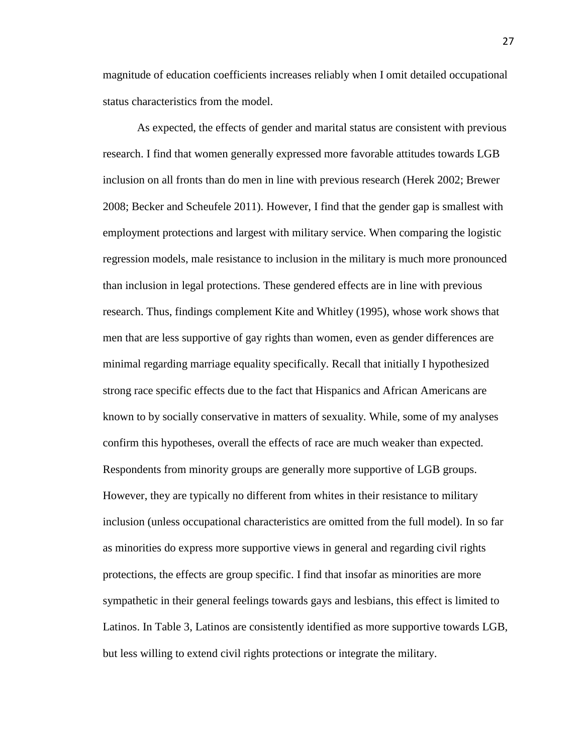magnitude of education coefficients increases reliably when I omit detailed occupational status characteristics from the model.

As expected, the effects of gender and marital status are consistent with previous research. I find that women generally expressed more favorable attitudes towards LGB inclusion on all fronts than do men in line with previous research (Herek 2002; Brewer 2008; Becker and Scheufele 2011). However, I find that the gender gap is smallest with employment protections and largest with military service. When comparing the logistic regression models, male resistance to inclusion in the military is much more pronounced than inclusion in legal protections. These gendered effects are in line with previous research. Thus, findings complement Kite and Whitley (1995), whose work shows that men that are less supportive of gay rights than women, even as gender differences are minimal regarding marriage equality specifically. Recall that initially I hypothesized strong race specific effects due to the fact that Hispanics and African Americans are known to by socially conservative in matters of sexuality. While, some of my analyses confirm this hypotheses, overall the effects of race are much weaker than expected. Respondents from minority groups are generally more supportive of LGB groups. However, they are typically no different from whites in their resistance to military inclusion (unless occupational characteristics are omitted from the full model). In so far as minorities do express more supportive views in general and regarding civil rights protections, the effects are group specific. I find that insofar as minorities are more sympathetic in their general feelings towards gays and lesbians, this effect is limited to Latinos. In Table 3, Latinos are consistently identified as more supportive towards LGB, but less willing to extend civil rights protections or integrate the military.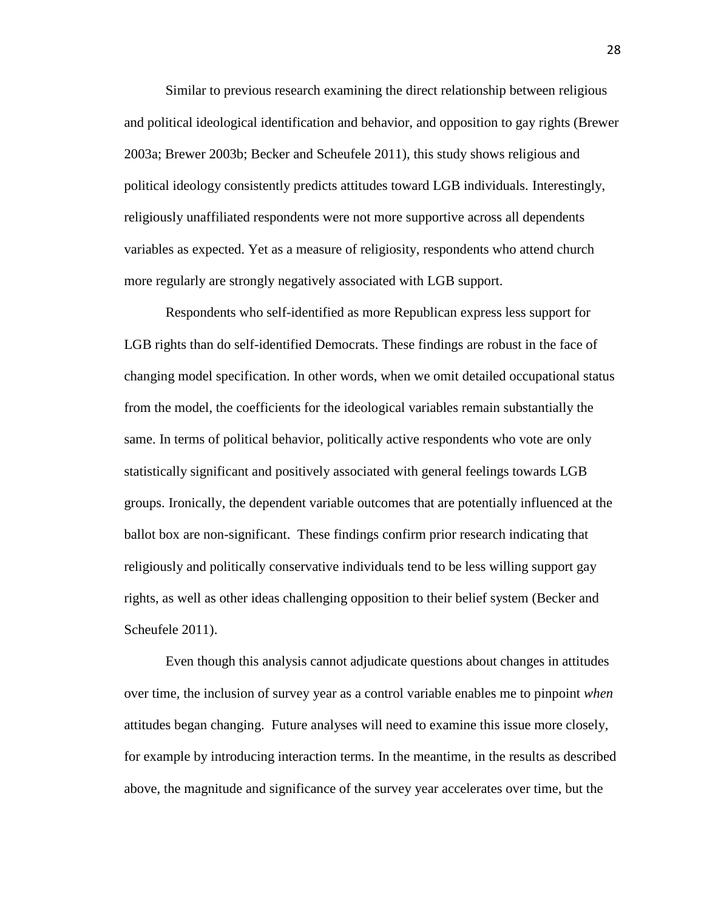Similar to previous research examining the direct relationship between religious and political ideological identification and behavior, and opposition to gay rights (Brewer 2003a; Brewer 2003b; Becker and Scheufele 2011), this study shows religious and political ideology consistently predicts attitudes toward LGB individuals. Interestingly, religiously unaffiliated respondents were not more supportive across all dependents variables as expected. Yet as a measure of religiosity, respondents who attend church more regularly are strongly negatively associated with LGB support.

Respondents who self-identified as more Republican express less support for LGB rights than do self-identified Democrats. These findings are robust in the face of changing model specification. In other words, when we omit detailed occupational status from the model, the coefficients for the ideological variables remain substantially the same. In terms of political behavior, politically active respondents who vote are only statistically significant and positively associated with general feelings towards LGB groups. Ironically, the dependent variable outcomes that are potentially influenced at the ballot box are non-significant. These findings confirm prior research indicating that religiously and politically conservative individuals tend to be less willing support gay rights, as well as other ideas challenging opposition to their belief system (Becker and Scheufele 2011).

Even though this analysis cannot adjudicate questions about changes in attitudes over time, the inclusion of survey year as a control variable enables me to pinpoint *when* attitudes began changing. Future analyses will need to examine this issue more closely, for example by introducing interaction terms. In the meantime, in the results as described above, the magnitude and significance of the survey year accelerates over time, but the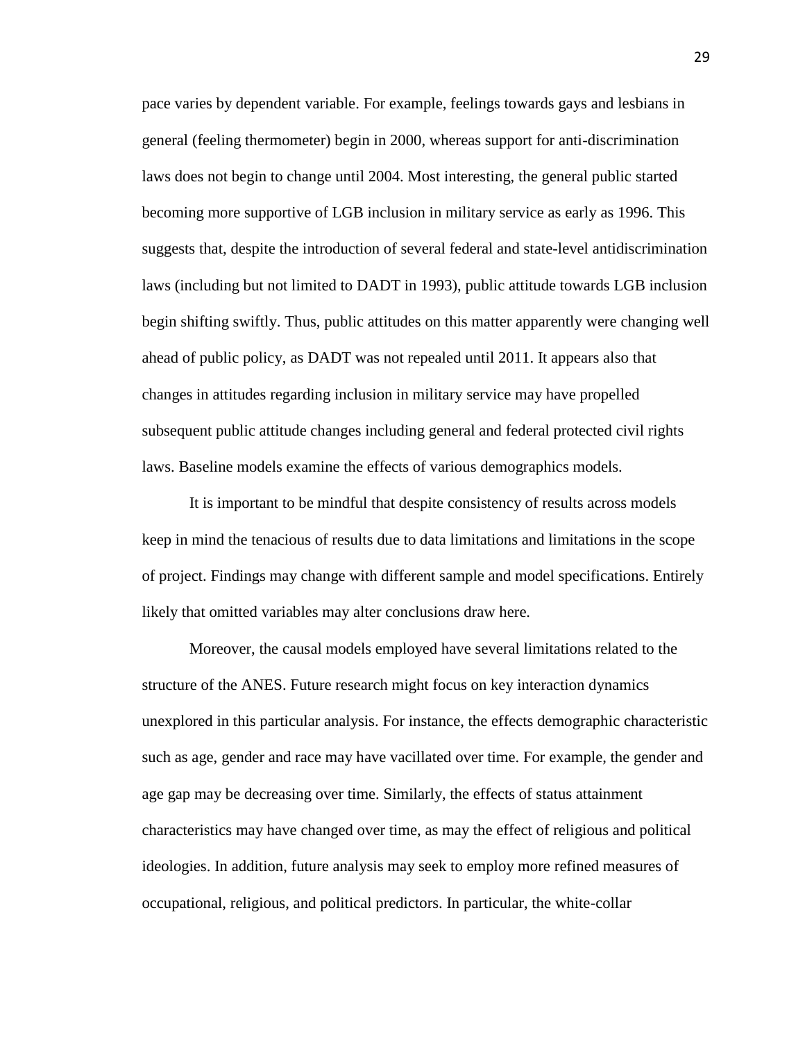pace varies by dependent variable. For example, feelings towards gays and lesbians in general (feeling thermometer) begin in 2000, whereas support for anti-discrimination laws does not begin to change until 2004. Most interesting, the general public started becoming more supportive of LGB inclusion in military service as early as 1996. This suggests that, despite the introduction of several federal and state-level antidiscrimination laws (including but not limited to DADT in 1993), public attitude towards LGB inclusion begin shifting swiftly. Thus, public attitudes on this matter apparently were changing well ahead of public policy, as DADT was not repealed until 2011. It appears also that changes in attitudes regarding inclusion in military service may have propelled subsequent public attitude changes including general and federal protected civil rights laws. Baseline models examine the effects of various demographics models.

It is important to be mindful that despite consistency of results across models keep in mind the tenacious of results due to data limitations and limitations in the scope of project. Findings may change with different sample and model specifications. Entirely likely that omitted variables may alter conclusions draw here.

Moreover, the causal models employed have several limitations related to the structure of the ANES. Future research might focus on key interaction dynamics unexplored in this particular analysis. For instance, the effects demographic characteristic such as age, gender and race may have vacillated over time. For example, the gender and age gap may be decreasing over time. Similarly, the effects of status attainment characteristics may have changed over time, as may the effect of religious and political ideologies. In addition, future analysis may seek to employ more refined measures of occupational, religious, and political predictors. In particular, the white-collar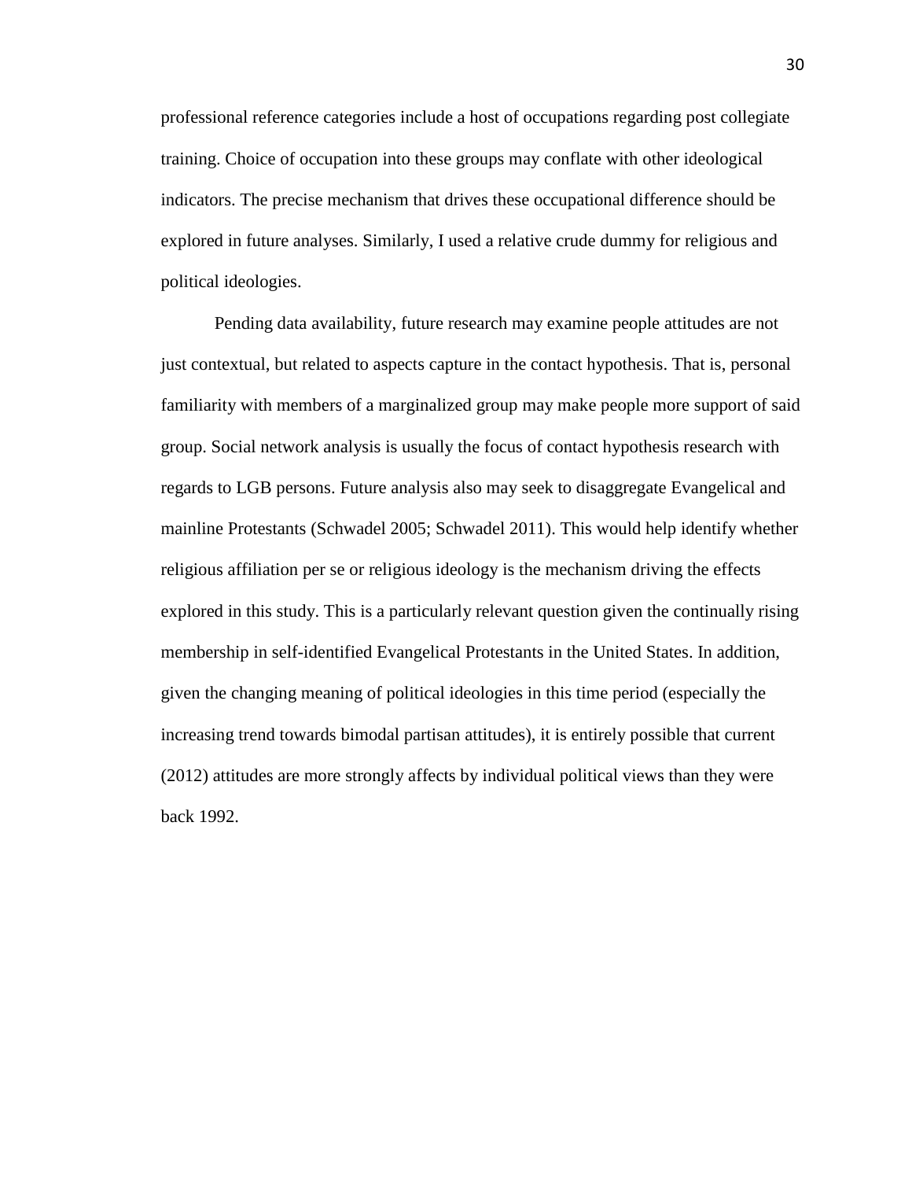professional reference categories include a host of occupations regarding post collegiate training. Choice of occupation into these groups may conflate with other ideological indicators. The precise mechanism that drives these occupational difference should be explored in future analyses. Similarly, I used a relative crude dummy for religious and political ideologies.

Pending data availability, future research may examine people attitudes are not just contextual, but related to aspects capture in the contact hypothesis. That is, personal familiarity with members of a marginalized group may make people more support of said group. Social network analysis is usually the focus of contact hypothesis research with regards to LGB persons. Future analysis also may seek to disaggregate Evangelical and mainline Protestants (Schwadel 2005; Schwadel 2011). This would help identify whether religious affiliation per se or religious ideology is the mechanism driving the effects explored in this study. This is a particularly relevant question given the continually rising membership in self-identified Evangelical Protestants in the United States. In addition, given the changing meaning of political ideologies in this time period (especially the increasing trend towards bimodal partisan attitudes), it is entirely possible that current (2012) attitudes are more strongly affects by individual political views than they were back 1992.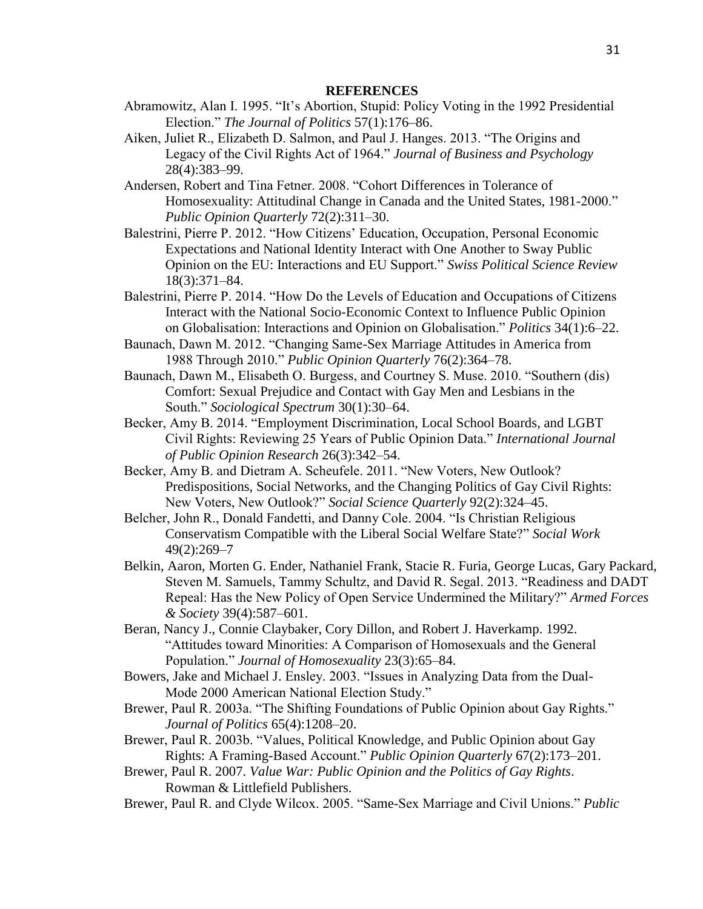## REFERENCES

Abramowitz, Alan I. 1995. "It's Abortion, Stupid: Policy Voting in the 1992 Presidential Election." *The Journal of Politics* 57(1):176–86.

Aiken, Juliet R., Elizabeth D. Salmon, and Paul J. Hanges. 2013. "The Origins and Legacy of the Civil Rights Act of 1964." *Journal of Business and Psychology* 28(4):383–99.

Andersen, Robert and Tina Fetner. 2008. "Cohort Differences in Tolerance of Homosexuality: Attitudinal Change in Canada and the United States, 1981-2000." *Public Opinion Quarterly* 72(2):311–30.

Balestrini, Pierre P. 2012. "How Citizens' Education, Occupation, Personal Economic Expectations and National Identity Interact with One Another to Sway Public Opinion on the EU: Interactions and EU Support." *Swiss Political Science Review* 18(3):371–84.

Balestrini, Pierre P. 2014. "How Do the Levels of Education and Occupations of Citizens Interact with the National Socio-Economic Context to Influence Public Opinion on Globalisation: Interactions and Opinion on Globalisation." *Politics* 34(1):6–22.

Baunach, Dawn M. 2012. "Changing Same-Sex Marriage Attitudes in America from 1988 Through 2010." *Public Opinion Quarterly* 76(2):364–78.

Baunach, Dawn M., Elisabeth O. Burgess, and Courtney S. Muse. 2010. "Southern (dis) Comfort: Sexual Prejudice and Contact with Gay Men and Lesbians in the South." *Sociological Spectrum* 30(1):30–64.

Becker, Amy B. 2014. "Employment Discrimination, Local School Boards, and LGBT Civil Rights: Reviewing 25 Years of Public Opinion Data." *International Journal of Public Opinion Research* 26(3):342–54.

Becker, Amy B. and Dietram A. Scheufele. 2011. "New Voters, New Outlook? Predispositions, Social Networks, and the Changing Politics of Gay Civil Rights: New Voters, New Outlook?" *Social Science Quarterly* 92(2):324–45.

Belcher, John R., Donald Fandetti, and Danny Cole. 2004. "Is Christian Religious Conservatism Compatible with the Liberal Social Welfare State?" *Social Work* 49(2):269–7

Belkin, Aaron, Morten G. Ender, Nathaniel Frank, Stacie R. Furia, George Lucas, Gary Packard, Steven M. Samuels, Tammy Schultz, and David R. Segal. 2013. "Readiness and DADT Repeal: Has the New Policy of Open Service Undermined the Military?" *Armed Forces & Society* 39(4):587–601.

Beran, Nancy J., Connie Claybaker, Cory Dillon, and Robert J. Haverkamp. 1992. "Attitudes toward Minorities: A Comparison of Homosexuals and the General Population." *Journal of Homosexuality* 23(3):65–84.

Bowers, Jake and Michael J. Ensley. 2003. "Issues in Analyzing Data from the Dual-Mode 2000 American National Election Study."

Brewer, Paul R. 2003a. "The Shifting Foundations of Public Opinion about Gay Rights." *Journal of Politics* 65(4):1208–20.

Brewer, Paul R. 2003b. "Values, Political Knowledge, and Public Opinion about Gay Rights: A Framing-Based Account." *Public Opinion Quarterly* 67(2):173–201.

Brewer, Paul R. 2007. *Value War: Public Opinion and the Politics of Gay Rights*. Rowman & Littlefield Publishers.

Brewer, Paul R. and Clyde Wilcox. 2005. "Same-Sex Marriage and Civil Unions." *Public*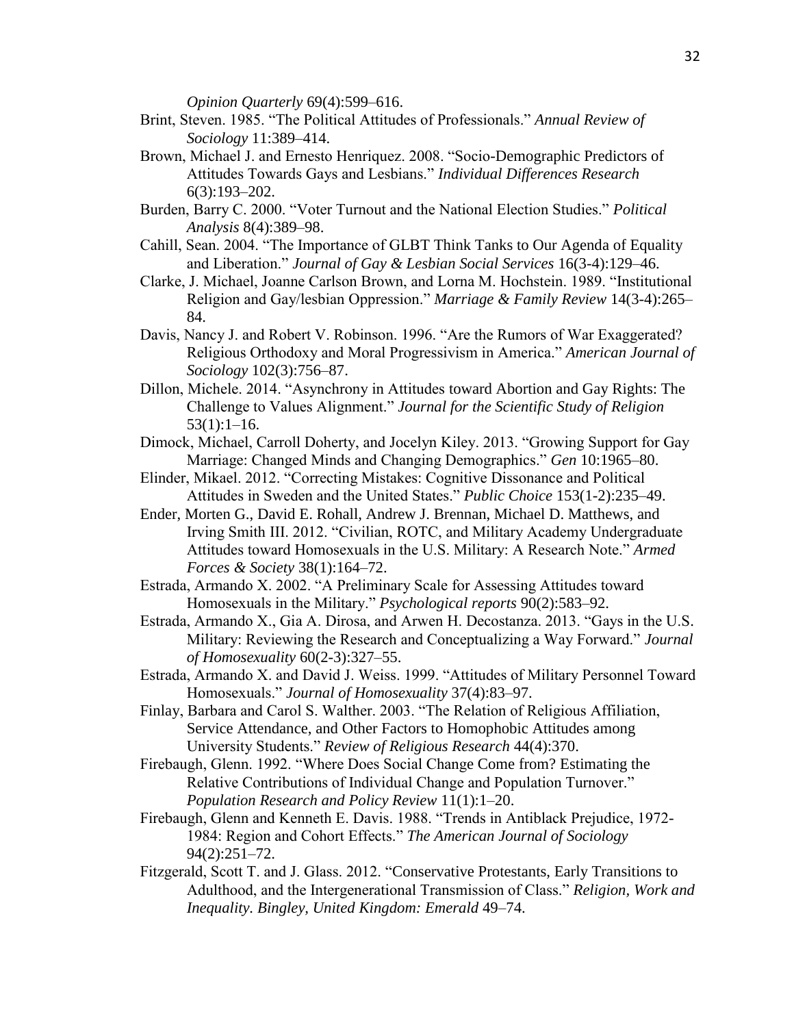*Opinion Quarterly* 69(4):599–616.

Brint, Steven. 1985. “The Political Attitudes of Professionals.” *Annual Review of Sociology* 11:389–414.

Brown, Michael J. and Ernesto Henriquez. 2008. “Socio-Demographic Predictors of Attitudes Towards Gays and Lesbians.” *Individual Differences Research* 6(3):193–202.

Burden, Barry C. 2000. “Voter Turnout and the National Election Studies.” *Political Analysis* 8(4):389–98.

Cahill, Sean. 2004. “The Importance of GLBT Think Tanks to Our Agenda of Equality and Liberation.” *Journal of Gay & Lesbian Social Services* 16(3-4):129–46.

Clarke, J. Michael, Joanne Carlson Brown, and Lorna M. Hochstein. 1989. “Institutional Religion and Gay/lesbian Oppression.” *Marriage & Family Review* 14(3-4):265–84.

Davis, Nancy J. and Robert V. Robinson. 1996. “Are the Rumors of War Exaggerated? Religious Orthodoxy and Moral Progressivism in America.” *American Journal of Sociology* 102(3):756–87.

Dillon, Michele. 2014. “Asynchrony in Attitudes toward Abortion and Gay Rights: The Challenge to Values Alignment.” *Journal for the Scientific Study of Religion* 53(1):1–16.

Dimock, Michael, Carroll Doherty, and Jocelyn Kiley. 2013. “Growing Support for Gay Marriage: Changed Minds and Changing Demographics.” *Gen* 10:1965–80.

Elinder, Mikael. 2012. “Correcting Mistakes: Cognitive Dissonance and Political Attitudes in Sweden and the United States.” *Public Choice* 153(1-2):235–49.

Ender, Morten G., David E. Rohall, Andrew J. Brennan, Michael D. Matthews, and Irving Smith III. 2012. “Civilian, ROTC, and Military Academy Undergraduate Attitudes toward Homosexuals in the U.S. Military: A Research Note.” *Armed Forces & Society* 38(1):164–72.

Estrada, Armando X. 2002. “A Preliminary Scale for Assessing Attitudes toward Homosexuals in the Military.” *Psychological reports* 90(2):583–92.

Estrada, Armando X., Gia A. Dirosa, and Arwen H. Decostanza. 2013. “Gays in the U.S. Military: Reviewing the Research and Conceptualizing a Way Forward.” *Journal of Homosexuality* 60(2-3):327–55.

Estrada, Armando X. and David J. Weiss. 1999. “Attitudes of Military Personnel Toward Homosexuals.” *Journal of Homosexuality* 37(4):83–97.

Finlay, Barbara and Carol S. Walther. 2003. “The Relation of Religious Affiliation, Service Attendance, and Other Factors to Homophobic Attitudes among University Students.” *Review of Religious Research* 44(4):370.

Firebaugh, Glenn. 1992. “Where Does Social Change Come from? Estimating the Relative Contributions of Individual Change and Population Turnover.” *Population Research and Policy Review* 11(1):1–20.

Firebaugh, Glenn and Kenneth E. Davis. 1988. “Trends in Antiblack Prejudice, 1972-1984: Region and Cohort Effects.” *The American Journal of Sociology* 94(2):251–72.

Fitzgerald, Scott T. and J. Glass. 2012. “Conservative Protestants, Early Transitions to Adulthood, and the Intergenerational Transmission of Class.” *Religion, Work and Inequality. Bingley, United Kingdom: Emerald* 49–74.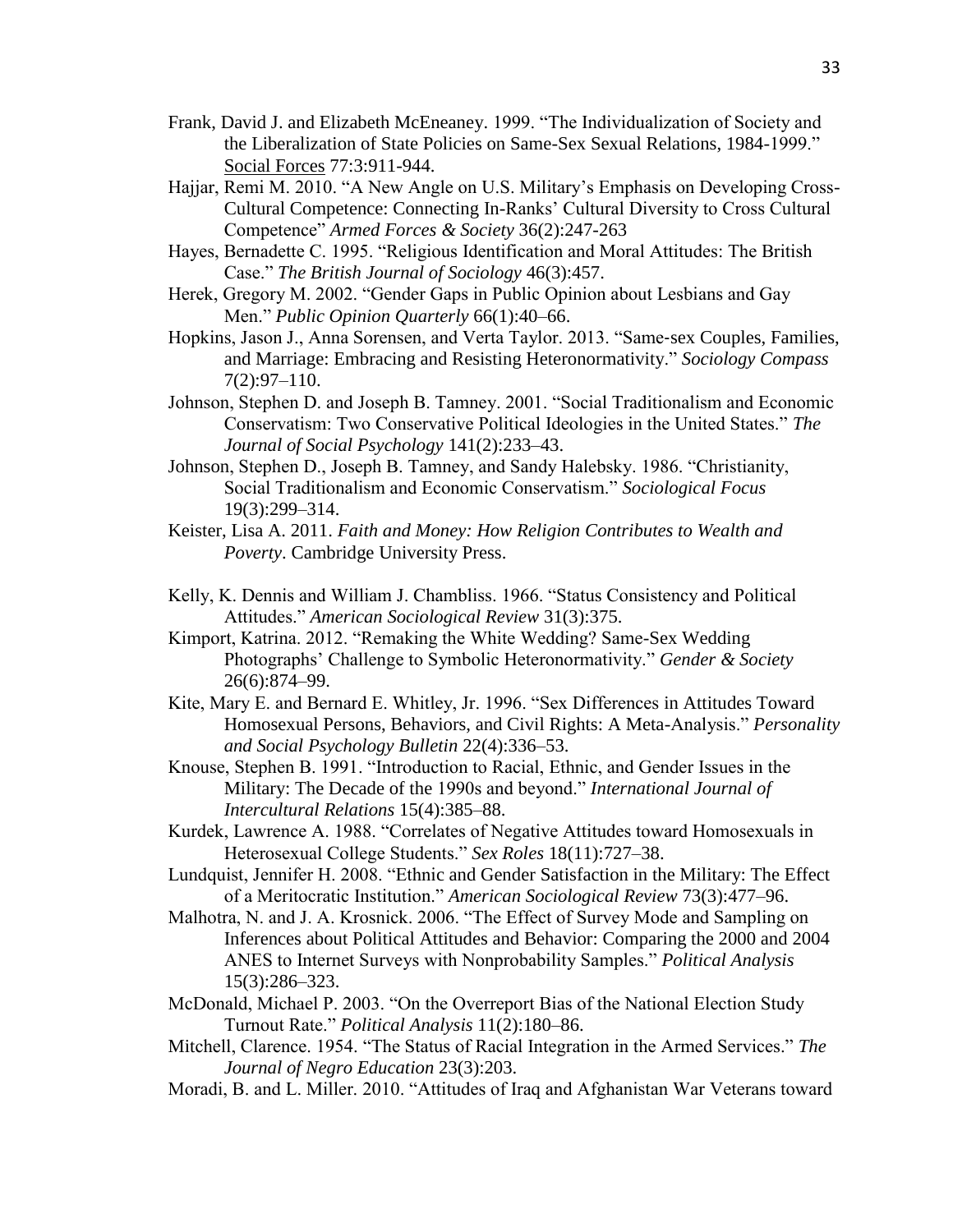Frank, David J. and Elizabeth McEneaney. 1999. "The Individualization of Society and the Liberalization of State Policies on Same-Sex Sexual Relations, 1984-1999." Social Forces 77:3:911-944.

Hajjar, Remi M. 2010. "A New Angle on U.S. Military's Emphasis on Developing Cross-Cultural Competence: Connecting In-Ranks' Cultural Diversity to Cross Cultural Competence" *Armed Forces & Society* 36(2):247-263

Hayes, Bernadette C. 1995. "Religious Identification and Moral Attitudes: The British Case." *The British Journal of Sociology* 46(3):457.

Herek, Gregory M. 2002. "Gender Gaps in Public Opinion about Lesbians and Gay Men." *Public Opinion Quarterly* 66(1):40–66.

Hopkins, Jason J., Anna Sorensen, and Verta Taylor. 2013. "Same-sex Couples, Families, and Marriage: Embracing and Resisting Heteronormativity." *Sociology Compass* 7(2):97–110.

Johnson, Stephen D. and Joseph B. Tamney. 2001. "Social Traditionalism and Economic Conservatism: Two Conservative Political Ideologies in the United States." *The Journal of Social Psychology* 141(2):233–43.

Johnson, Stephen D., Joseph B. Tamney, and Sandy Halebsky. 1986. "Christianity, Social Traditionalism and Economic Conservatism." *Sociological Focus* 19(3):299–314.

Keister, Lisa A. 2011. *Faith and Money: How Religion Contributes to Wealth and Poverty*. Cambridge University Press.

Kelly, K. Dennis and William J. Chambliss. 1966. "Status Consistency and Political Attitudes." *American Sociological Review* 31(3):375.

Kimport, Katrina. 2012. "Remaking the White Wedding? Same-Sex Wedding Photographs' Challenge to Symbolic Heteronormativity." *Gender & Society* 26(6):874–99.

Kite, Mary E. and Bernard E. Whitley, Jr. 1996. "Sex Differences in Attitudes Toward Homosexual Persons, Behaviors, and Civil Rights: A Meta-Analysis." *Personality and Social Psychology Bulletin* 22(4):336–53.

Knouse, Stephen B. 1991. "Introduction to Racial, Ethnic, and Gender Issues in the Military: The Decade of the 1990s and beyond." *International Journal of Intercultural Relations* 15(4):385–88.

Kurdek, Lawrence A. 1988. "Correlates of Negative Attitudes toward Homosexuals in Heterosexual College Students." *Sex Roles* 18(11):727–38.

Lundquist, Jennifer H. 2008. "Ethnic and Gender Satisfaction in the Military: The Effect of a Meritocratic Institution." *American Sociological Review* 73(3):477–96.

Malhotra, N. and J. A. Krosnick. 2006. "The Effect of Survey Mode and Sampling on Inferences about Political Attitudes and Behavior: Comparing the 2000 and 2004 ANES to Internet Surveys with Nonprobability Samples." *Political Analysis* 15(3):286–323.

McDonald, Michael P. 2003. "On the Overreport Bias of the National Election Study Turnout Rate." *Political Analysis* 11(2):180–86.

Mitchell, Clarence. 1954. "The Status of Racial Integration in the Armed Services." *The Journal of Negro Education* 23(3):203.

Moradi, B. and L. Miller. 2010. "Attitudes of Iraq and Afghanistan War Veterans toward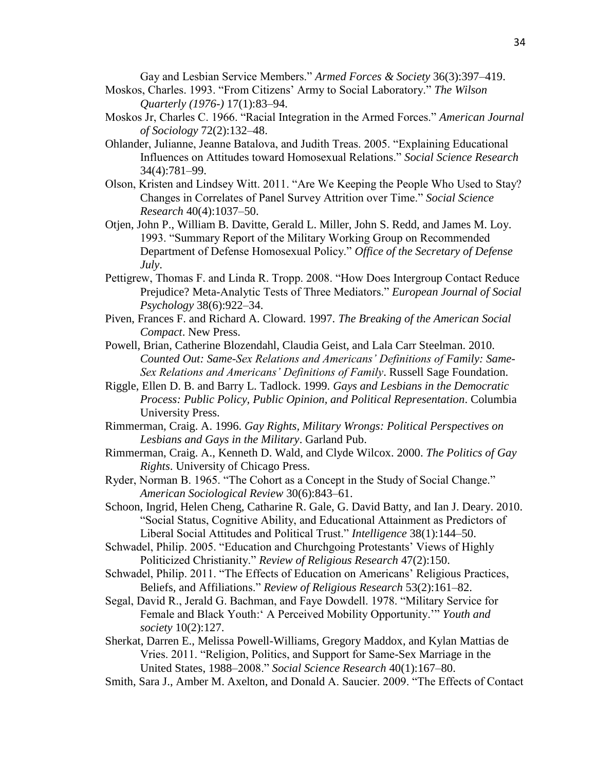Gay and Lesbian Service Members." *Armed Forces & Society* 36(3):397–419.

Moskos, Charles. 1993. "From Citizens' Army to Social Laboratory." *The Wilson Quarterly (1976-)* 17(1):83–94.

Moskos Jr, Charles C. 1966. "Racial Integration in the Armed Forces." *American Journal of Sociology* 72(2):132–48.

Ohlander, Julianne, Jeanne Batalova, and Judith Treas. 2005. "Explaining Educational Influences on Attitudes toward Homosexual Relations." *Social Science Research* 34(4):781–99.

Olson, Kristen and Lindsey Witt. 2011. "Are We Keeping the People Who Used to Stay? Changes in Correlates of Panel Survey Attrition over Time." *Social Science Research* 40(4):1037–50.

Otjen, John P., William B. Davitte, Gerald L. Miller, John S. Redd, and James M. Loy. 1993. "Summary Report of the Military Working Group on Recommended Department of Defense Homosexual Policy." *Office of the Secretary of Defense July*.

Pettigrew, Thomas F. and Linda R. Tropp. 2008. "How Does Intergroup Contact Reduce Prejudice? Meta-Analytic Tests of Three Mediators." *European Journal of Social Psychology* 38(6):922–34.

Piven, Frances F. and Richard A. Cloward. 1997. *The Breaking of the American Social Compact*. New Press.

Powell, Brian, Catherine Blozendahl, Claudia Geist, and Lala Carr Steelman. 2010. *Counted Out: Same-Sex Relations and Americans' Definitions of Family: Same-Sex Relations and Americans' Definitions of Family*. Russell Sage Foundation.

Riggle, Ellen D. B. and Barry L. Tadlock. 1999. *Gays and Lesbians in the Democratic Process: Public Policy, Public Opinion, and Political Representation*. Columbia University Press.

Rimmerman, Craig. A. 1996. *Gay Rights, Military Wrongs: Political Perspectives on Lesbians and Gays in the Military*. Garland Pub.

Rimmerman, Craig. A., Kenneth D. Wald, and Clyde Wilcox. 2000. *The Politics of Gay Rights*. University of Chicago Press.

Ryder, Norman B. 1965. "The Cohort as a Concept in the Study of Social Change." *American Sociological Review* 30(6):843–61.

Schoon, Ingrid, Helen Cheng, Catharine R. Gale, G. David Batty, and Ian J. Deary. 2010. "Social Status, Cognitive Ability, and Educational Attainment as Predictors of Liberal Social Attitudes and Political Trust." *Intelligence* 38(1):144–50.

Schwadel, Philip. 2005. "Education and Churchgoing Protestants' Views of Highly Politicized Christianity." *Review of Religious Research* 47(2):150.

Schwadel, Philip. 2011. "The Effects of Education on Americans' Religious Practices, Beliefs, and Affiliations." *Review of Religious Research* 53(2):161–82.

Segal, David R., Jerald G. Bachman, and Faye Dowdell. 1978. "Military Service for Female and Black Youth:' A Perceived Mobility Opportunity.'" *Youth and society* 10(2):127.

Sherkat, Darren E., Melissa Powell-Williams, Gregory Maddox, and Kylan Mattias de Vries. 2011. "Religion, Politics, and Support for Same-Sex Marriage in the United States, 1988–2008." *Social Science Research* 40(1):167–80.

Smith, Sara J., Amber M. Axelton, and Donald A. Saucier. 2009. "The Effects of Contact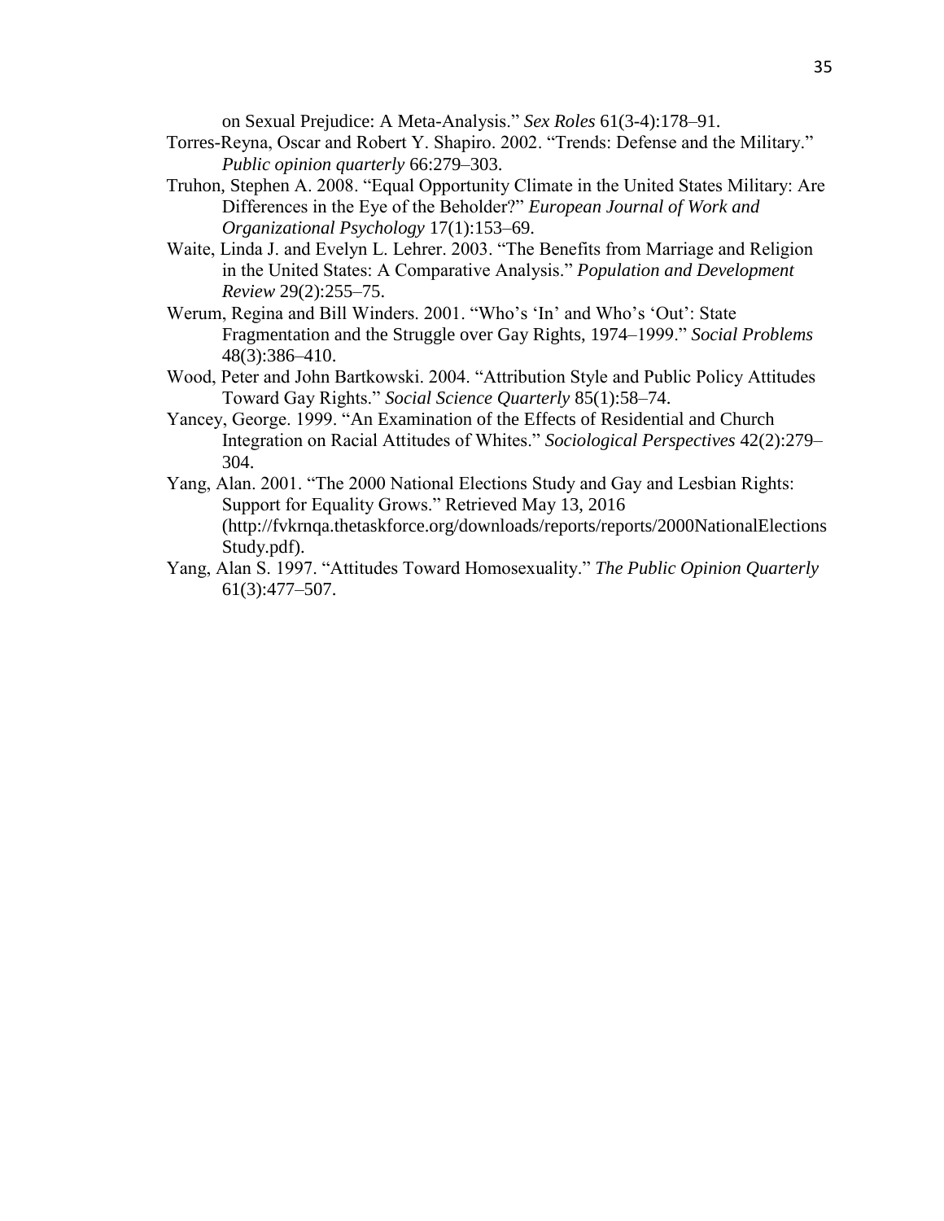on Sexual Prejudice: A Meta-Analysis." *Sex Roles* 61(3-4):178–91.

Torres-Reyna, Oscar and Robert Y. Shapiro. 2002. "Trends: Defense and the Military." *Public opinion quarterly* 66:279–303.

Truhon, Stephen A. 2008. "Equal Opportunity Climate in the United States Military: Are Differences in the Eye of the Beholder?" *European Journal of Work and Organizational Psychology* 17(1):153–69.

Waite, Linda J. and Evelyn L. Lehrer. 2003. "The Benefits from Marriage and Religion in the United States: A Comparative Analysis." *Population and Development Review* 29(2):255–75.

Werum, Regina and Bill Winders. 2001. "Who's 'In' and Who's 'Out': State Fragmentation and the Struggle over Gay Rights, 1974–1999." *Social Problems* 48(3):386–410.

Wood, Peter and John Bartkowski. 2004. "Attribution Style and Public Policy Attitudes Toward Gay Rights." *Social Science Quarterly* 85(1):58–74.

Yancey, George. 1999. "An Examination of the Effects of Residential and Church Integration on Racial Attitudes of Whites." *Sociological Perspectives* 42(2):279–304.

Yang, Alan. 2001. "The 2000 National Elections Study and Gay and Lesbian Rights: Support for Equality Grows." Retrieved May 13, 2016 (http://fvkrnqa.thetaskforce.org/downloads/reports/reports/2000NationalElectionsStudy.pdf).

Yang, Alan S. 1997. "Attitudes Toward Homosexuality." *The Public Opinion Quarterly* 61(3):477–507.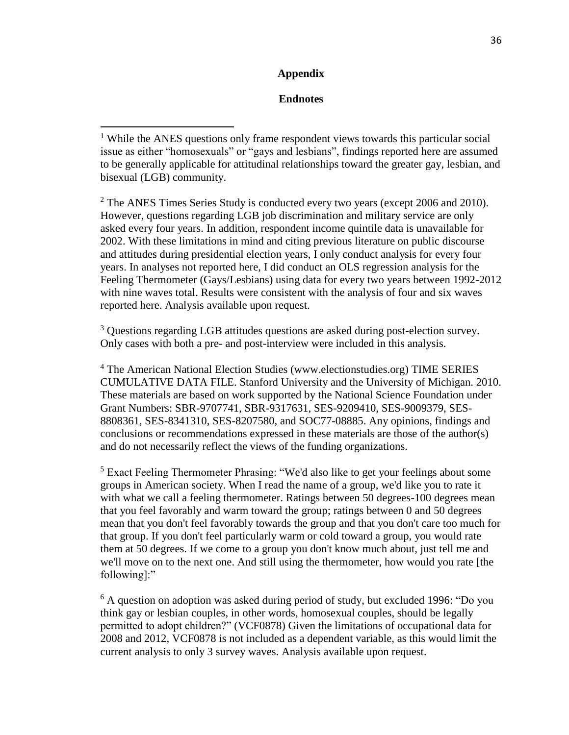**Appendix**

**Endnotes**

[1] While the ANES questions only frame respondent views towards this particular social issue as either "homosexuals" or "gays and lesbians", findings reported here are assumed to be generally applicable for attitudinal relationships toward the greater gay, lesbian, and bisexual (LGB) community.

[2] The ANES Times Series Study is conducted every two years (except 2006 and 2010). However, questions regarding LGB job discrimination and military service are only asked every four years. In addition, respondent income quintile data is unavailable for 2002. With these limitations in mind and citing previous literature on public discourse and attitudes during presidential election years, I only conduct analysis for every four years. In analyses not reported here, I did conduct an OLS regression analysis for the Feeling Thermometer (Gays/Lesbians) using data for every two years between 1992-2012 with nine waves total. Results were consistent with the analysis of four and six waves reported here. Analysis available upon request.

[3] Questions regarding LGB attitudes questions are asked during post-election survey. Only cases with both a pre- and post-interview were included in this analysis.

[4] The American National Election Studies (www.electionstudies.org) TIME SERIES CUMULATIVE DATA FILE. Stanford University and the University of Michigan. 2010. These materials are based on work supported by the National Science Foundation under Grant Numbers: SBR-9707741, SBR-9317631, SES-9209410, SES-9009379, SES-8808361, SES-8341310, SES-8207580, and SOC77-08885. Any opinions, findings and conclusions or recommendations expressed in these materials are those of the author(s) and do not necessarily reflect the views of the funding organizations.

[5] Exact Feeling Thermometer Phrasing: "We'd also like to get your feelings about some groups in American society. When I read the name of a group, we'd like you to rate it with what we call a feeling thermometer. Ratings between 50 degrees-100 degrees mean that you feel favorably and warm toward the group; ratings between 0 and 50 degrees mean that you don't feel favorably towards the group and that you don't care too much for that group. If you don't feel particularly warm or cold toward a group, you would rate them at 50 degrees. If we come to a group you don't know much about, just tell me and we'll move on to the next one. And still using the thermometer, how would you rate [the following]:"

[6] A question on adoption was asked during period of study, but excluded 1996: "Do you think gay or lesbian couples, in other words, homosexual couples, should be legally permitted to adopt children?" (VCF0878) Given the limitations of occupational data for 2008 and 2012, VCF0878 is not included as a dependent variable, as this would limit the current analysis to only 3 survey waves. Analysis available upon request.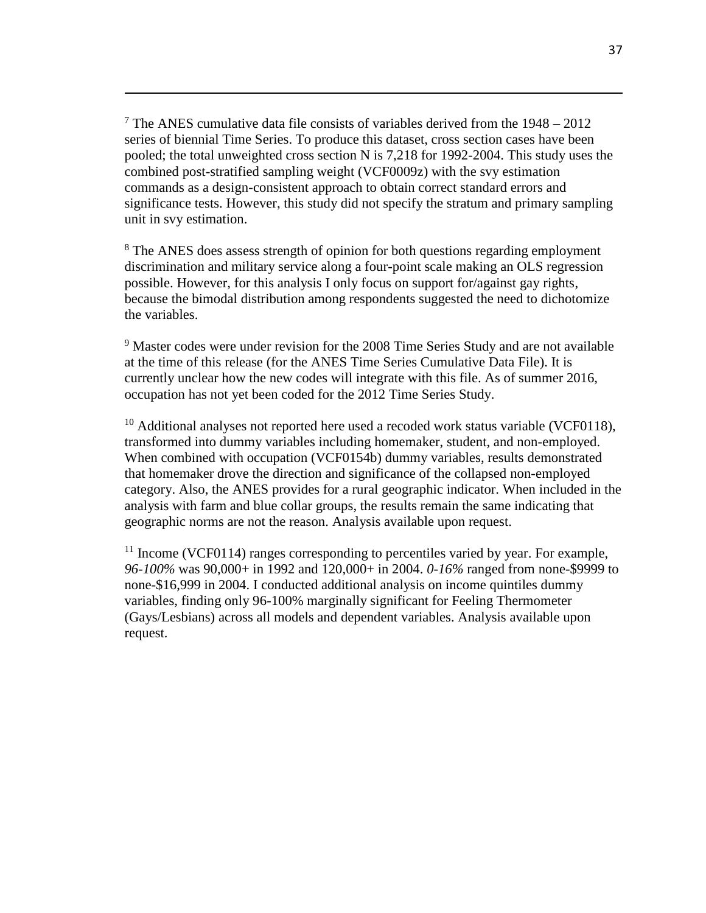[7] The ANES cumulative data file consists of variables derived from the 1948 – 2012 series of biennial Time Series. To produce this dataset, cross section cases have been pooled; the total unweighted cross section N is 7,218 for 1992-2004. This study uses the combined post-stratified sampling weight (VCF0009z) with the svy estimation commands as a design-consistent approach to obtain correct standard errors and significance tests. However, this study did not specify the stratum and primary sampling unit in svy estimation.

[8] The ANES does assess strength of opinion for both questions regarding employment discrimination and military service along a four-point scale making an OLS regression possible. However, for this analysis I only focus on support for/against gay rights, because the bimodal distribution among respondents suggested the need to dichotomize the variables.

[9] Master codes were under revision for the 2008 Time Series Study and are not available at the time of this release (for the ANES Time Series Cumulative Data File). It is currently unclear how the new codes will integrate with this file. As of summer 2016, occupation has not yet been coded for the 2012 Time Series Study.

[10] Additional analyses not reported here used a recoded work status variable (VCF0118), transformed into dummy variables including homemaker, student, and non-employed. When combined with occupation (VCF0154b) dummy variables, results demonstrated that homemaker drove the direction and significance of the collapsed non-employed category. Also, the ANES provides for a rural geographic indicator. When included in the analysis with farm and blue collar groups, the results remain the same indicating that geographic norms are not the reason. Analysis available upon request.

[11] Income (VCF0114) ranges corresponding to percentiles varied by year. For example, *96-100%* was 90,000+ in 1992 and 120,000+ in 2004. *0-16%* ranged from none-$9999 to none-$16,999 in 2004. I conducted additional analysis on income quintiles dummy variables, finding only 96-100% marginally significant for Feeling Thermometer (Gays/Lesbians) across all models and dependent variables. Analysis available upon request.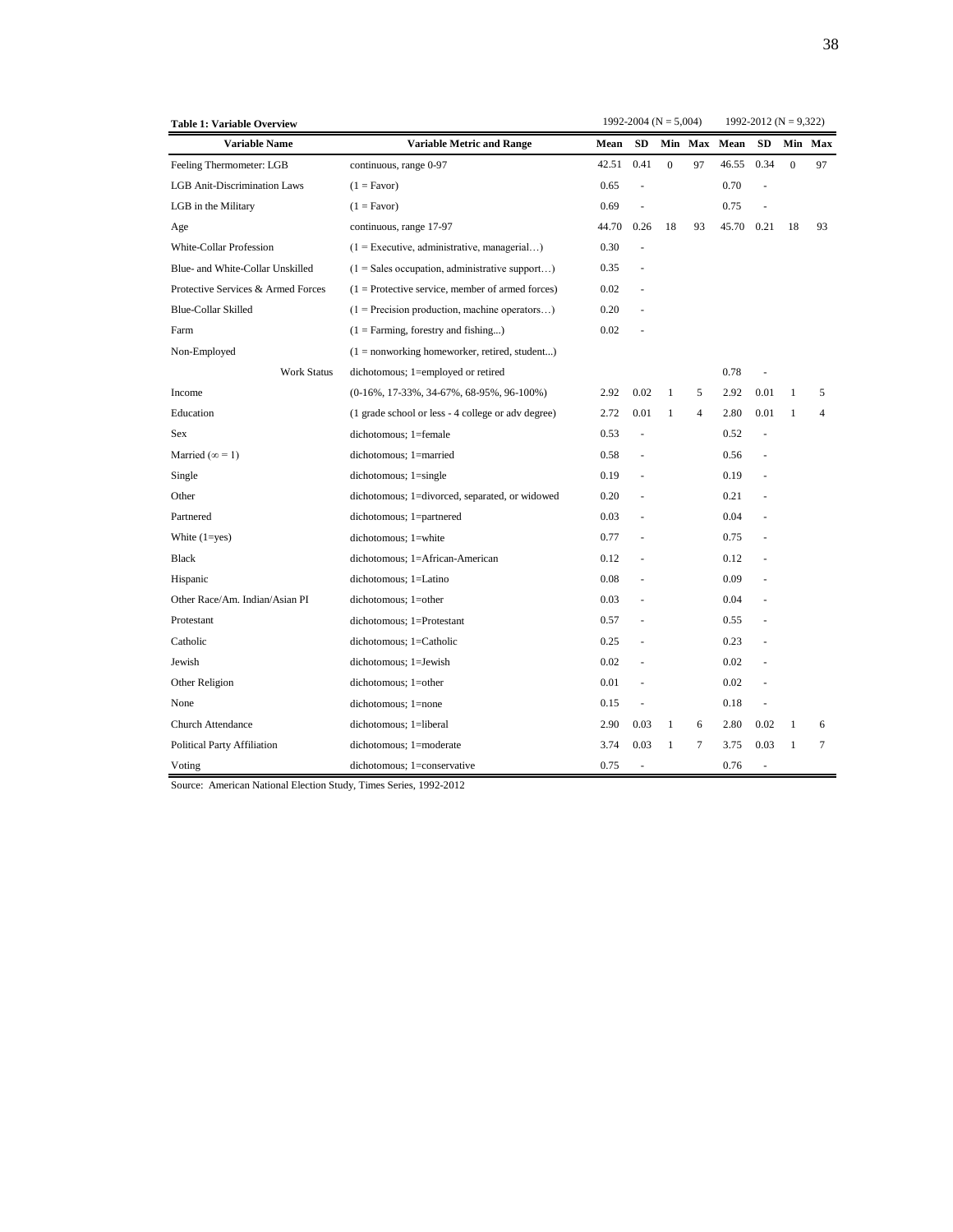**Table 1: Variable Overview**

| Variable Name | Variable Metric and Range | 1992-2004 (N = 5,004) | | | | 1992-2012 (N = 9,322) | | | |
|---|---|---|---|---|---|---|---|---|---|
| | | Mean | SD | Min | Max | Mean | SD | Min | Max |
| Feeling Thermometer: LGB | continuous, range 0-97 | 42.51 | 0.41 | 0 | 97 | 46.55 | 0.34 | 0 | 97 |
| LGB Anit-Discrimination Laws | (1 = Favor) | 0.65 | - | | | 0.70 | - | | |
| LGB in the Military | (1 = Favor) | 0.69 | - | | | 0.75 | - | | |
| Age | continuous, range 17-97 | 44.70 | 0.26 | 18 | 93 | 45.70 | 0.21 | 18 | 93 |
| White-Collar Profession | (1 = Executive, administrative, managerial…) | 0.30 | - | | | | | | |
| Blue- and White-Collar Unskilled | (1 = Sales occupation, administrative support…) | 0.35 | - | | | | | | |
| Protective Services & Armed Forces | (1 = Protective service, member of armed forces) | 0.02 | - | | | | | | |
| Blue-Collar Skilled | (1 = Precision production, machine operators…) | 0.20 | - | | | | | | |
| Farm | (1 = Farming, forestry and fishing...) | 0.02 | - | | | | | | |
| Non-Employed | (1 = nonworking homeworker, retired, student...) | | | | | | | | |
| Work Status | dichotomous; 1=employed or retired | | | | | 0.78 | - | | |
| Income | (0-16%, 17-33%, 34-67%, 68-95%, 96-100%) | 2.92 | 0.02 | 1 | 5 | 2.92 | 0.01 | 1 | 5 |
| Education | (1 grade school or less - 4 college or adv degree) | 2.72 | 0.01 | 1 | 4 | 2.80 | 0.01 | 1 | 4 |
| Sex | dichotomous; 1=female | 0.53 | - | | | 0.52 | - | | |
| Married (∞ = 1) | dichotomous; 1=married | 0.58 | - | | | 0.56 | - | | |
| Single | dichotomous; 1=single | 0.19 | - | | | 0.19 | - | | |
| Other | dichotomous; 1=divorced, separated, or widowed | 0.20 | - | | | 0.21 | - | | |
| Partnered | dichotomous; 1=partnered | 0.03 | - | | | 0.04 | - | | |
| White (1=yes) | dichotomous; 1=white | 0.77 | - | | | 0.75 | - | | |
| Black | dichotomous; 1=African-American | 0.12 | - | | | 0.12 | - | | |
| Hispanic | dichotomous; 1=Latino | 0.08 | - | | | 0.09 | - | | |
| Other Race/Am. Indian/Asian PI | dichotomous; 1=other | 0.03 | - | | | 0.04 | - | | |
| Protestant | dichotomous; 1=Protestant | 0.57 | - | | | 0.55 | - | | |
| Catholic | dichotomous; 1=Catholic | 0.25 | - | | | 0.23 | - | | |
| Jewish | dichotomous; 1=Jewish | 0.02 | - | | | 0.02 | - | | |
| Other Religion | dichotomous; 1=other | 0.01 | - | | | 0.02 | - | | |
| None | dichotomous; 1=none | 0.15 | - | | | 0.18 | - | | |
| Church Attendance | dichotomous; 1=liberal | 2.90 | 0.03 | 1 | 6 | 2.80 | 0.02 | 1 | 6 |
| Political Party Affiliation | dichotomous; 1=moderate | 3.74 | 0.03 | 1 | 7 | 3.75 | 0.03 | 1 | 7 |
| Voting | dichotomous; 1=conservative | 0.75 | - | | | 0.76 | - | | |

Source: American National Election Study, Times Series, 1992-2012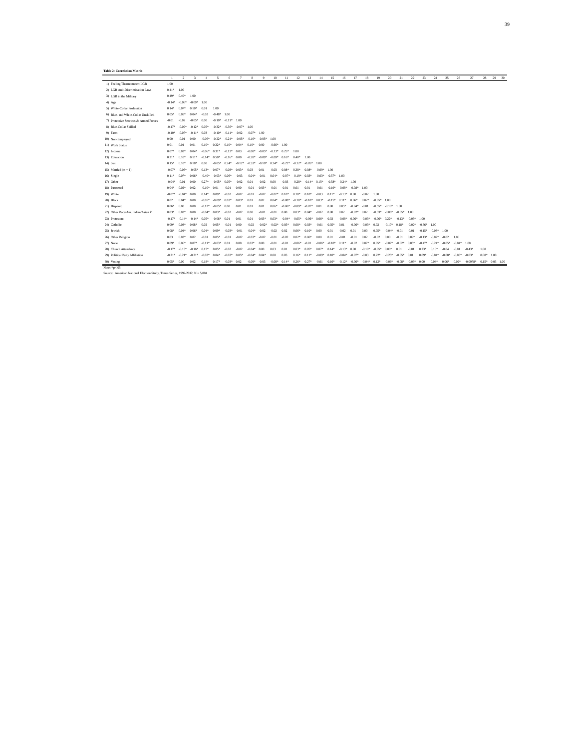**Table 2: Correlation Matrix**

| | 1 | 2 | 3 | 4 | 5 | 6 | 7 | 8 | 9 | 10 | 11 | 12 | 13 | 14 | 15 | 16 | 17 | 18 | 19 | 20 | 21 | 22 | 23 | 24 | 25 | 26 | 27 | 28 | 29 | 30 |
|---|---|---|---|---|---|---|---|---|---|---|---|---|---|---|---|---|---|---|---|---|---|---|---|---|---|---|---|---|---|---|
| 1) Feeling Thermometer: LGB | 1.00 | | | | | | | | | | | | | | | | | | | | | | | | | | | | | |
| 2) LGB Anti-Discrimination Laws | 0.41* | 1.00 | | | | | | | | | | | | | | | | | | | | | | | | | | | | |
| 3) LGB in the Military | 0.49* | 0.40* | 1.00 | | | | | | | | | | | | | | | | | | | | | | | | | | | |
| 4) Age | -0.14* | -0.06* | -0.09* | 1.00 | | | | | | | | | | | | | | | | | | | | | | | | | | |
| 5) White-Collar Profession | 0.14* | 0.07* | 0.10* | 0.01 | 1.00 | | | | | | | | | | | | | | | | | | | | | | | | | |
| 6) Blue- and White-Collar Unskilled | 0.05* | 0.05* | 0.04* | -0.02 | -0.48* | 1.00 | | | | | | | | | | | | | | | | | | | | | | | | |
| 7) Protective Services & Armed Forces | -0.01 | -0.02 | -0.05* | 0.00 | -0.10* | -0.11* | 1.00 | | | | | | | | | | | | | | | | | | | | | | | |
| 8) Blue-Collar Skilled | -0.17* | -0.09* | -0.12* | 0.05* | -0.32* | -0.36* | -0.07* | 1.00 | | | | | | | | | | | | | | | | | | | | | | |
| 9) Farm | -0.10* | -0.07* | -0.11* | 0.03 | -0.10* | -0.11* | -0.02 | -0.07* | 1.00 | | | | | | | | | | | | | | | | | | | | | |
| 10) Non-Employed | 0.00 | -0.01 | 0.00 | -0.06* | -0.22* | -0.24* | -0.05* | -0.16* | -0.05* | 1.00 | | | | | | | | | | | | | | | | | | | | |
| 11) Work Status | 0.01 | 0.01 | 0.01 | 0.10* | 0.22* | 0.10* | 0.04* | 0.10* | 0.00 | -0.66* | 1.00 | | | | | | | | | | | | | | | | | | | |
| 12) Income | 0.07* | 0.03* | 0.04* | -0.06* | 0.31* | -0.13* | 0.03 | -0.08* | -0.05* | -0.13* | 0.25* | 1.00 | | | | | | | | | | | | | | | | | | |
| 13) Education | 0.21* | 0.10* | 0.11* | -0.14* | 0.50* | -0.16* | 0.00 | -0.28* | -0.09* | -0.09* | 0.16* | 0.40* | 1.00 | | | | | | | | | | | | | | | | | |
| 14) Sex | 0.15* | 0.10* | 0.18* | 0.00 | -0.05* | 0.24* | -0.12* | -0.33* | -0.10* | 0.24* | -0.22* | -0.12* | -0.05* | 1.00 | | | | | | | | | | | | | | | | |
| 15) Married (= 1) | -0.07* | -0.06* | -0.05* | 0.13* | 0.07* | -0.08* | 0.03* | 0.03 | 0.01 | -0.03 | 0.08* | 0.38* | 0.08* | -0.09* | 1.00 | | | | | | | | | | | | | | | |
| 16) Single | 0.11* | 0.07* | 0.06* | -0.40* | -0.03* | 0.06* | -0.03 | -0.04* | -0.01 | 0.04* | -0.07* | -0.19* | 0.03* | -0.03* | -0.57* | 1.00 | | | | | | | | | | | | | | |
| 17) Other | -0.04* | -0.01 | 0.00 | 0.27* | -0.05* | 0.05* | -0.02 | 0.01 | -0.02 | 0.00 | -0.03 | -0.28* | -0.14* | 0.15* | -0.58* | -0.24* | 1.00 | | | | | | | | | | | | | |
| 18) Partnered | 0.04* | 0.02* | 0.02 | -0.10* | 0.01 | -0.01 | 0.00 | -0.01 | 0.03* | -0.01 | -0.01 | 0.01 | 0.01 | -0.01 | -0.19* | -0.08* | -0.08* | 1.00 | | | | | | | | | | | | |
| 19) White | -0.07* | -0.04* | 0.00 | 0.14* | 0.09* | -0.02 | -0.02 | -0.01 | -0.02 | -0.07* | 0.10* | 0.18* | 0.10* | -0.03 | 0.11* | -0.13* | 0.00 | -0.02 | 1.00 | | | | | | | | | | | |
| 20) Black | 0.02 | 0.04* | 0.00 | -0.05* | -0.09* | 0.03* | 0.03* | 0.01 | 0.02 | 0.04* | -0.08* | -0.18* | -0.10* | 0.03* | -0.15* | 0.11* | 0.06* | 0.02* | -0.65* | 1.00 | | | | | | | | | | |
| 21) Hispanic | 0.06* | 0.00 | 0.00 | -0.12* | -0.05* | 0.00 | 0.01 | 0.01 | 0.01 | 0.06* | -0.06* | -0.09* | -0.07* | 0.01 | 0.00 | 0.05* | -0.04* | -0.01 | -0.55* | -0.10* | 1.00 | | | | | | | | | |
| 22) Other Race/Am. Indian/Asian PI | 0.03* | 0.03* | 0.00 | -0.04* | 0.03* | -0.02 | -0.02 | 0.00 | -0.01 | -0.01 | 0.00 | 0.03* | 0.04* | -0.02 | 0.00 | 0.02 | -0.02* | 0.02 | -0.33* | -0.06* | -0.05* | 1.00 | | | | | | | | |
| 23) Protestant | -0.17* | -0.14* | -0.14* | 0.05* | -0.06* | 0.01 | 0.01 | 0.01 | 0.03* | 0.03* | -0.04* | -0.05* | -0.06* | 0.06* | 0.03 | -0.08* | 0.06* | -0.03* | -0.06* | 0.22* | -0.13* | -0.03* | 1.00 | | | | | | | |
| 24) Catholic | 0.09* | 0.08* | 0.08* | 0.02 | 0.05* | -0.01 | 0.00 | -0.02 | -0.02* | -0.02* | 0.05* | 0.08* | 0.03* | -0.01 | 0.05* | 0.01 | -0.06* | -0.03* | 0.02 | -0.17* | 0.18* | -0.02* | -0.66* | 1.00 | | | | | | |
| 25) Jewish | 0.08* | 0.04* | 0.06* | 0.04* | 0.09* | -0.03* | -0.01 | -0.04* | -0.02 | -0.02 | 0.02 | 0.06* | 0.10* | 0.00 | 0.01 | -0.02 | 0.01 | 0.00 | 0.05* | -0.04* | -0.01 | -0.01 | -0.15* | -0.08* | 1.00 | | | | | |
| 26) Other Religion | 0.03 | 0.03* | 0.02 | -0.01 | 0.05* | -0.01 | -0.02 | -0.03* | -0.02 | -0.01 | -0.02 | 0.02* | 0.06* | 0.00 | 0.01 | -0.01 | -0.01 | 0.02 | -0.02 | 0.00 | -0.01 | 0.09* | -0.13* | -0.07* | -0.02 | 1.00 | | | | |
| 27) None | 0.09* | 0.06* | 0.07* | -0.11* | -0.03* | 0.01 | 0.00 | 0.03* | 0.00 | -0.01 | -0.01 | -0.06* | -0.01 | -0.06* | -0.10* | 0.11* | -0.02 | 0.07* | 0.05* | -0.07* | -0.02* | 0.05* | -0.47* | -0.24* | -0.05* | -0.04* | 1.00 | | | |
| 28) Church Attendance | -0.17* | -0.13* | -0.16* | 0.17* | 0.05* | -0.02 | -0.02 | -0.04* | 0.00 | 0.03 | 0.01 | 0.03* | 0.05* | 0.07* | 0.14* | -0.13* | 0.00 | -0.10* | -0.05* | 0.06* | 0.01 | -0.01 | 0.23* | 0.10* | -0.04 | -0.01 | -0.43* | 1.00 | | |
| 29) Political Party Affiliation | -0.21* | -0.21* | -0.21* | -0.03* | 0.04* | -0.03* | 0.05* | -0.04* | 0.04* | 0.00 | 0.03 | 0.16* | 0.11* | -0.09* | 0.10* | -0.04* | -0.07* | -0.03 | 0.22* | -0.25* | -0.05* | 0.01 | 0.09* | -0.04* | -0.08* | -0.03* | -0.03* | 0.08* | 1.00 | |
| 30) Voting | 0.05* | 0.00 | 0.02 | 0.18* | 0.17* | -0.03* | 0.02 | -0.09* | -0.03 | -0.08* | 0.14* | 0.26* | 0.27* | -0.01 | 0.16* | -0.12* | -0.06* | -0.04* | 0.12* | -0.06* | -0.08* | -0.03* | 0.00 | 0.04* | 0.06* | 0.02* | -0.0978* | 0.15* | 0.03 | 1.00 |

Note: *p<.05

Source: American National Election Study, Times Series, 1992-2012, N = 5,004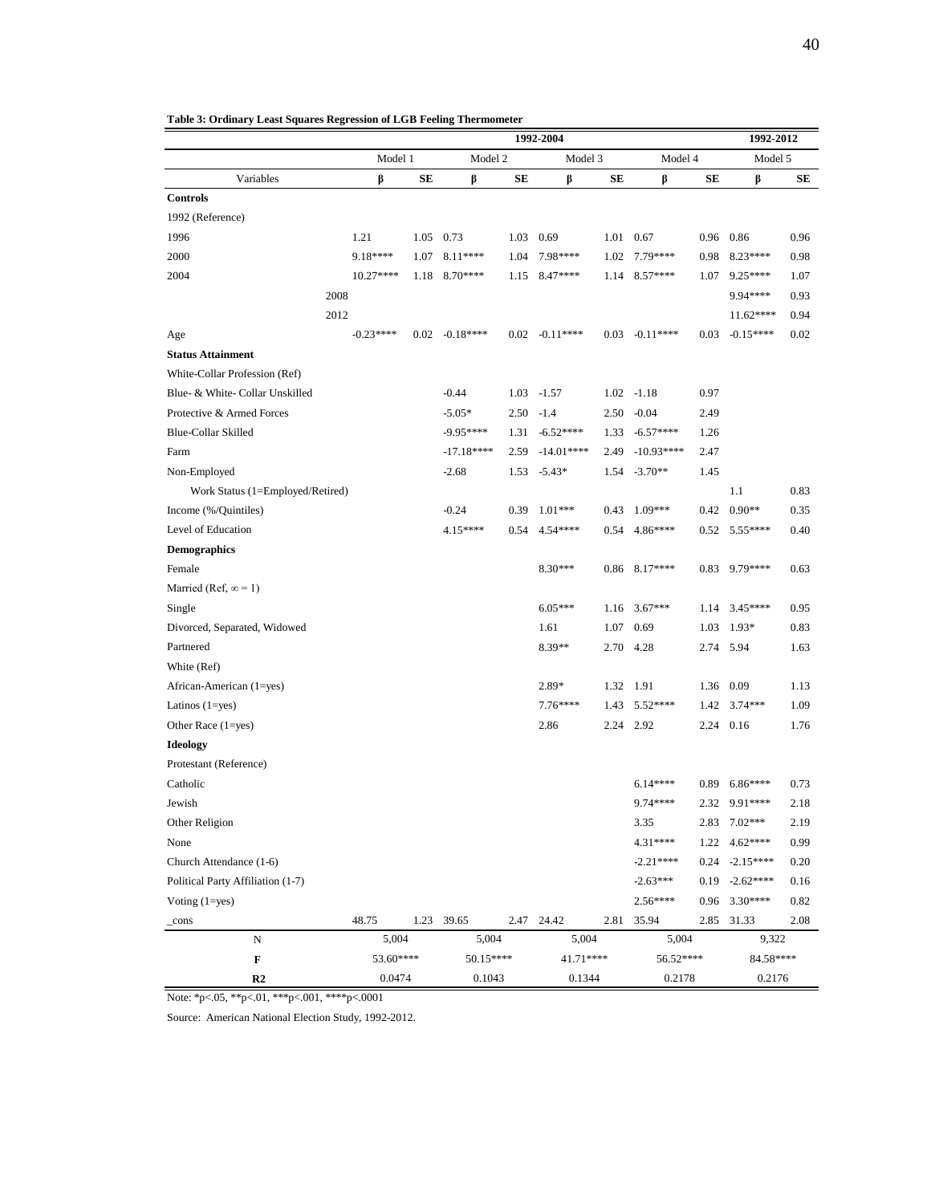**Table 3: Ordinary Least Squares Regression of LGB Feeling Thermometer**

| | 1992-2004 | | | | | | | | 1992-2012 | |
|---|---|---|---|---|---|---|---|---|---|---|
| | Model 1 | | Model 2 | | Model 3 | | Model 4 | | Model 5 | |
| Variables | β | SE | β | SE | β | SE | β | SE | β | SE |
| **Controls** | | | | | | | | | | |
| 1992 (Reference) | | | | | | | | | | |
| 1996 | 1.21 | 1.05 | 0.73 | 1.03 | 0.69 | 1.01 | 0.67 | 0.96 | 0.86 | 0.96 |
| 2000 | 9.18**** | 1.07 | 8.11**** | 1.04 | 7.98**** | 1.02 | 7.79**** | 0.98 | 8.23**** | 0.98 |
| 2004 | 10.27**** | 1.18 | 8.70**** | 1.15 | 8.47**** | 1.14 | 8.57**** | 1.07 | 9.25**** | 1.07 |
| 2008 | | | | | | | | | 9.94**** | 0.93 |
| 2012 | | | | | | | | | 11.62**** | 0.94 |
| Age | -0.23**** | 0.02 | -0.18**** | 0.02 | -0.11**** | 0.03 | -0.11**** | 0.03 | -0.15**** | 0.02 |
| **Status Attainment** | | | | | | | | | | |
| White-Collar Profession (Ref) | | | | | | | | | | |
| Blue- & White- Collar Unskilled | | | -0.44 | 1.03 | -1.57 | 1.02 | -1.18 | 0.97 | | |
| Protective & Armed Forces | | | -5.05* | 2.50 | -1.4 | 2.50 | -0.04 | 2.49 | | |
| Blue-Collar Skilled | | | -9.95**** | 1.31 | -6.52**** | 1.33 | -6.57**** | 1.26 | | |
| Farm | | | -17.18**** | 2.59 | -14.01**** | 2.49 | -10.93**** | 2.47 | | |
| Non-Employed | | | -2.68 | 1.53 | -5.43* | 1.54 | -3.70** | 1.45 | | |
| Work Status (1=Employed/Retired) | | | | | | | | | 1.1 | 0.83 |
| Income (%/Quintiles) | | | -0.24 | 0.39 | 1.01*** | 0.43 | 1.09*** | 0.42 | 0.90** | 0.35 |
| Level of Education | | | 4.15**** | 0.54 | 4.54**** | 0.54 | 4.86**** | 0.52 | 5.55**** | 0.40 |
| **Demographics** | | | | | | | | | | |
| Female | | | | | 8.30*** | 0.86 | 8.17**** | 0.83 | 9.79**** | 0.63 |
| Married (Ref, ∞ = 1) | | | | | | | | | | |
| Single | | | | | 6.05*** | 1.16 | 3.67*** | 1.14 | 3.45**** | 0.95 |
| Divorced, Separated, Widowed | | | | | 1.61 | 1.07 | 0.69 | 1.03 | 1.93* | 0.83 |
| Partnered | | | | | 8.39** | 2.70 | 4.28 | 2.74 | 5.94 | 1.63 |
| White (Ref) | | | | | | | | | | |
| African-American (1=yes) | | | | | 2.89* | 1.32 | 1.91 | 1.36 | 0.09 | 1.13 |
| Latinos (1=yes) | | | | | 7.76**** | 1.43 | 5.52**** | 1.42 | 3.74*** | 1.09 |
| Other Race (1=yes) | | | | | 2.86 | 2.24 | 2.92 | 2.24 | 0.16 | 1.76 |
| **Ideology** | | | | | | | | | | |
| Protestant (Reference) | | | | | | | | | | |
| Catholic | | | | | | | 6.14**** | 0.89 | 6.86**** | 0.73 |
| Jewish | | | | | | | 9.74**** | 2.32 | 9.91**** | 2.18 |
| Other Religion | | | | | | | 3.35 | 2.83 | 7.02*** | 2.19 |
| None | | | | | | | 4.31**** | 1.22 | 4.62**** | 0.99 |
| Church Attendance (1-6) | | | | | | | -2.21**** | 0.24 | -2.15**** | 0.20 |
| Political Party Affiliation (1-7) | | | | | | | -2.63*** | 0.19 | -2.62**** | 0.16 |
| Voting (1=yes) | | | | | | | 2.56**** | 0.96 | 3.30**** | 0.82 |
| _cons | 48.75 | 1.23 | 39.65 | 2.47 | 24.42 | 2.81 | 35.94 | 2.85 | 31.33 | 2.08 |
| N | 5,004 | | 5,004 | | 5,004 | | 5,004 | | 9,322 | |
| F | 53.60**** | | 50.15**** | | 41.71**** | | 56.52**** | | 84.58**** | |
| R2 | 0.0474 | | 0.1043 | | 0.1344 | | 0.2178 | | 0.2176 | |

Note: *p<.05, **p<.01, ***p<.001, ****p<.0001

Source: American National Election Study, 1992-2012.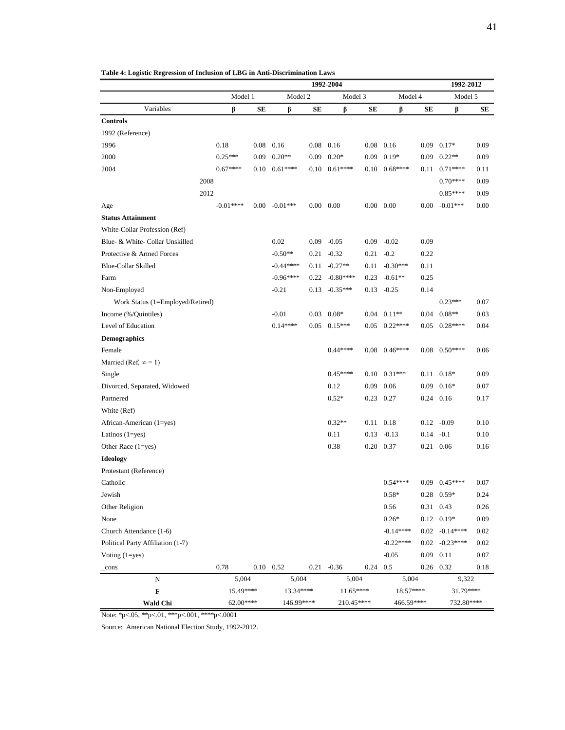**Table 4: Logistic Regression of Inclusion of LBG in Anti-Discrimination Laws**

| | 1992-2004 | | | | | | | | 1992-2012 | |
|---|---|---|---|---|---|---|---|---|---|---|
| | Model 1 | | Model 2 | | Model 3 | | Model 4 | | Model 5 | |
| Variables | β | SE | β | SE | β | SE | β | SE | β | SE |
| **Controls** | | | | | | | | | | |
| 1992 (Reference) | | | | | | | | | | |
| 1996 | 0.18 | 0.08 | 0.16 | 0.08 | 0.16 | 0.08 | 0.16 | 0.09 | 0.17* | 0.09 |
| 2000 | 0.25*** | 0.09 | 0.20** | 0.09 | 0.20* | 0.09 | 0.19* | 0.09 | 0.22** | 0.09 |
| 2004 | 0.67**** | 0.10 | 0.61**** | 0.10 | 0.61**** | 0.10 | 0.68**** | 0.11 | 0.71**** | 0.11 |
| 2008 | | | | | | | | | 0.70**** | 0.09 |
| 2012 | | | | | | | | | 0.85**** | 0.09 |
| Age | -0.01**** | 0.00 | -0.01*** | 0.00 | 0.00 | 0.00 | 0.00 | 0.00 | -0.01*** | 0.00 |
| **Status Attainment** | | | | | | | | | | |
| White-Collar Profession (Ref) | | | | | | | | | | |
| Blue- & White- Collar Unskilled | | | 0.02 | 0.09 | -0.05 | 0.09 | -0.02 | 0.09 | | |
| Protective & Armed Forces | | | -0.50** | 0.21 | -0.32 | 0.21 | -0.2 | 0.22 | | |
| Blue-Collar Skilled | | | -0.44**** | 0.11 | -0.27** | 0.11 | -0.30*** | 0.11 | | |
| Farm | | | -0.96**** | 0.22 | -0.80**** | 0.23 | -0.61** | 0.25 | | |
| Non-Employed | | | -0.21 | 0.13 | -0.35*** | 0.13 | -0.25 | 0.14 | | |
| Work Status (1=Employed/Retired) | | | | | | | | | 0.23*** | 0.07 |
| Income (%/Quintiles) | | | -0.01 | 0.03 | 0.08* | 0.04 | 0.11** | 0.04 | 0.08** | 0.03 |
| Level of Education | | | 0.14**** | 0.05 | 0.15*** | 0.05 | 0.22**** | 0.05 | 0.28**** | 0.04 |
| **Demographics** | | | | | | | | | | |
| Female | | | | | 0.44**** | 0.08 | 0.46**** | 0.08 | 0.50**** | 0.06 |
| Married (Ref, ∞ = 1) | | | | | | | | | | |
| Single | | | | | 0.45**** | 0.10 | 0.31*** | 0.11 | 0.18* | 0.09 |
| Divorced, Separated, Widowed | | | | | 0.12 | 0.09 | 0.06 | 0.09 | 0.16* | 0.07 |
| Partnered | | | | | 0.52* | 0.23 | 0.27 | 0.24 | 0.16 | 0.17 |
| White (Ref) | | | | | | | | | | |
| African-American (1=yes) | | | | | 0.32** | 0.11 | 0.18 | 0.12 | -0.09 | 0.10 |
| Latinos (1=yes) | | | | | 0.11 | 0.13 | -0.13 | 0.14 | -0.1 | 0.10 |
| Other Race (1=yes) | | | | | 0.38 | 0.20 | 0.37 | 0.21 | 0.06 | 0.16 |
| **Ideology** | | | | | | | | | | |
| Protestant (Reference) | | | | | | | | | | |
| Catholic | | | | | | | 0.54**** | 0.09 | 0.45**** | 0.07 |
| Jewish | | | | | | | 0.58* | 0.28 | 0.59* | 0.24 |
| Other Religion | | | | | | | 0.56 | 0.31 | 0.43 | 0.26 |
| None | | | | | | | 0.26* | 0.12 | 0.19* | 0.09 |
| Church Attendance (1-6) | | | | | | | -0.14**** | 0.02 | -0.14**** | 0.02 |
| Political Party Affiliation (1-7) | | | | | | | -0.22**** | 0.02 | -0.23**** | 0.02 |
| Voting (1=yes) | | | | | | | -0.05 | 0.09 | 0.11 | 0.07 |
| _cons | 0.78 | 0.10 | 0.52 | 0.21 | -0.36 | 0.24 | 0.5 | 0.26 | 0.32 | 0.18 |
| N | 5,004 | | 5,004 | | 5,004 | | 5,004 | | 9,322 | |
| **F** | 15.49**** | | 13.34**** | | 11.65**** | | 18.57**** | | 31.79**** | |
| **Wald Chi** | 62.00**** | | 146.99**** | | 210.45**** | | 466.59**** | | 732.80**** | |

Note: *p<.05, **p<.01, ***p<.001, ****p<.0001

Source: American National Election Study, 1992-2012.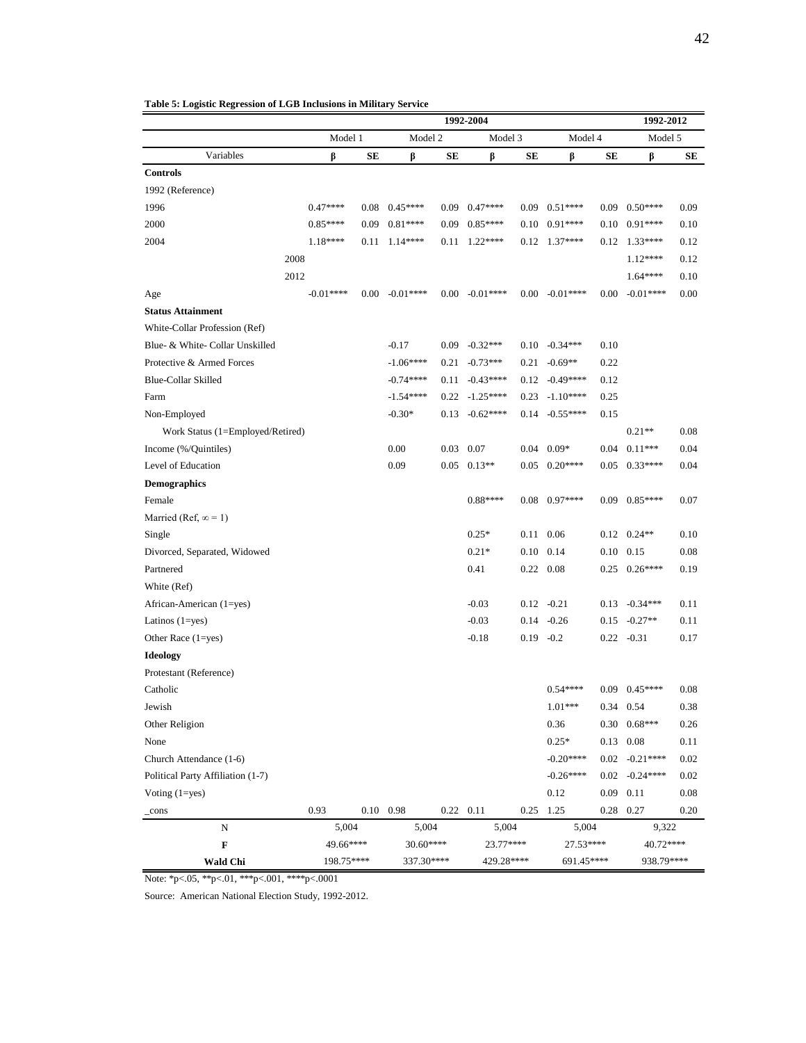**Table 5: Logistic Regression of LGB Inclusions in Military Service**

| | 1992-2004 | | | | | | | | 1992-2012 | |
|---|---|---|---|---|---|---|---|---|---|---|
| | Model 1 | | Model 2 | | Model 3 | | Model 4 | | Model 5 | |
| Variables | β | SE | β | SE | β | SE | β | SE | β | SE |
| **Controls** | | | | | | | | | | |
| 1992 (Reference) | | | | | | | | | | |
| 1996 | 0.47**** | 0.08 | 0.45**** | 0.09 | 0.47**** | 0.09 | 0.51**** | 0.09 | 0.50**** | 0.09 |
| 2000 | 0.85**** | 0.09 | 0.81**** | 0.09 | 0.85**** | 0.10 | 0.91**** | 0.10 | 0.91**** | 0.10 |
| 2004 | 1.18**** | 0.11 | 1.14**** | 0.11 | 1.22**** | 0.12 | 1.37**** | 0.12 | 1.33**** | 0.12 |
| 2008 | | | | | | | | | 1.12**** | 0.12 |
| 2012 | | | | | | | | | 1.64**** | 0.10 |
| Age | -0.01**** | 0.00 | -0.01**** | 0.00 | -0.01**** | 0.00 | -0.01**** | 0.00 | -0.01**** | 0.00 |
| **Status Attainment** | | | | | | | | | | |
| White-Collar Profession (Ref) | | | | | | | | | | |
| Blue- & White- Collar Unskilled | | | -0.17 | 0.09 | -0.32*** | 0.10 | -0.34*** | 0.10 | | |
| Protective & Armed Forces | | | -1.06**** | 0.21 | -0.73*** | 0.21 | -0.69** | 0.22 | | |
| Blue-Collar Skilled | | | -0.74**** | 0.11 | -0.43**** | 0.12 | -0.49**** | 0.12 | | |
| Farm | | | -1.54**** | 0.22 | -1.25**** | 0.23 | -1.10**** | 0.25 | | |
| Non-Employed | | | -0.30* | 0.13 | -0.62**** | 0.14 | -0.55**** | 0.15 | | |
| Work Status (1=Employed/Retired) | | | | | | | | | 0.21** | 0.08 |
| Income (%/Quintiles) | | | 0.00 | 0.03 | 0.07 | 0.04 | 0.09* | 0.04 | 0.11*** | 0.04 |
| Level of Education | | | 0.09 | 0.05 | 0.13** | 0.05 | 0.20**** | 0.05 | 0.33**** | 0.04 |
| **Demographics** | | | | | | | | | | |
| Female | | | | | 0.88**** | 0.08 | 0.97**** | 0.09 | 0.85**** | 0.07 |
| Married (Ref, ∞ = 1) | | | | | | | | | | |
| Single | | | | | 0.25* | 0.11 | 0.06 | 0.12 | 0.24** | 0.10 |
| Divorced, Separated, Widowed | | | | | 0.21* | 0.10 | 0.14 | 0.10 | 0.15 | 0.08 |
| Partnered | | | | | 0.41 | 0.22 | 0.08 | 0.25 | 0.26**** | 0.19 |
| White (Ref) | | | | | | | | | | |
| African-American (1=yes) | | | | | -0.03 | 0.12 | -0.21 | 0.13 | -0.34*** | 0.11 |
| Latinos (1=yes) | | | | | -0.03 | 0.14 | -0.26 | 0.15 | -0.27** | 0.11 |
| Other Race (1=yes) | | | | | -0.18 | 0.19 | -0.2 | 0.22 | -0.31 | 0.17 |
| **Ideology** | | | | | | | | | | |
| Protestant (Reference) | | | | | | | | | | |
| Catholic | | | | | | | 0.54**** | 0.09 | 0.45**** | 0.08 |
| Jewish | | | | | | | 1.01*** | 0.34 | 0.54 | 0.38 |
| Other Religion | | | | | | | 0.36 | 0.30 | 0.68*** | 0.26 |
| None | | | | | | | 0.25* | 0.13 | 0.08 | 0.11 |
| Church Attendance (1-6) | | | | | | | -0.20**** | 0.02 | -0.21**** | 0.02 |
| Political Party Affiliation (1-7) | | | | | | | -0.26**** | 0.02 | -0.24**** | 0.02 |
| Voting (1=yes) | | | | | | | 0.12 | 0.09 | 0.11 | 0.08 |
| _cons | 0.93 | 0.10 | 0.98 | 0.22 | 0.11 | 0.25 | 1.25 | 0.28 | 0.27 | 0.20 |
| N | 5,004 | | 5,004 | | 5,004 | | 5,004 | | 9,322 | |
| **F** | 49.66**** | | 30.60**** | | 23.77**** | | 27.53**** | | 40.72**** | |
| **Wald Chi** | 198.75**** | | 337.30**** | | 429.28**** | | 691.45**** | | 938.79**** | |

Note: *p<.05, **p<.01, ***p<.001, ****p<.0001

Source: American National Election Study, 1992-2012.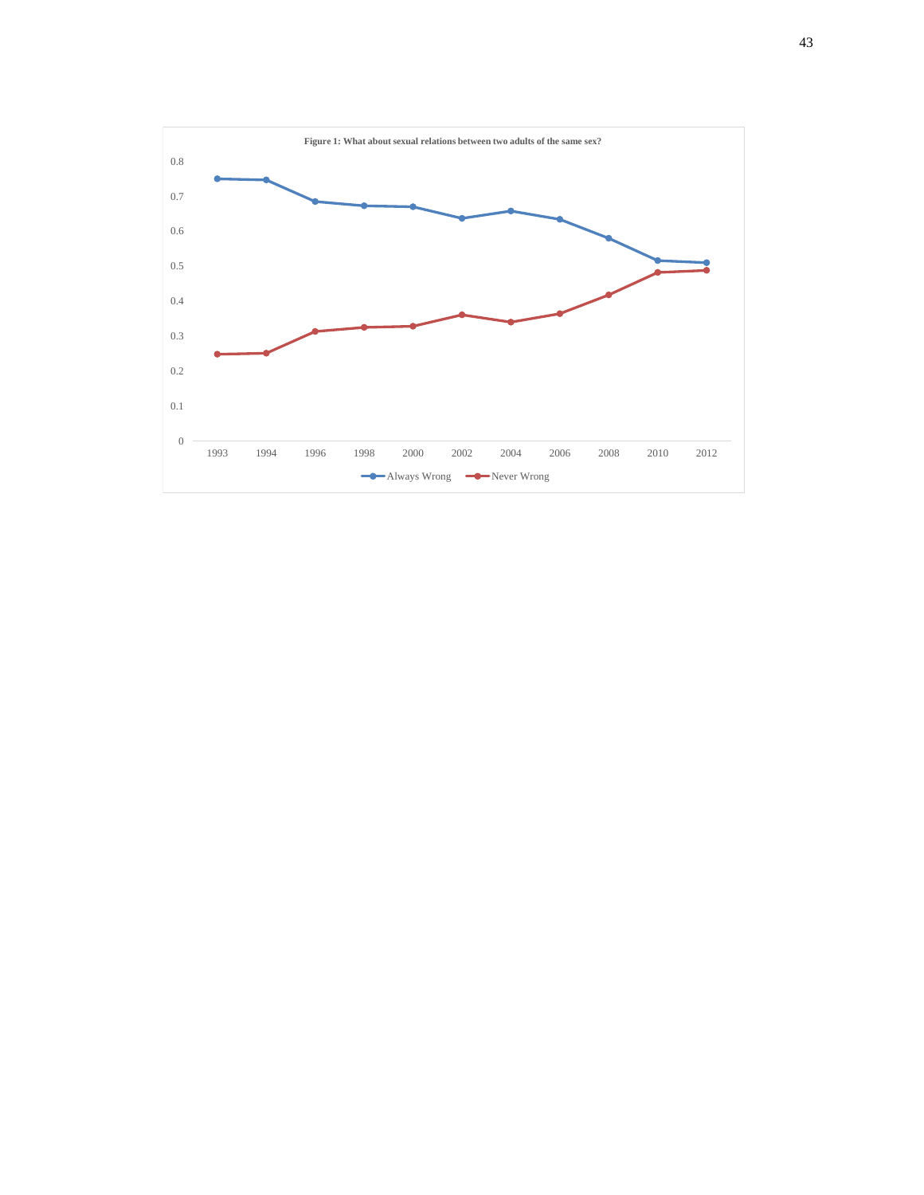Figure 1: What about sexual relations between two adults of the same sex?

0.8
0.7
0.6
0.5
0.4
0.3
0.2
0.1
0

1993 1994 1996 1998 2000 2002 2004 2006 2008 2010 2012

Always Wrong
Never Wrong